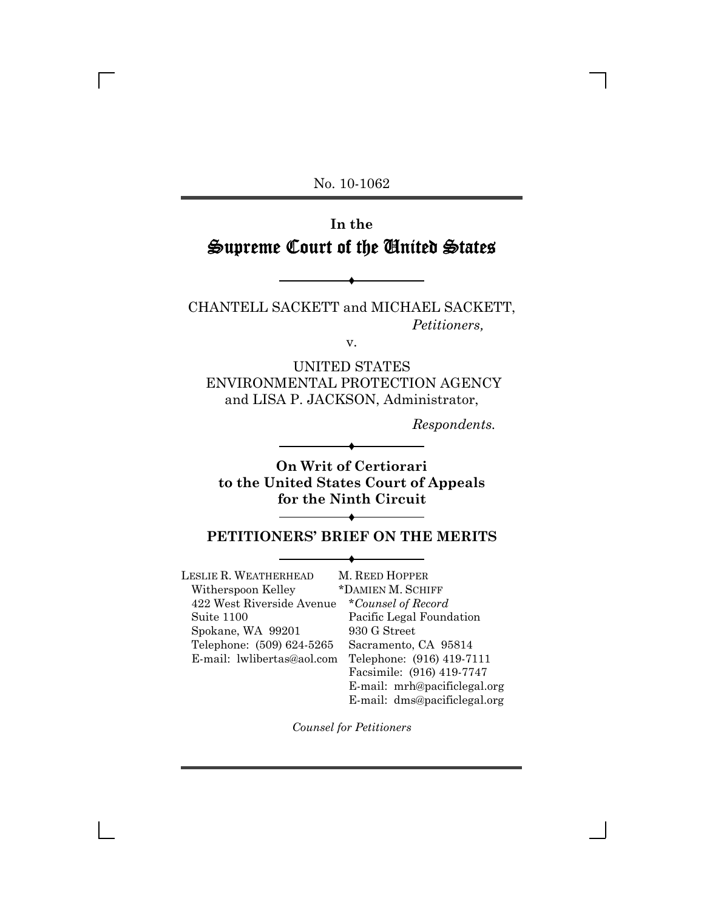No. 10-1062

# In the Supreme Court of the United States

CHANTELL SACKETT and MICHAEL SACKETT,
*Petitioners,*

v.

UNITED STATES ENVIRONMENTAL PROTECTION AGENCY and LISA P. JACKSON, Administrator,

*Respondents.*

**On Writ of Certiorari to the United States Court of Appeals for the Ninth Circuit**

## PETITIONERS' BRIEF ON THE MERITS

LESLIE R. WEATHERHEAD
Witherspoon Kelley
422 West Riverside Avenue
Suite 1100
Spokane, WA 99201
Telephone: (509) 624-5265
E-mail: lwlibertas@aol.com

M. REED HOPPER
*DAMIEN M. SCHIFF
**Counsel of Record*
Pacific Legal Foundation
930 G Street
Sacramento, CA 95814
Telephone: (916) 419-7111
Facsimile: (916) 419-7747
E-mail: mrh@pacificlegal.org
E-mail: dms@pacificlegal.org

*Counsel for Petitioners*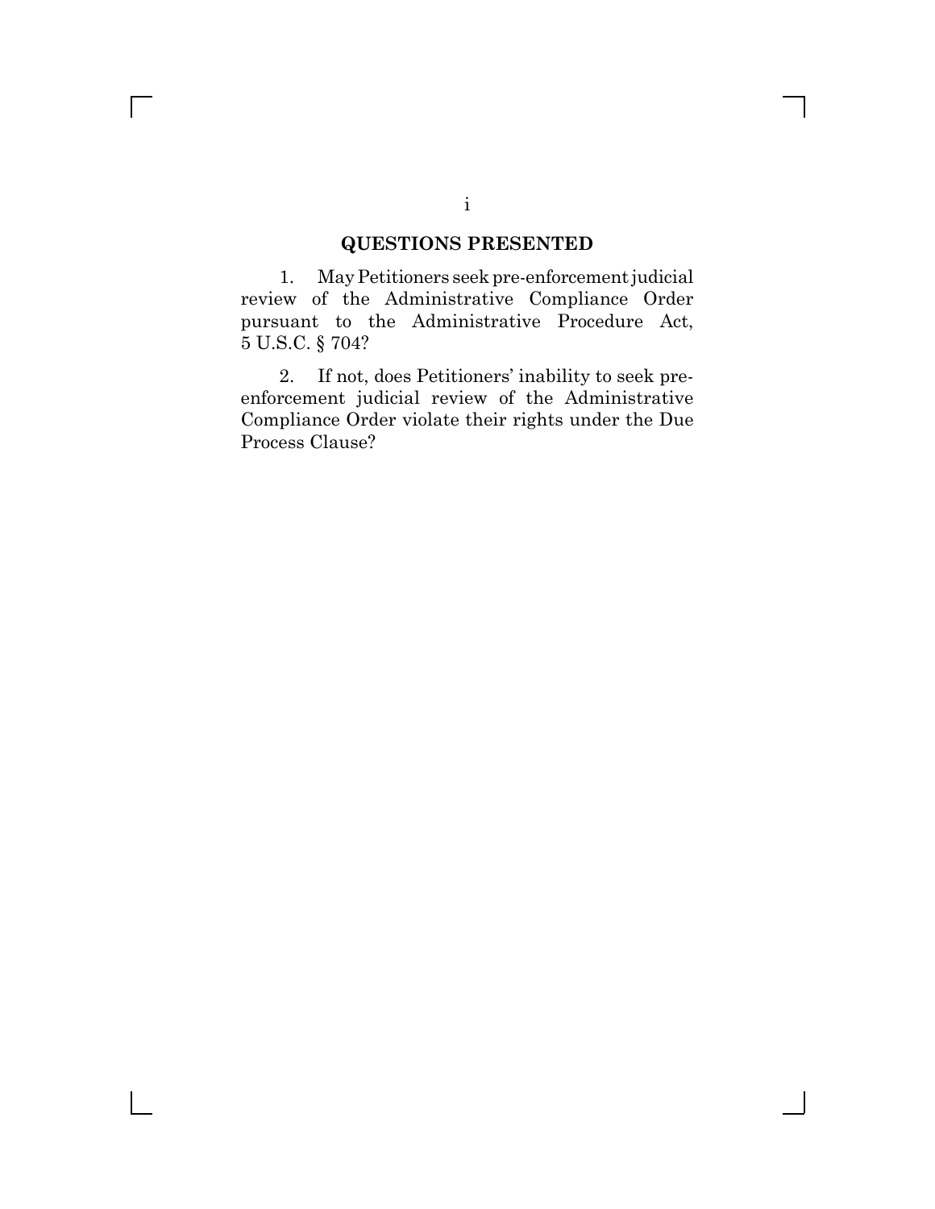## QUESTIONS PRESENTED

1. May Petitioners seek pre-enforcement judicial review of the Administrative Compliance Order pursuant to the Administrative Procedure Act, 5 U.S.C. § 704?

2. If not, does Petitioners' inability to seek pre-enforcement judicial review of the Administrative Compliance Order violate their rights under the Due Process Clause?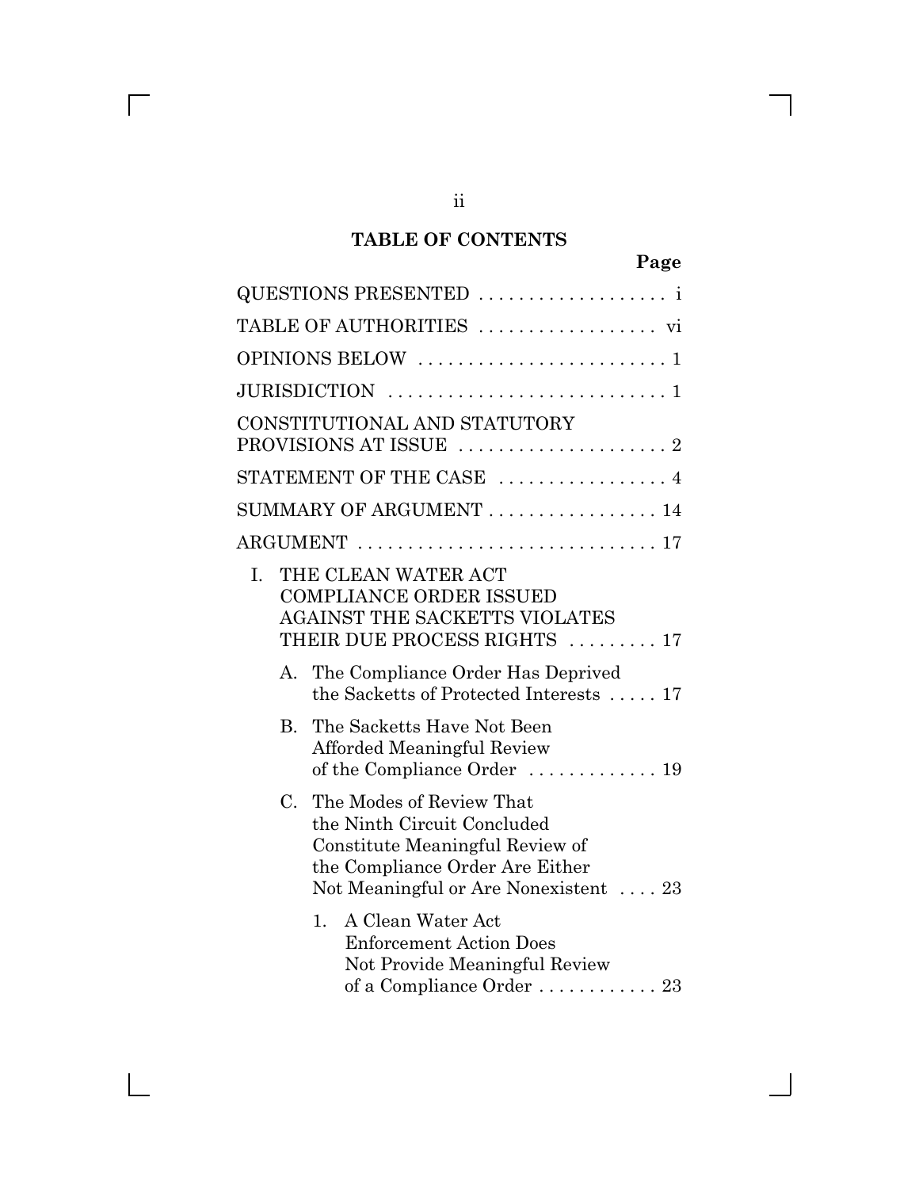## TABLE OF CONTENTS

**Page**

QUESTIONS PRESENTED . . . . . . . . . . . . . . . . . . . i

TABLE OF AUTHORITIES . . . . . . . . . . . . . . . . . . vi

OPINIONS BELOW . . . . . . . . . . . . . . . . . . . . . . . . . 1

JURISDICTION . . . . . . . . . . . . . . . . . . . . . . . . . . . 1

CONSTITUTIONAL AND STATUTORY PROVISIONS AT ISSUE . . . . . . . . . . . . . . . . . . . . . 2

STATEMENT OF THE CASE . . . . . . . . . . . . . . . . . 4

SUMMARY OF ARGUMENT . . . . . . . . . . . . . . . . . 14

ARGUMENT . . . . . . . . . . . . . . . . . . . . . . . . . . . . . 17

I. THE CLEAN WATER ACT COMPLIANCE ORDER ISSUED AGAINST THE SACKETTS VIOLATES THEIR DUE PROCESS RIGHTS . . . . . . . . . 17

  A. The Compliance Order Has Deprived the Sacketts of Protected Interests . . . . . 17

  B. The Sacketts Have Not Been Afforded Meaningful Review of the Compliance Order . . . . . . . . . . . . . 19

  C. The Modes of Review That the Ninth Circuit Concluded Constitute Meaningful Review of the Compliance Order Are Either Not Meaningful or Are Nonexistent . . . . 23

    1. A Clean Water Act Enforcement Action Does Not Provide Meaningful Review of a Compliance Order . . . . . . . . . . . . 23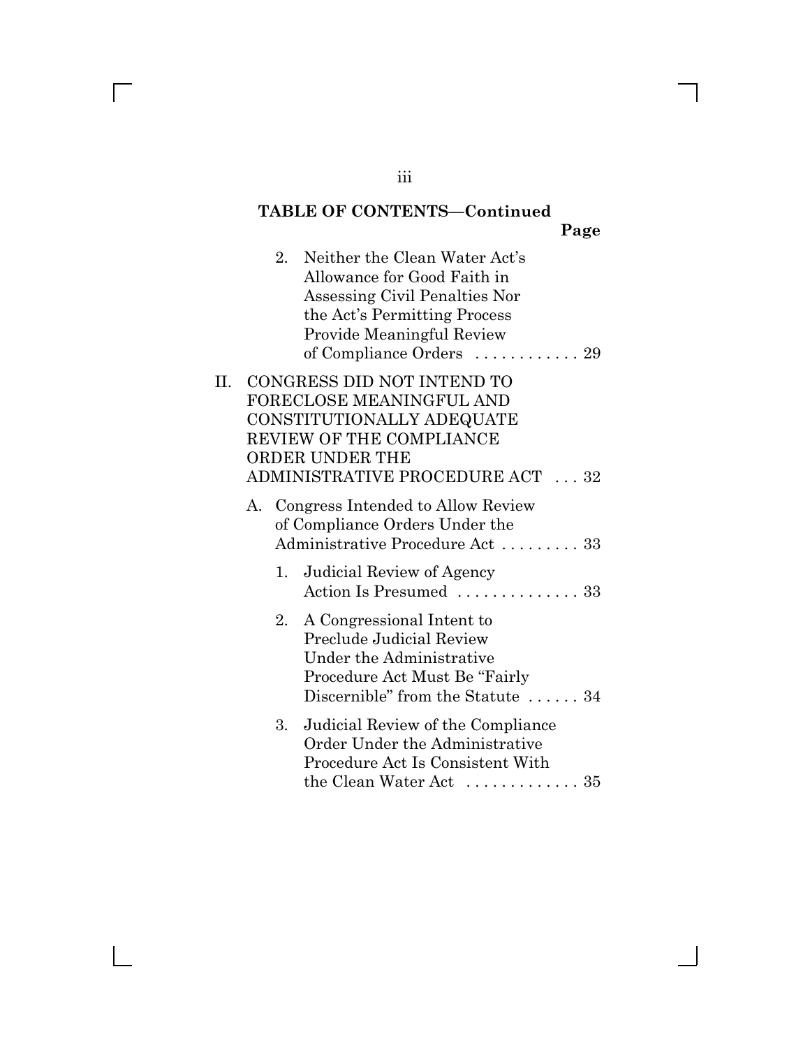**TABLE OF CONTENTS—Continued**

Page

2. Neither the Clean Water Act's Allowance for Good Faith in Assessing Civil Penalties Nor the Act's Permitting Process Provide Meaningful Review of Compliance Orders . . . . . . . . . . . . 29

II. CONGRESS DID NOT INTEND TO FORECLOSE MEANINGFUL AND CONSTITUTIONALLY ADEQUATE REVIEW OF THE COMPLIANCE ORDER UNDER THE ADMINISTRATIVE PROCEDURE ACT . . . 32

A. Congress Intended to Allow Review of Compliance Orders Under the Administrative Procedure Act . . . . . . . . . 33

1. Judicial Review of Agency Action Is Presumed . . . . . . . . . . . . . . 33

2. A Congressional Intent to Preclude Judicial Review Under the Administrative Procedure Act Must Be "Fairly Discernible" from the Statute . . . . . . 34

3. Judicial Review of the Compliance Order Under the Administrative Procedure Act Is Consistent With the Clean Water Act . . . . . . . . . . . . . 35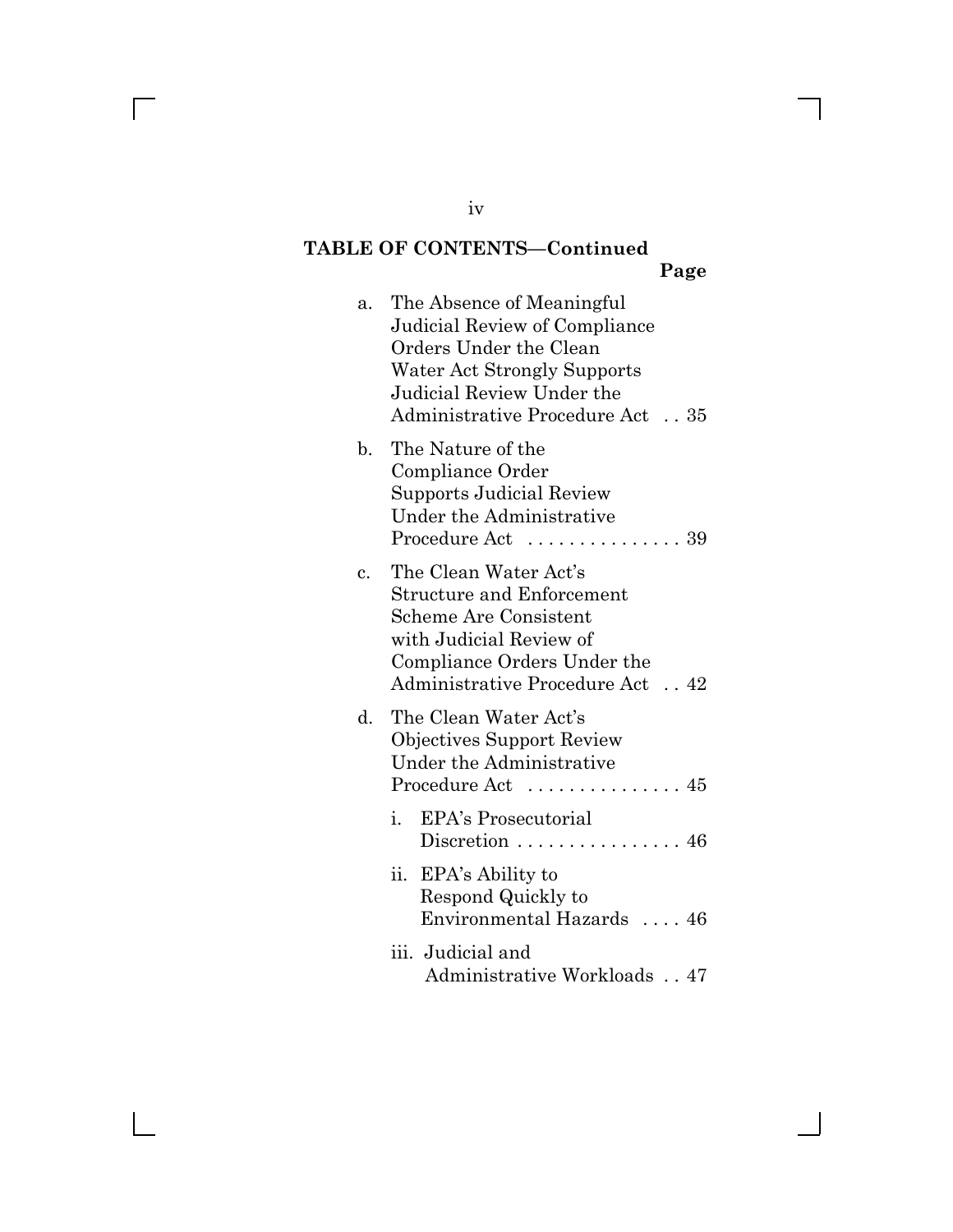**TABLE OF CONTENTS—Continued**

**Page**

a. The Absence of Meaningful Judicial Review of Compliance Orders Under the Clean Water Act Strongly Supports Judicial Review Under the Administrative Procedure Act . . 35

b. The Nature of the Compliance Order Supports Judicial Review Under the Administrative Procedure Act . . . . . . . . . . . . . . . 39

c. The Clean Water Act's Structure and Enforcement Scheme Are Consistent with Judicial Review of Compliance Orders Under the Administrative Procedure Act . . 42

d. The Clean Water Act's Objectives Support Review Under the Administrative Procedure Act . . . . . . . . . . . . . . . 45

  i. EPA's Prosecutorial Discretion . . . . . . . . . . . . . . . . 46

  ii. EPA's Ability to Respond Quickly to Environmental Hazards . . . . 46

  iii. Judicial and Administrative Workloads . . 47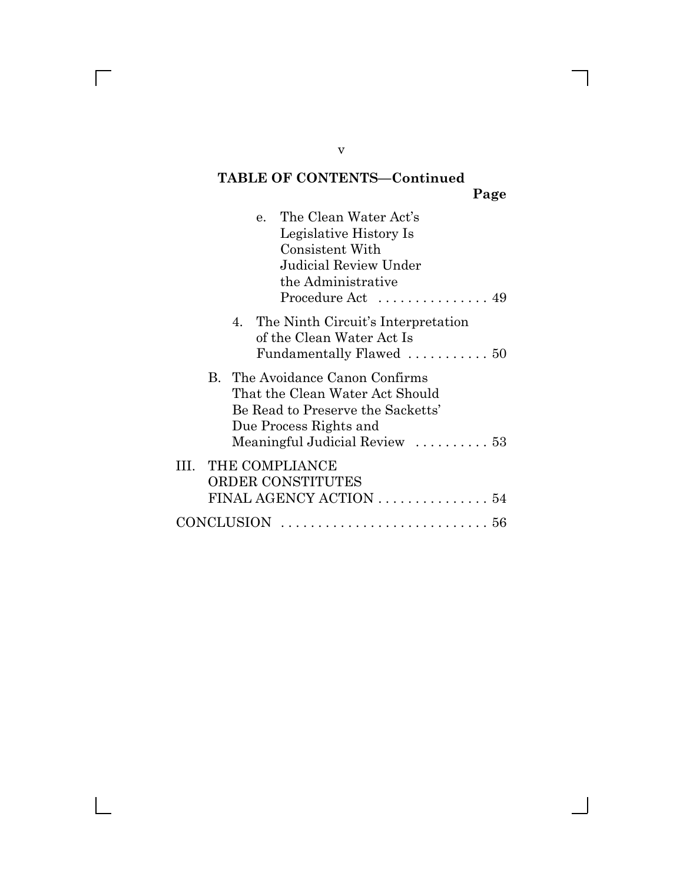## TABLE OF CONTENTS—Continued

| | Page |
|---|---|
| e. The Clean Water Act's Legislative History Is Consistent With Judicial Review Under the Administrative Procedure Act | 49 |
| 4. The Ninth Circuit's Interpretation of the Clean Water Act Is Fundamentally Flawed | 50 |
| B. The Avoidance Canon Confirms That the Clean Water Act Should Be Read to Preserve the Sacketts' Due Process Rights and Meaningful Judicial Review | 53 |
| III. THE COMPLIANCE ORDER CONSTITUTES FINAL AGENCY ACTION | 54 |
| CONCLUSION | 56 |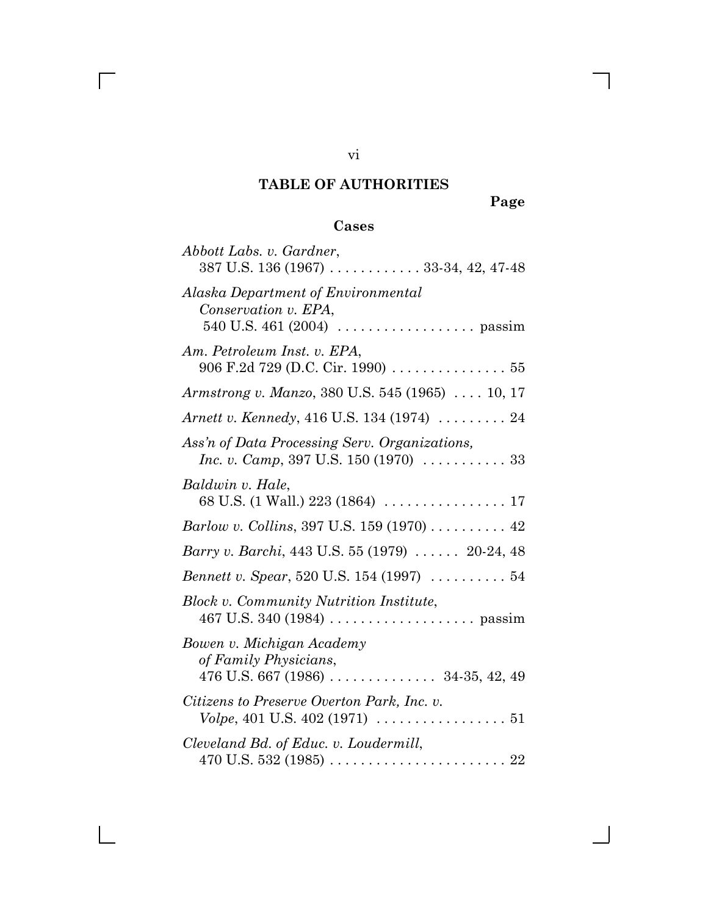## TABLE OF AUTHORITIES

**Page**

### Cases

*Abbott Labs. v. Gardner*, 387 U.S. 136 (1967) . . . . . . . . . . . . 33-34, 42, 47-48

*Alaska Department of Environmental Conservation v. EPA*, 540 U.S. 461 (2004) . . . . . . . . . . . . . . . . . . passim

*Am. Petroleum Inst. v. EPA*, 906 F.2d 729 (D.C. Cir. 1990) . . . . . . . . . . . . . . . 55

*Armstrong v. Manzo*, 380 U.S. 545 (1965) . . . . 10, 17

*Arnett v. Kennedy*, 416 U.S. 134 (1974) . . . . . . . . . 24

*Ass'n of Data Processing Serv. Organizations, Inc. v. Camp*, 397 U.S. 150 (1970) . . . . . . . . . . . 33

*Baldwin v. Hale*, 68 U.S. (1 Wall.) 223 (1864) . . . . . . . . . . . . . . . . 17

*Barlow v. Collins*, 397 U.S. 159 (1970) . . . . . . . . . . 42

*Barry v. Barchi*, 443 U.S. 55 (1979) . . . . . . 20-24, 48

*Bennett v. Spear*, 520 U.S. 154 (1997) . . . . . . . . . . 54

*Block v. Community Nutrition Institute*, 467 U.S. 340 (1984) . . . . . . . . . . . . . . . . . . . passim

*Bowen v. Michigan Academy of Family Physicians*, 476 U.S. 667 (1986) . . . . . . . . . . . . . . 34-35, 42, 49

*Citizens to Preserve Overton Park, Inc. v. Volpe*, 401 U.S. 402 (1971) . . . . . . . . . . . . . . . . . 51

*Cleveland Bd. of Educ. v. Loudermill*, 470 U.S. 532 (1985) . . . . . . . . . . . . . . . . . . . . . . . 22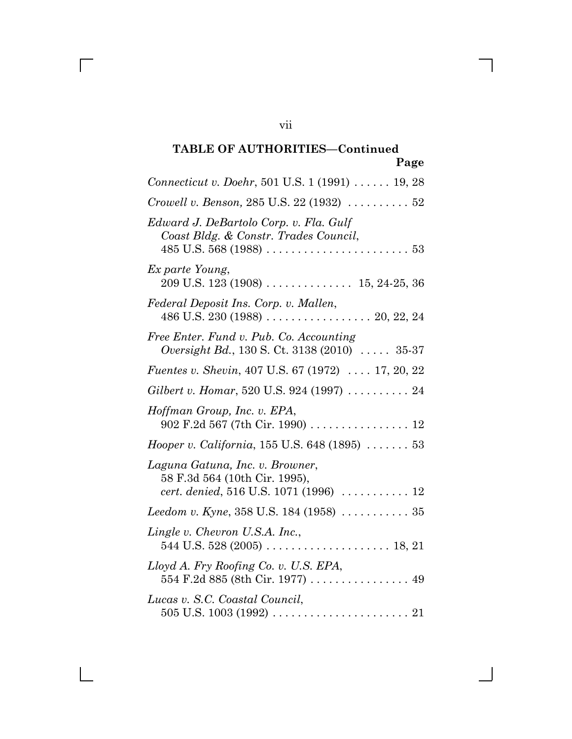## TABLE OF AUTHORITIES—Continued

Page

*Connecticut v. Doehr*, 501 U.S. 1 (1991) . . . . . . 19, 28

*Crowell v. Benson,* 285 U.S. 22 (1932) . . . . . . . . . . 52

*Edward J. DeBartolo Corp. v. Fla. Gulf Coast Bldg. & Constr. Trades Council*, 485 U.S. 568 (1988) . . . . . . . . . . . . . . . . . . . . . . . 53

*Ex parte Young*, 209 U.S. 123 (1908) . . . . . . . . . . . . . . 15, 24-25, 36

*Federal Deposit Ins. Corp. v. Mallen*, 486 U.S. 230 (1988) . . . . . . . . . . . . . . . . . 20, 22, 24

*Free Enter. Fund v. Pub. Co. Accounting Oversight Bd.*, 130 S. Ct. 3138 (2010) . . . . . 35-37

*Fuentes v. Shevin*, 407 U.S. 67 (1972) . . . . 17, 20, 22

*Gilbert v. Homar*, 520 U.S. 924 (1997) . . . . . . . . . . 24

*Hoffman Group, Inc. v. EPA*, 902 F.2d 567 (7th Cir. 1990) . . . . . . . . . . . . . . . . 12

*Hooper v. California*, 155 U.S. 648 (1895) . . . . . . . 53

*Laguna Gatuna, Inc. v. Browner*, 58 F.3d 564 (10th Cir. 1995), *cert. denied*, 516 U.S. 1071 (1996) . . . . . . . . . . . 12

*Leedom v. Kyne*, 358 U.S. 184 (1958) . . . . . . . . . . . 35

*Lingle v. Chevron U.S.A. Inc.*, 544 U.S. 528 (2005) . . . . . . . . . . . . . . . . . . . . 18, 21

*Lloyd A. Fry Roofing Co. v. U.S. EPA*, 554 F.2d 885 (8th Cir. 1977) . . . . . . . . . . . . . . . . 49

*Lucas v. S.C. Coastal Council*, 505 U.S. 1003 (1992) . . . . . . . . . . . . . . . . . . . . . . 21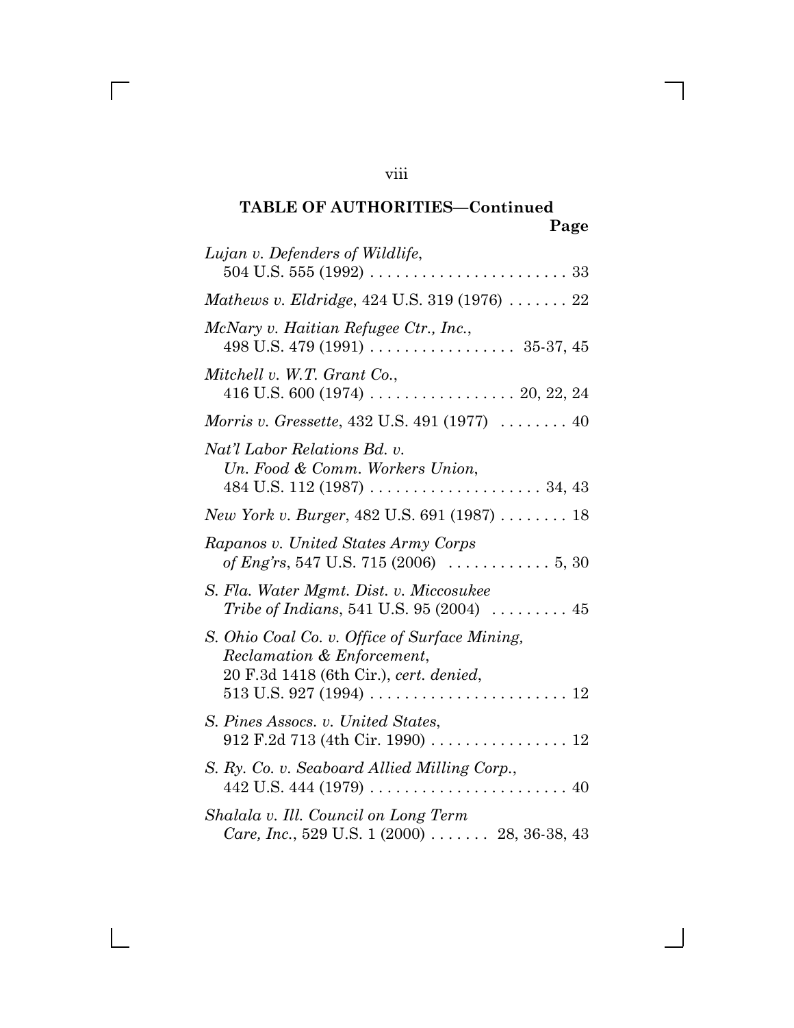**TABLE OF AUTHORITIES—Continued**

**Page**

*Lujan v. Defenders of Wildlife*, 504 U.S. 555 (1992) . . . . . . . . . . . . . . . . . . . . . . . 33

*Mathews v. Eldridge*, 424 U.S. 319 (1976) . . . . . . . 22

*McNary v. Haitian Refugee Ctr., Inc.*, 498 U.S. 479 (1991) . . . . . . . . . . . . . . . . . 35-37, 45

*Mitchell v. W.T. Grant Co.*, 416 U.S. 600 (1974) . . . . . . . . . . . . . . . . . 20, 22, 24

*Morris v. Gressette*, 432 U.S. 491 (1977) . . . . . . . . 40

*Nat'l Labor Relations Bd. v. Un. Food & Comm. Workers Union*, 484 U.S. 112 (1987) . . . . . . . . . . . . . . . . . . . . 34, 43

*New York v. Burger*, 482 U.S. 691 (1987) . . . . . . . . 18

*Rapanos v. United States Army Corps of Eng'rs*, 547 U.S. 715 (2006) . . . . . . . . . . . . 5, 30

*S. Fla. Water Mgmt. Dist. v. Miccosukee Tribe of Indians*, 541 U.S. 95 (2004) . . . . . . . . . 45

*S. Ohio Coal Co. v. Office of Surface Mining, Reclamation & Enforcement*, 20 F.3d 1418 (6th Cir.), *cert. denied*, 513 U.S. 927 (1994) . . . . . . . . . . . . . . . . . . . . . . . 12

*S. Pines Assocs. v. United States*, 912 F.2d 713 (4th Cir. 1990) . . . . . . . . . . . . . . . . 12

*S. Ry. Co. v. Seaboard Allied Milling Corp.*, 442 U.S. 444 (1979) . . . . . . . . . . . . . . . . . . . . . . . 40

*Shalala v. Ill. Council on Long Term Care, Inc.*, 529 U.S. 1 (2000) . . . . . . . 28, 36-38, 43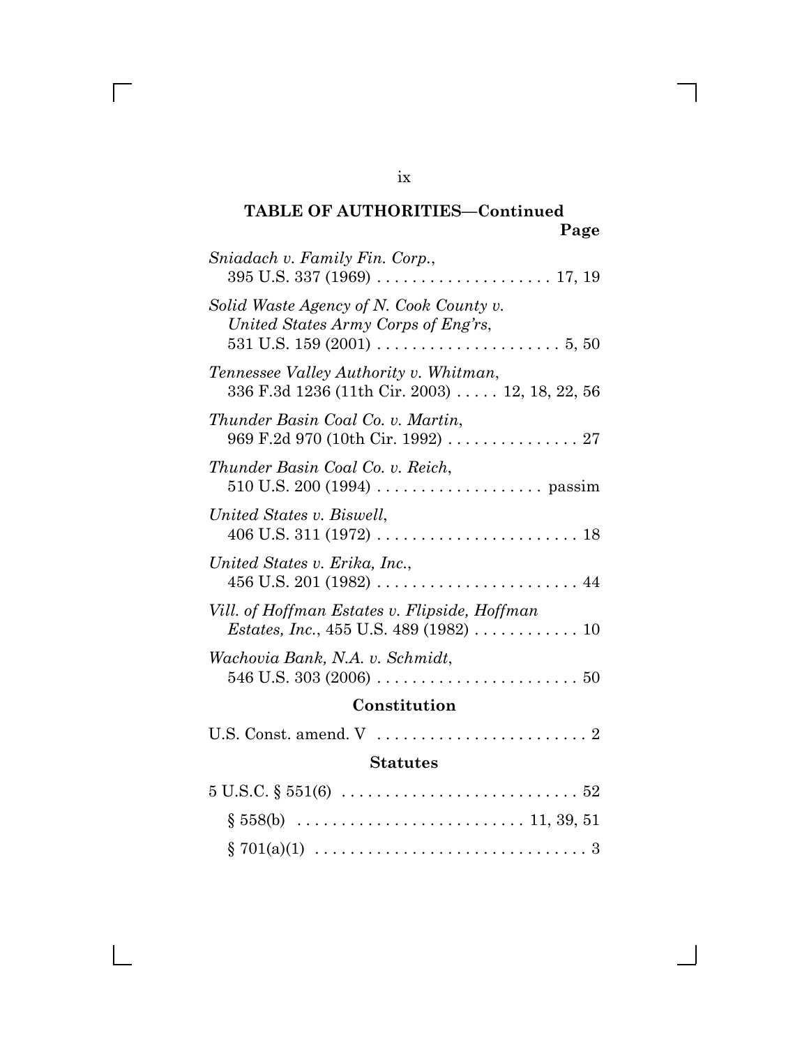**TABLE OF AUTHORITIES—Continued**

**Page**

*Sniadach v. Family Fin. Corp.*, 395 U.S. 337 (1969) . . . . . . . . . . . . . . . . . . . . 17, 19

*Solid Waste Agency of N. Cook County v. United States Army Corps of Eng'rs*, 531 U.S. 159 (2001) . . . . . . . . . . . . . . . . . . . . . 5, 50

*Tennessee Valley Authority v. Whitman*, 336 F.3d 1236 (11th Cir. 2003) . . . . . 12, 18, 22, 56

*Thunder Basin Coal Co. v. Martin*, 969 F.2d 970 (10th Cir. 1992) . . . . . . . . . . . . . . . 27

*Thunder Basin Coal Co. v. Reich*, 510 U.S. 200 (1994) . . . . . . . . . . . . . . . . . . . passim

*United States v. Biswell*, 406 U.S. 311 (1972) . . . . . . . . . . . . . . . . . . . . . . . 18

*United States v. Erika, Inc.*, 456 U.S. 201 (1982) . . . . . . . . . . . . . . . . . . . . . . . 44

*Vill. of Hoffman Estates v. Flipside, Hoffman Estates, Inc.*, 455 U.S. 489 (1982) . . . . . . . . . . . . 10

*Wachovia Bank, N.A. v. Schmidt*, 546 U.S. 303 (2006) . . . . . . . . . . . . . . . . . . . . . . . 50

## Constitution

U.S. Const. amend. V . . . . . . . . . . . . . . . . . . . . . . . . 2

## Statutes

5 U.S.C. § 551(6) . . . . . . . . . . . . . . . . . . . . . . . . . . . 52

§ 558(b) . . . . . . . . . . . . . . . . . . . . . . . . . 11, 39, 51

§ 701(a)(1) . . . . . . . . . . . . . . . . . . . . . . . . . . . . . . . 3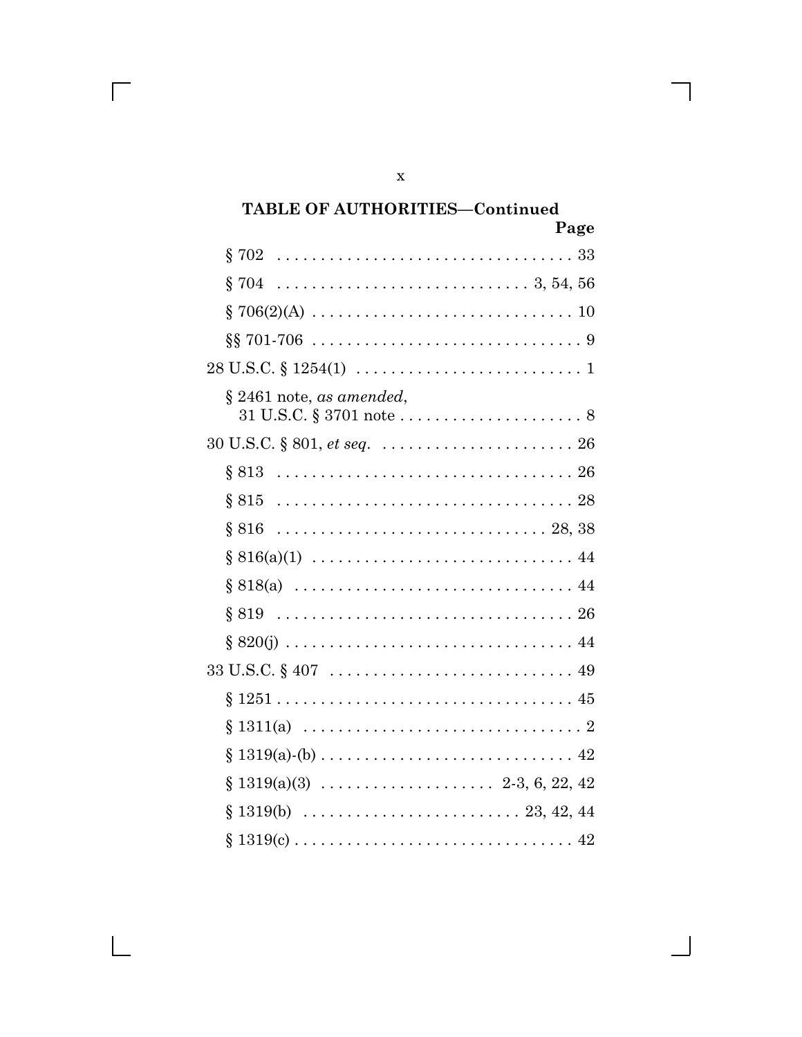**TABLE OF AUTHORITIES—Continued**

| | Page |
|---|---|
| § 702 | 33 |
| § 704 | 3, 54, 56 |
| § 706(2)(A) | 10 |
| §§ 701-706 | 9 |
| 28 U.S.C. § 1254(1) | 1 |
| § 2461 note, *as amended*, 31 U.S.C. § 3701 note | 8 |
| 30 U.S.C. § 801, *et seq.* | 26 |
| § 813 | 26 |
| § 815 | 28 |
| § 816 | 28, 38 |
| § 816(a)(1) | 44 |
| § 818(a) | 44 |
| § 819 | 26 |
| § 820(j) | 44 |
| 33 U.S.C. § 407 | 49 |
| § 1251 | 45 |
| § 1311(a) | 2 |
| § 1319(a)-(b) | 42 |
| § 1319(a)(3) | 2-3, 6, 22, 42 |
| § 1319(b) | 23, 42, 44 |
| § 1319(c) | 42 |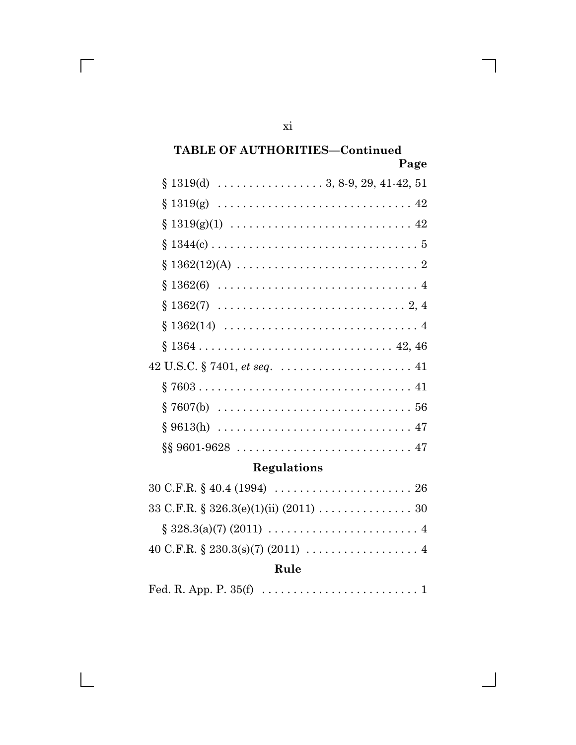**TABLE OF AUTHORITIES—Continued**

| | Page |
|---|---|
| § 1319(d) | 3, 8-9, 29, 41-42, 51 |
| § 1319(g) | 42 |
| § 1319(g)(1) | 42 |
| § 1344(c) | 5 |
| § 1362(12)(A) | 2 |
| § 1362(6) | 4 |
| § 1362(7) | 2, 4 |
| § 1362(14) | 4 |
| § 1364 | 42, 46 |
| 42 U.S.C. § 7401, *et seq*. | 41 |
| § 7603 | 41 |
| § 7607(b) | 56 |
| § 9613(h) | 47 |
| §§ 9601-9628 | 47 |

## Regulations

| | |
|---|---|
| 30 C.F.R. § 40.4 (1994) | 26 |
| 33 C.F.R. § 326.3(e)(1)(ii) (2011) | 30 |
| § 328.3(a)(7) (2011) | 4 |
| 40 C.F.R. § 230.3(s)(7) (2011) | 4 |

## Rule

| | |
|---|---|
| Fed. R. App. P. 35(f) | 1 |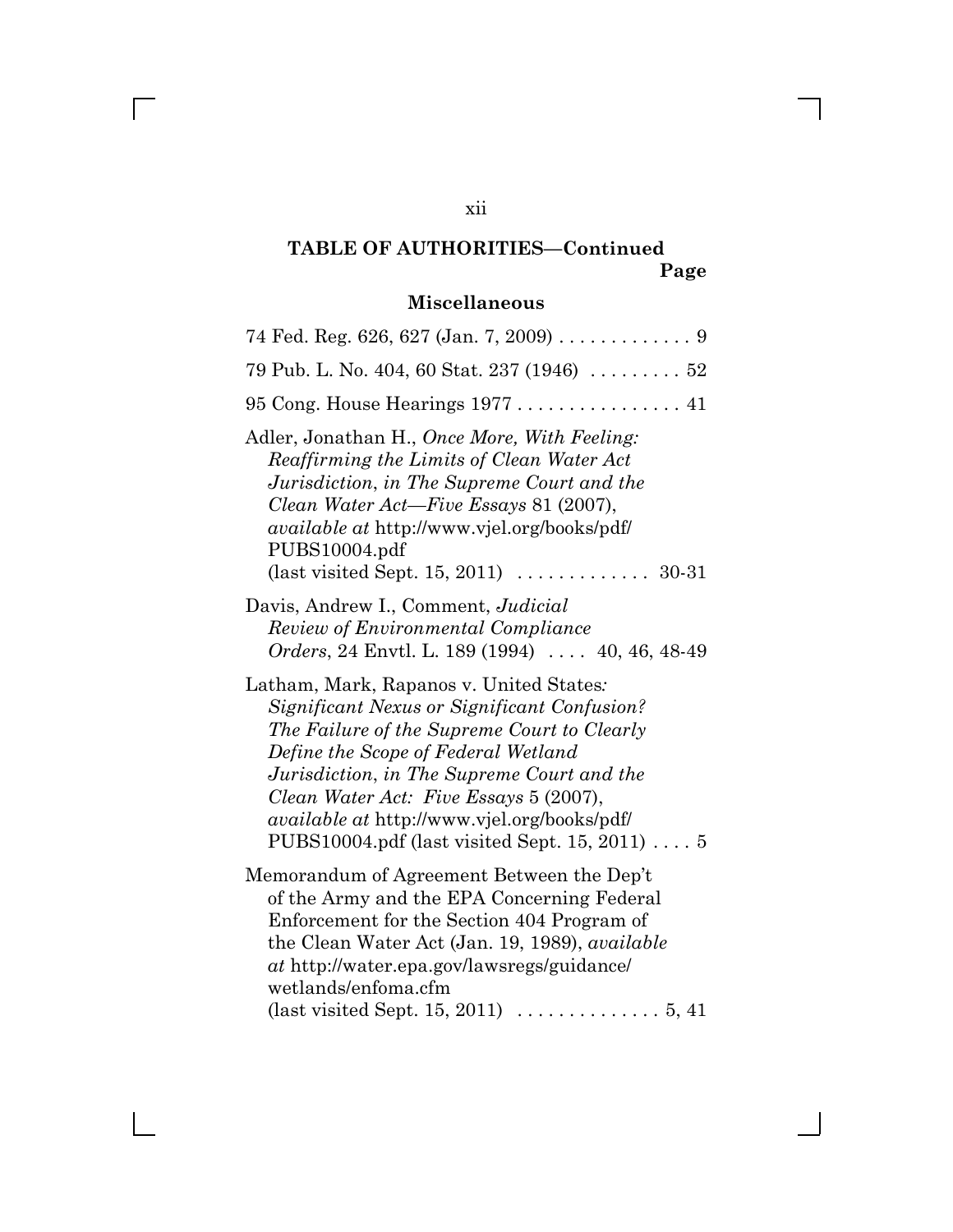**TABLE OF AUTHORITIES—Continued**

**Page**

### Miscellaneous

74 Fed. Reg. 626, 627 (Jan. 7, 2009) . . . . . . . . . . . . . 9

79 Pub. L. No. 404, 60 Stat. 237 (1946) . . . . . . . . . 52

95 Cong. House Hearings 1977 . . . . . . . . . . . . . . . . 41

Adler, Jonathan H., *Once More, With Feeling: Reaffirming the Limits of Clean Water Act Jurisdiction*, *in The Supreme Court and the Clean Water Act—Five Essays* 81 (2007), *available at* http://www.vjel.org/books/pdf/PUBS10004.pdf (last visited Sept. 15, 2011) . . . . . . . . . . . . . 30-31

Davis, Andrew I., Comment, *Judicial Review of Environmental Compliance Orders*, 24 Envtl. L. 189 (1994) . . . . 40, 46, 48-49

Latham, Mark, Rapanos v. United States*: Significant Nexus or Significant Confusion? The Failure of the Supreme Court to Clearly Define the Scope of Federal Wetland Jurisdiction*, *in The Supreme Court and the Clean Water Act: Five Essays* 5 (2007), *available at* http://www.vjel.org/books/pdf/PUBS10004.pdf (last visited Sept. 15, 2011) . . . . 5

Memorandum of Agreement Between the Dep't of the Army and the EPA Concerning Federal Enforcement for the Section 404 Program of the Clean Water Act (Jan. 19, 1989), *available at* http://water.epa.gov/lawsregs/guidance/wetlands/enfoma.cfm (last visited Sept. 15, 2011) . . . . . . . . . . . . . . 5, 41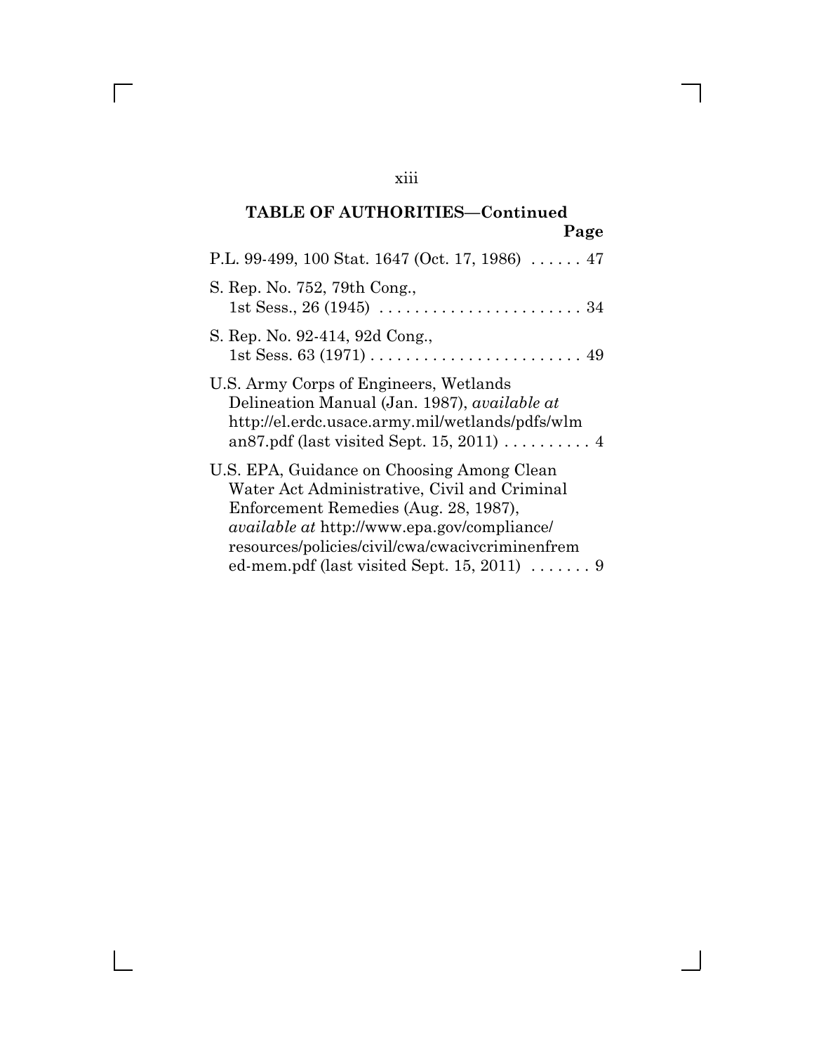**TABLE OF AUTHORITIES—Continued**

**Page**

P.L. 99-499, 100 Stat. 1647 (Oct. 17, 1986) ...... 47

S. Rep. No. 752, 79th Cong., 1st Sess., 26 (1945) ........................ 34

S. Rep. No. 92-414, 92d Cong., 1st Sess. 63 (1971) ......................... 49

U.S. Army Corps of Engineers, Wetlands Delineation Manual (Jan. 1987), *available at* http://el.erdc.usace.army.mil/wetlands/pdfs/wlman87.pdf (last visited Sept. 15, 2011) .......... 4

U.S. EPA, Guidance on Choosing Among Clean Water Act Administrative, Civil and Criminal Enforcement Remedies (Aug. 28, 1987), *available at* http://www.epa.gov/compliance/resources/policies/civil/cwa/cwacivcriminenfremed-mem.pdf (last visited Sept. 15, 2011) ....... 9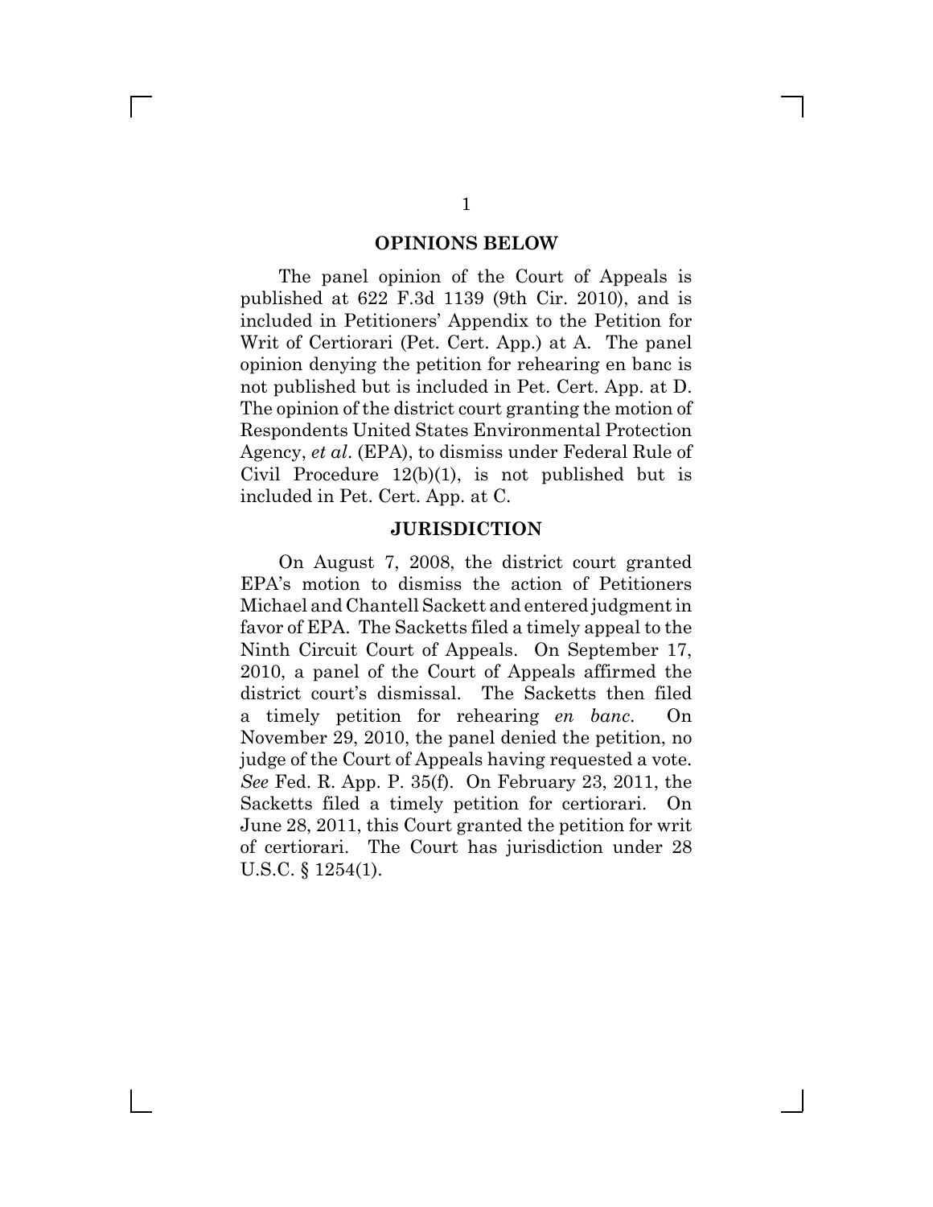## OPINIONS BELOW

The panel opinion of the Court of Appeals is published at 622 F.3d 1139 (9th Cir. 2010), and is included in Petitioners' Appendix to the Petition for Writ of Certiorari (Pet. Cert. App.) at A. The panel opinion denying the petition for rehearing en banc is not published but is included in Pet. Cert. App. at D. The opinion of the district court granting the motion of Respondents United States Environmental Protection Agency, *et al*. (EPA), to dismiss under Federal Rule of Civil Procedure 12(b)(1), is not published but is included in Pet. Cert. App. at C.

## JURISDICTION

On August 7, 2008, the district court granted EPA's motion to dismiss the action of Petitioners Michael and Chantell Sackett and entered judgment in favor of EPA. The Sacketts filed a timely appeal to the Ninth Circuit Court of Appeals. On September 17, 2010, a panel of the Court of Appeals affirmed the district court's dismissal. The Sacketts then filed a timely petition for rehearing *en banc*. On November 29, 2010, the panel denied the petition, no judge of the Court of Appeals having requested a vote. *See* Fed. R. App. P. 35(f). On February 23, 2011, the Sacketts filed a timely petition for certiorari. On June 28, 2011, this Court granted the petition for writ of certiorari. The Court has jurisdiction under 28 U.S.C. § 1254(1).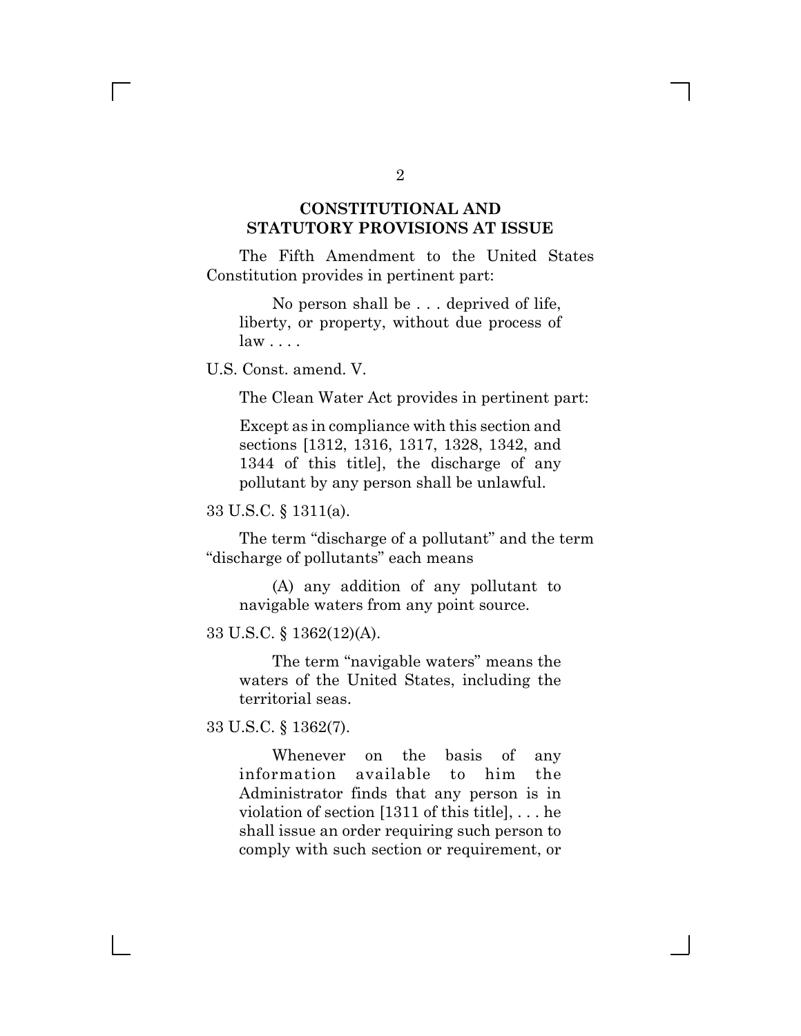## CONSTITUTIONAL AND STATUTORY PROVISIONS AT ISSUE

The Fifth Amendment to the United States Constitution provides in pertinent part:

> No person shall be . . . deprived of life, liberty, or property, without due process of law . . . .

U.S. Const. amend. V.

The Clean Water Act provides in pertinent part:

> Except as in compliance with this section and sections [1312, 1316, 1317, 1328, 1342, and 1344 of this title], the discharge of any pollutant by any person shall be unlawful.

33 U.S.C. § 1311(a).

The term "discharge of a pollutant" and the term "discharge of pollutants" each means

> (A) any addition of any pollutant to navigable waters from any point source.

33 U.S.C. § 1362(12)(A).

> The term "navigable waters" means the waters of the United States, including the territorial seas.

33 U.S.C. § 1362(7).

> Whenever on the basis of any information available to him the Administrator finds that any person is in violation of section [1311 of this title], . . . he shall issue an order requiring such person to comply with such section or requirement, or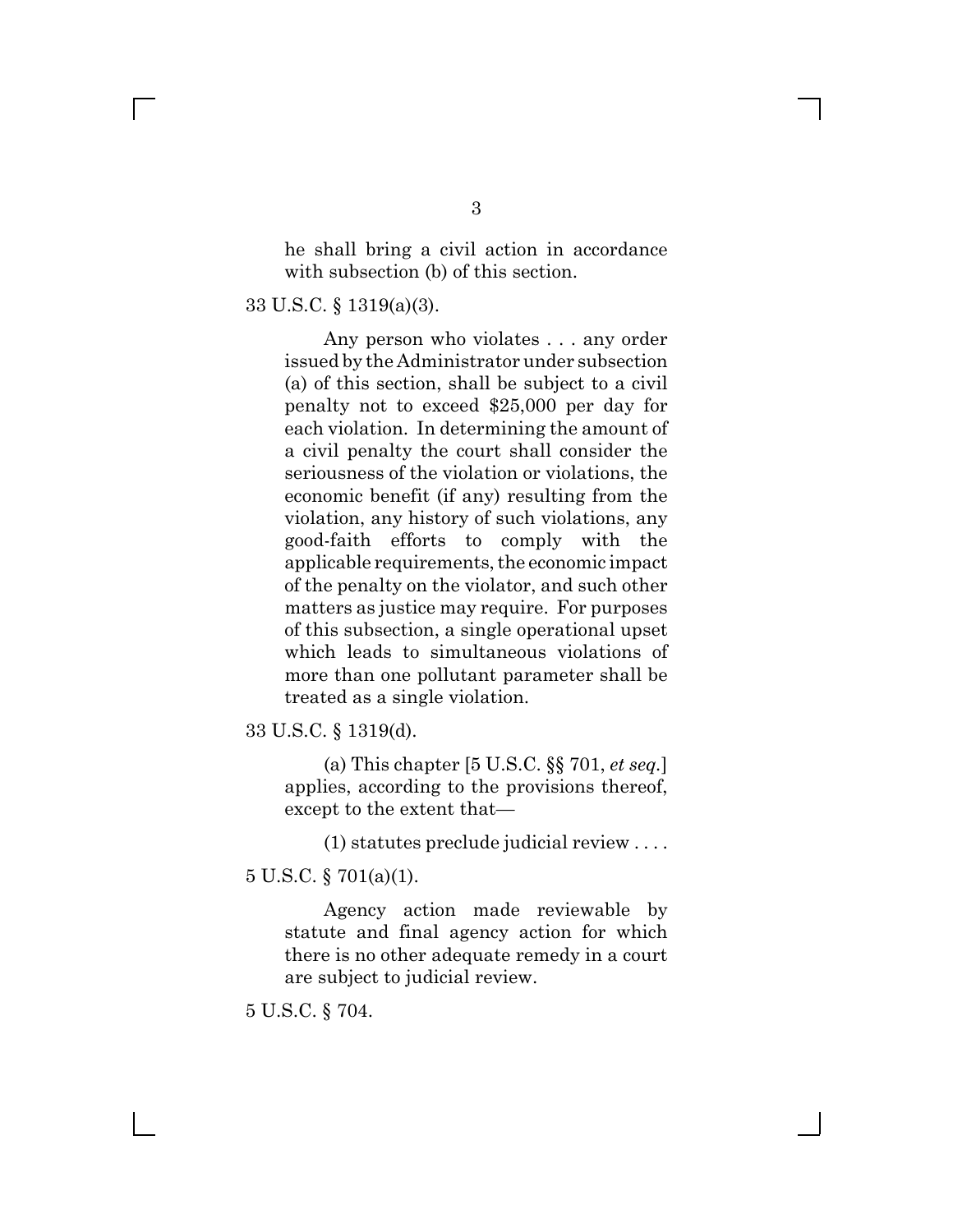> he shall bring a civil action in accordance with subsection (b) of this section.

33 U.S.C. § 1319(a)(3).

> Any person who violates . . . any order issued by the Administrator under subsection (a) of this section, shall be subject to a civil penalty not to exceed $25,000 per day for each violation. In determining the amount of a civil penalty the court shall consider the seriousness of the violation or violations, the economic benefit (if any) resulting from the violation, any history of such violations, any good-faith efforts to comply with the applicable requirements, the economic impact of the penalty on the violator, and such other matters as justice may require. For purposes of this subsection, a single operational upset which leads to simultaneous violations of more than one pollutant parameter shall be treated as a single violation.

33 U.S.C. § 1319(d).

> (a) This chapter [5 U.S.C. §§ 701, *et seq.*] applies, according to the provisions thereof, except to the extent that—
>
> (1) statutes preclude judicial review . . . .

5 U.S.C. § 701(a)(1).

> Agency action made reviewable by statute and final agency action for which there is no other adequate remedy in a court are subject to judicial review.

5 U.S.C. § 704.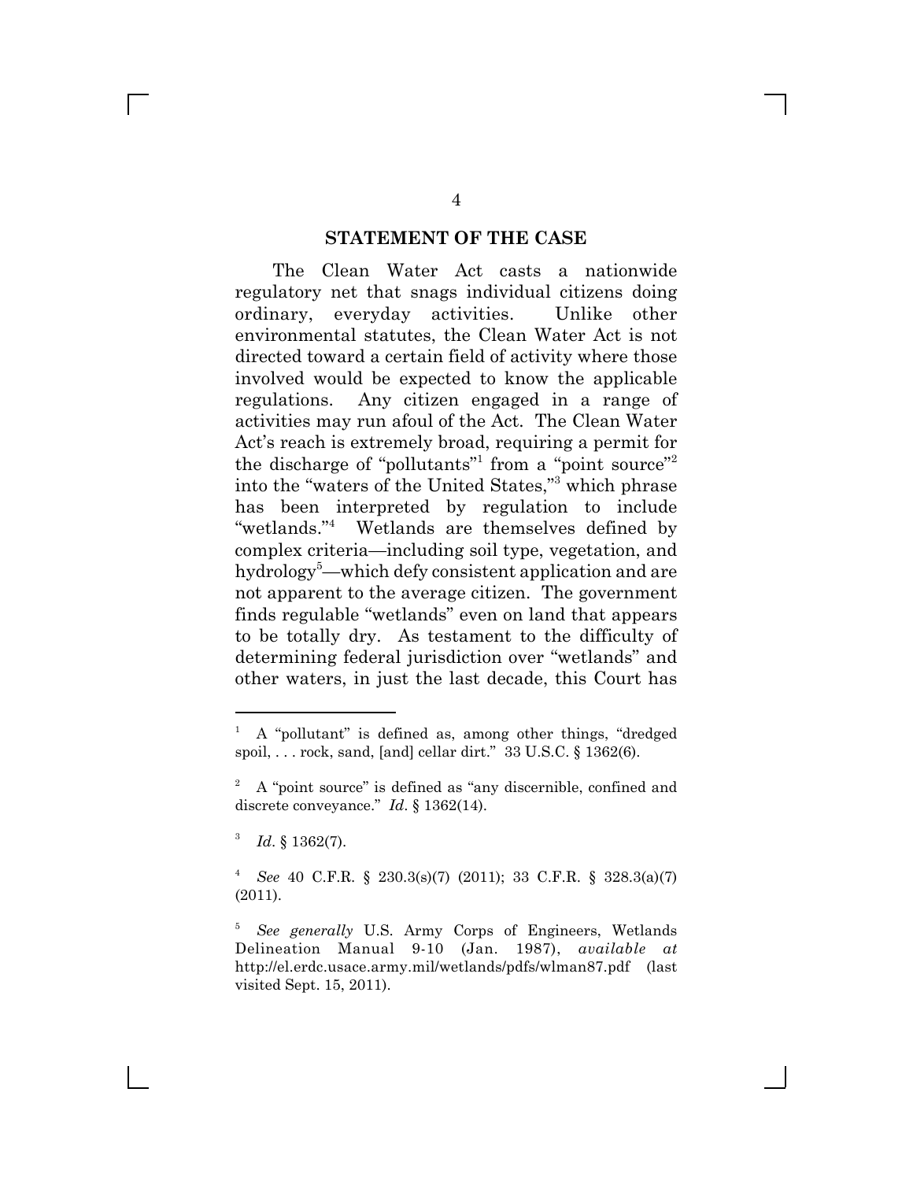## STATEMENT OF THE CASE

The Clean Water Act casts a nationwide regulatory net that snags individual citizens doing ordinary, everyday activities. Unlike other environmental statutes, the Clean Water Act is not directed toward a certain field of activity where those involved would be expected to know the applicable regulations. Any citizen engaged in a range of activities may run afoul of the Act. The Clean Water Act's reach is extremely broad, requiring a permit for the discharge of "pollutants"[1] from a "point source"[2] into the "waters of the United States,"[3] which phrase has been interpreted by regulation to include "wetlands."[4] Wetlands are themselves defined by complex criteria—including soil type, vegetation, and hydrology[5]—which defy consistent application and are not apparent to the average citizen. The government finds regulable "wetlands" even on land that appears to be totally dry. As testament to the difficulty of determining federal jurisdiction over "wetlands" and other waters, in just the last decade, this Court has

---

[1] A "pollutant" is defined as, among other things, "dredged spoil, . . . rock, sand, [and] cellar dirt." 33 U.S.C. § 1362(6).

[2] A "point source" is defined as "any discernible, confined and discrete conveyance." *Id.* § 1362(14).

[3] *Id.* § 1362(7).

[4] *See* 40 C.F.R. § 230.3(s)(7) (2011); 33 C.F.R. § 328.3(a)(7) (2011).

[5] *See generally* U.S. Army Corps of Engineers, Wetlands Delineation Manual 9-10 (Jan. 1987), *available at* http://el.erdc.usace.army.mil/wetlands/pdfs/wlman87.pdf (last visited Sept. 15, 2011).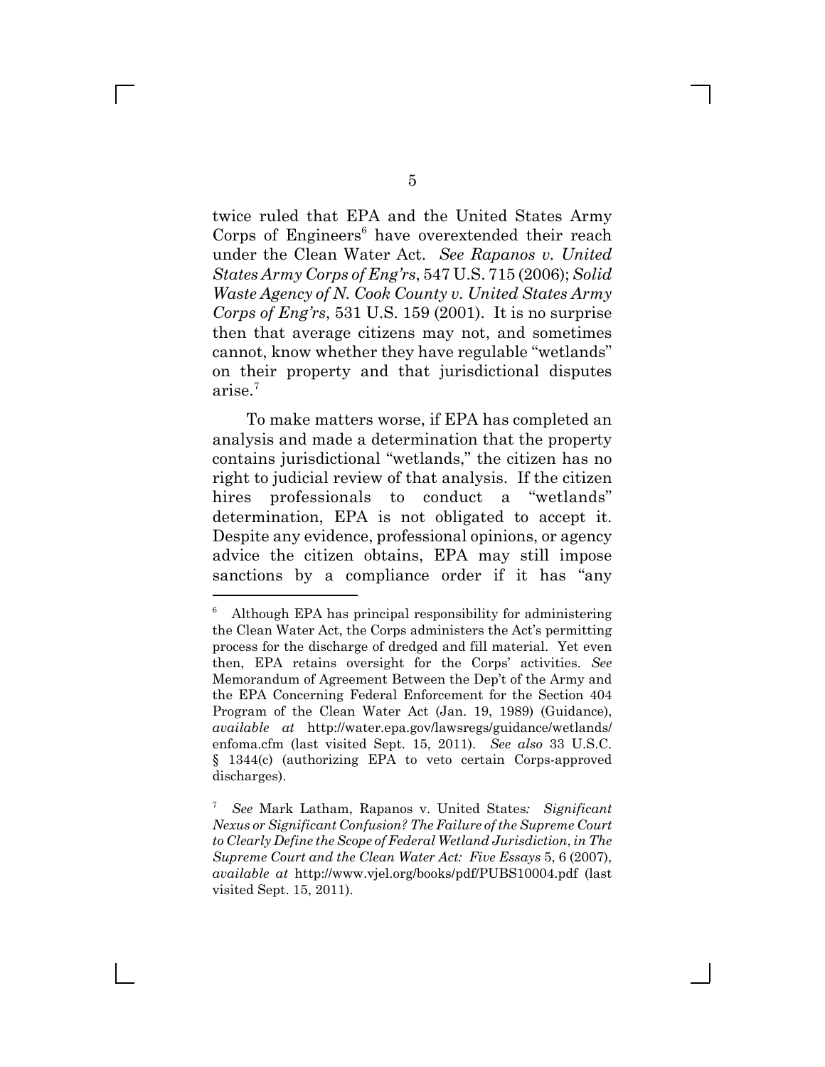twice ruled that EPA and the United States Army Corps of Engineers[6] have overextended their reach under the Clean Water Act. *See Rapanos v. United States Army Corps of Eng'rs*, 547 U.S. 715 (2006); *Solid Waste Agency of N. Cook County v. United States Army Corps of Eng'rs*, 531 U.S. 159 (2001). It is no surprise then that average citizens may not, and sometimes cannot, know whether they have regulable "wetlands" on their property and that jurisdictional disputes arise.[7]

To make matters worse, if EPA has completed an analysis and made a determination that the property contains jurisdictional "wetlands," the citizen has no right to judicial review of that analysis. If the citizen hires professionals to conduct a "wetlands" determination, EPA is not obligated to accept it. Despite any evidence, professional opinions, or agency advice the citizen obtains, EPA may still impose sanctions by a compliance order if it has "any

---

[6] Although EPA has principal responsibility for administering the Clean Water Act, the Corps administers the Act's permitting process for the discharge of dredged and fill material. Yet even then, EPA retains oversight for the Corps' activities. *See* Memorandum of Agreement Between the Dep't of the Army and the EPA Concerning Federal Enforcement for the Section 404 Program of the Clean Water Act (Jan. 19, 1989) (Guidance), *available at* http://water.epa.gov/lawsregs/guidance/wetlands/enfoma.cfm (last visited Sept. 15, 2011). *See also* 33 U.S.C. § 1344(c) (authorizing EPA to veto certain Corps-approved discharges).

[7] *See* Mark Latham, Rapanos v. United States*: Significant Nexus or Significant Confusion? The Failure of the Supreme Court to Clearly Define the Scope of Federal Wetland Jurisdiction*, *in The Supreme Court and the Clean Water Act: Five Essays* 5, 6 (2007), *available at* http://www.vjel.org/books/pdf/PUBS10004.pdf (last visited Sept. 15, 2011).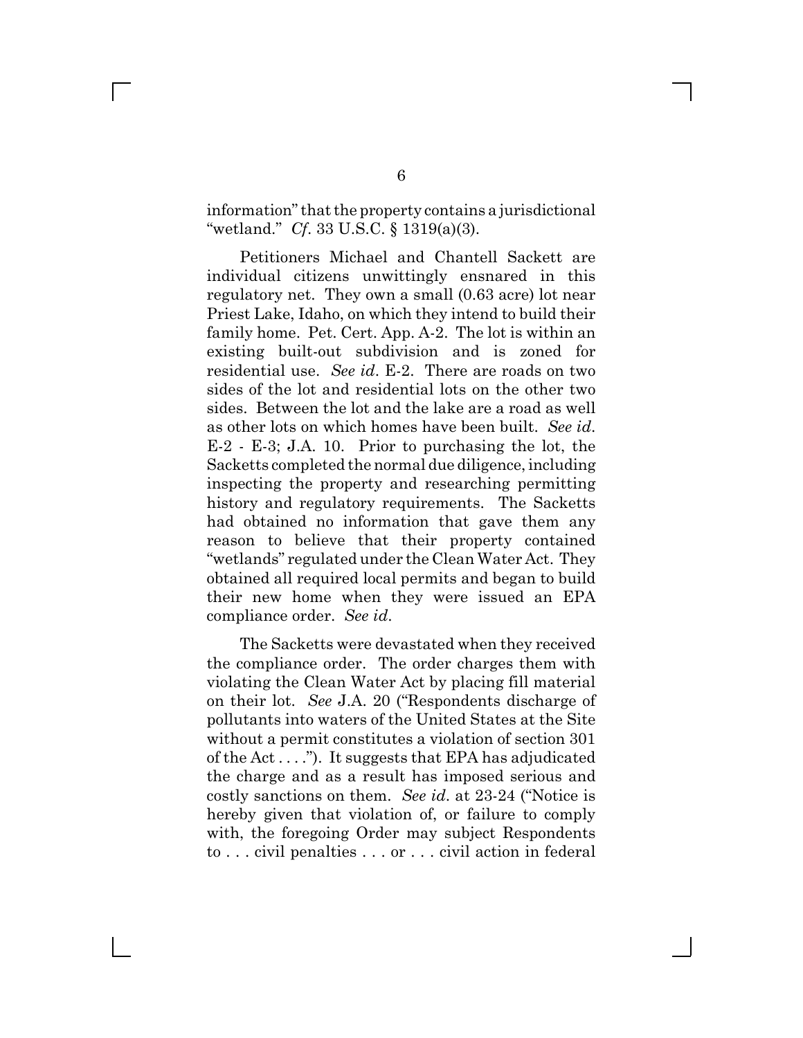information" that the property contains a jurisdictional "wetland." *Cf.* 33 U.S.C. § 1319(a)(3).

Petitioners Michael and Chantell Sackett are individual citizens unwittingly ensnared in this regulatory net. They own a small (0.63 acre) lot near Priest Lake, Idaho, on which they intend to build their family home. Pet. Cert. App. A-2. The lot is within an existing built-out subdivision and is zoned for residential use. *See id*. E-2. There are roads on two sides of the lot and residential lots on the other two sides. Between the lot and the lake are a road as well as other lots on which homes have been built. *See id*. E-2 - E-3; J.A. 10. Prior to purchasing the lot, the Sacketts completed the normal due diligence, including inspecting the property and researching permitting history and regulatory requirements. The Sacketts had obtained no information that gave them any reason to believe that their property contained "wetlands" regulated under the Clean Water Act. They obtained all required local permits and began to build their new home when they were issued an EPA compliance order. *See id*.

The Sacketts were devastated when they received the compliance order. The order charges them with violating the Clean Water Act by placing fill material on their lot. *See* J.A. 20 ("Respondents discharge of pollutants into waters of the United States at the Site without a permit constitutes a violation of section 301 of the Act . . . ."). It suggests that EPA has adjudicated the charge and as a result has imposed serious and costly sanctions on them. *See id*. at 23-24 ("Notice is hereby given that violation of, or failure to comply with, the foregoing Order may subject Respondents to . . . civil penalties . . . or . . . civil action in federal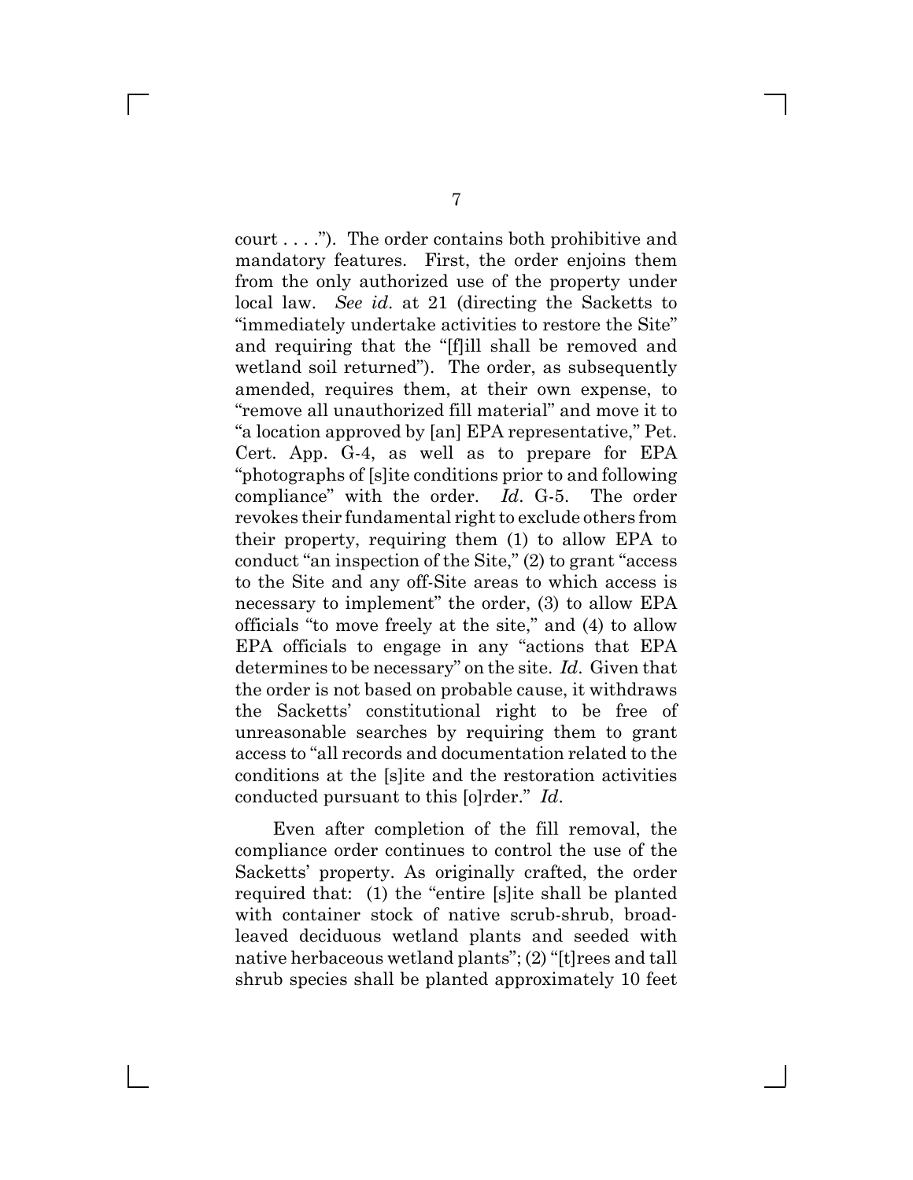court . . . ."). The order contains both prohibitive and mandatory features. First, the order enjoins them from the only authorized use of the property under local law. *See id*. at 21 (directing the Sacketts to "immediately undertake activities to restore the Site" and requiring that the "[f]ill shall be removed and wetland soil returned"). The order, as subsequently amended, requires them, at their own expense, to "remove all unauthorized fill material" and move it to "a location approved by [an] EPA representative," Pet. Cert. App. G-4, as well as to prepare for EPA "photographs of [s]ite conditions prior to and following compliance" with the order. *Id*. G-5. The order revokes their fundamental right to exclude others from their property, requiring them (1) to allow EPA to conduct "an inspection of the Site," (2) to grant "access to the Site and any off-Site areas to which access is necessary to implement" the order, (3) to allow EPA officials "to move freely at the site," and (4) to allow EPA officials to engage in any "actions that EPA determines to be necessary" on the site. *Id*. Given that the order is not based on probable cause, it withdraws the Sacketts' constitutional right to be free of unreasonable searches by requiring them to grant access to "all records and documentation related to the conditions at the [s]ite and the restoration activities conducted pursuant to this [o]rder." *Id*.

Even after completion of the fill removal, the compliance order continues to control the use of the Sacketts' property. As originally crafted, the order required that: (1) the "entire [s]ite shall be planted with container stock of native scrub-shrub, broad-leaved deciduous wetland plants and seeded with native herbaceous wetland plants"; (2) "[t]rees and tall shrub species shall be planted approximately 10 feet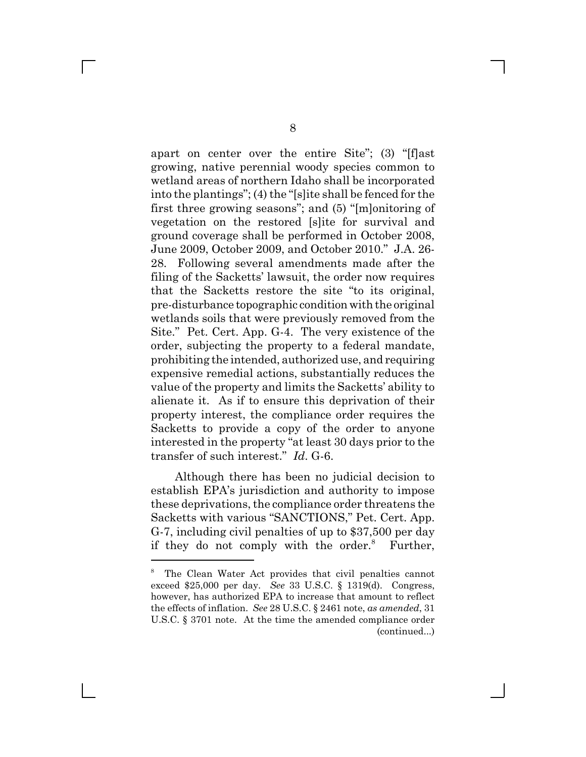apart on center over the entire Site"; (3) "[f]ast growing, native perennial woody species common to wetland areas of northern Idaho shall be incorporated into the plantings"; (4) the "[s]ite shall be fenced for the first three growing seasons"; and (5) "[m]onitoring of vegetation on the restored [s]ite for survival and ground coverage shall be performed in October 2008, June 2009, October 2009, and October 2010." J.A. 26-28. Following several amendments made after the filing of the Sacketts' lawsuit, the order now requires that the Sacketts restore the site "to its original, pre-disturbance topographic condition with the original wetlands soils that were previously removed from the Site." Pet. Cert. App. G-4. The very existence of the order, subjecting the property to a federal mandate, prohibiting the intended, authorized use, and requiring expensive remedial actions, substantially reduces the value of the property and limits the Sacketts' ability to alienate it. As if to ensure this deprivation of their property interest, the compliance order requires the Sacketts to provide a copy of the order to anyone interested in the property "at least 30 days prior to the transfer of such interest." *Id.* G-6.

Although there has been no judicial decision to establish EPA's jurisdiction and authority to impose these deprivations, the compliance order threatens the Sacketts with various "SANCTIONS," Pet. Cert. App. G-7, including civil penalties of up to $37,500 per day if they do not comply with the order.[8] Further,

---

[8] The Clean Water Act provides that civil penalties cannot exceed $25,000 per day. *See* 33 U.S.C. § 1319(d). Congress, however, has authorized EPA to increase that amount to reflect the effects of inflation. *See* 28 U.S.C. § 2461 note, *as amended*, 31 U.S.C. § 3701 note. At the time the amended compliance order (continued...)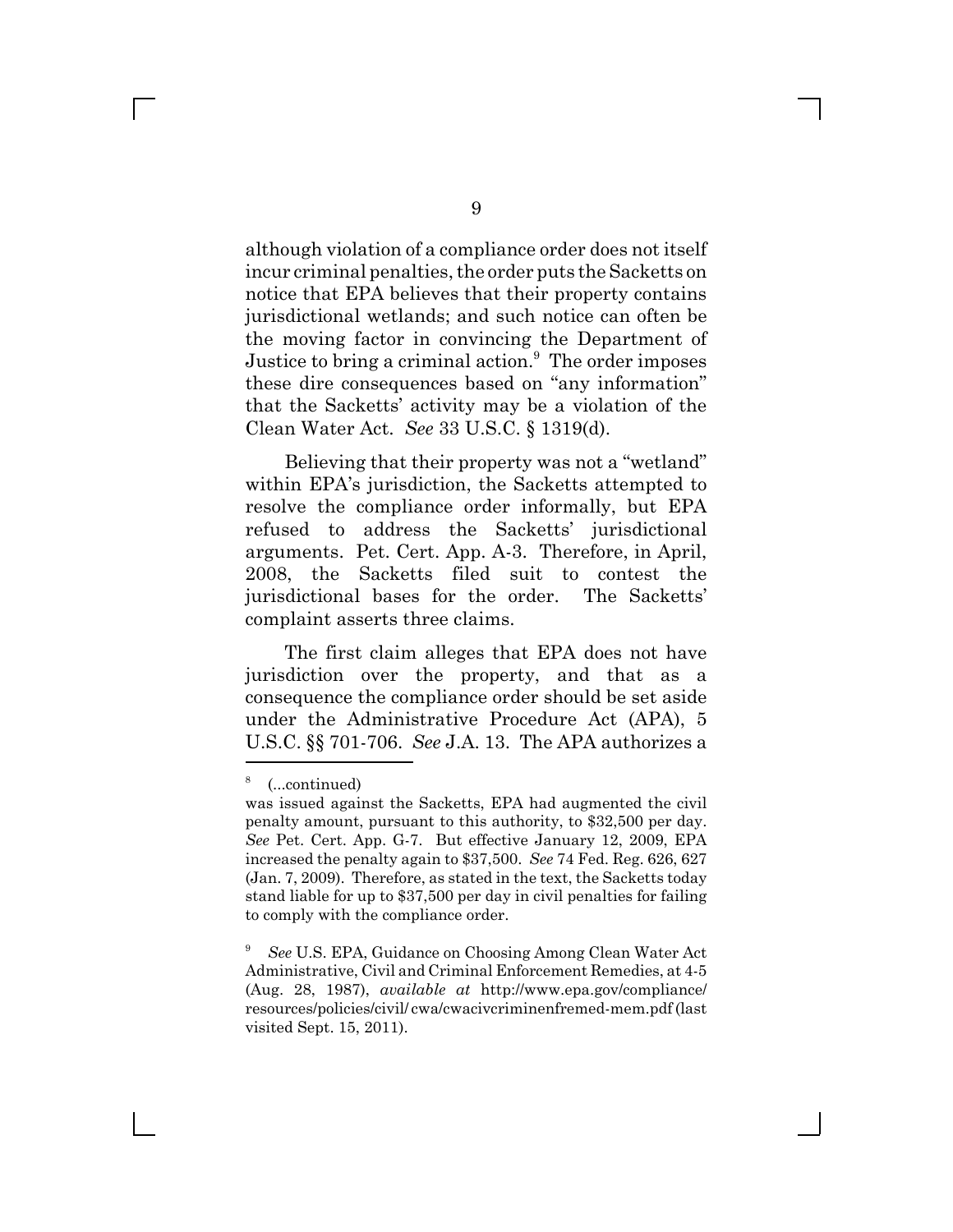although violation of a compliance order does not itself incur criminal penalties, the order puts the Sacketts on notice that EPA believes that their property contains jurisdictional wetlands; and such notice can often be the moving factor in convincing the Department of Justice to bring a criminal action.[9] The order imposes these dire consequences based on "any information" that the Sacketts' activity may be a violation of the Clean Water Act. *See* 33 U.S.C. § 1319(d).

Believing that their property was not a "wetland" within EPA's jurisdiction, the Sacketts attempted to resolve the compliance order informally, but EPA refused to address the Sacketts' jurisdictional arguments. Pet. Cert. App. A-3. Therefore, in April, 2008, the Sacketts filed suit to contest the jurisdictional bases for the order. The Sacketts' complaint asserts three claims.

The first claim alleges that EPA does not have jurisdiction over the property, and that as a consequence the compliance order should be set aside under the Administrative Procedure Act (APA), 5 U.S.C. §§ 701-706. *See* J.A. 13. The APA authorizes a

---

[8] (...continued)
was issued against the Sacketts, EPA had augmented the civil penalty amount, pursuant to this authority, to $32,500 per day. *See* Pet. Cert. App. G-7. But effective January 12, 2009, EPA increased the penalty again to $37,500. *See* 74 Fed. Reg. 626, 627 (Jan. 7, 2009). Therefore, as stated in the text, the Sacketts today stand liable for up to $37,500 per day in civil penalties for failing to comply with the compliance order.

[9] *See* U.S. EPA, Guidance on Choosing Among Clean Water Act Administrative, Civil and Criminal Enforcement Remedies, at 4-5 (Aug. 28, 1987), *available at* http://www.epa.gov/compliance/resources/policies/civil/ cwa/cwacivcriminenfremed-mem.pdf (last visited Sept. 15, 2011).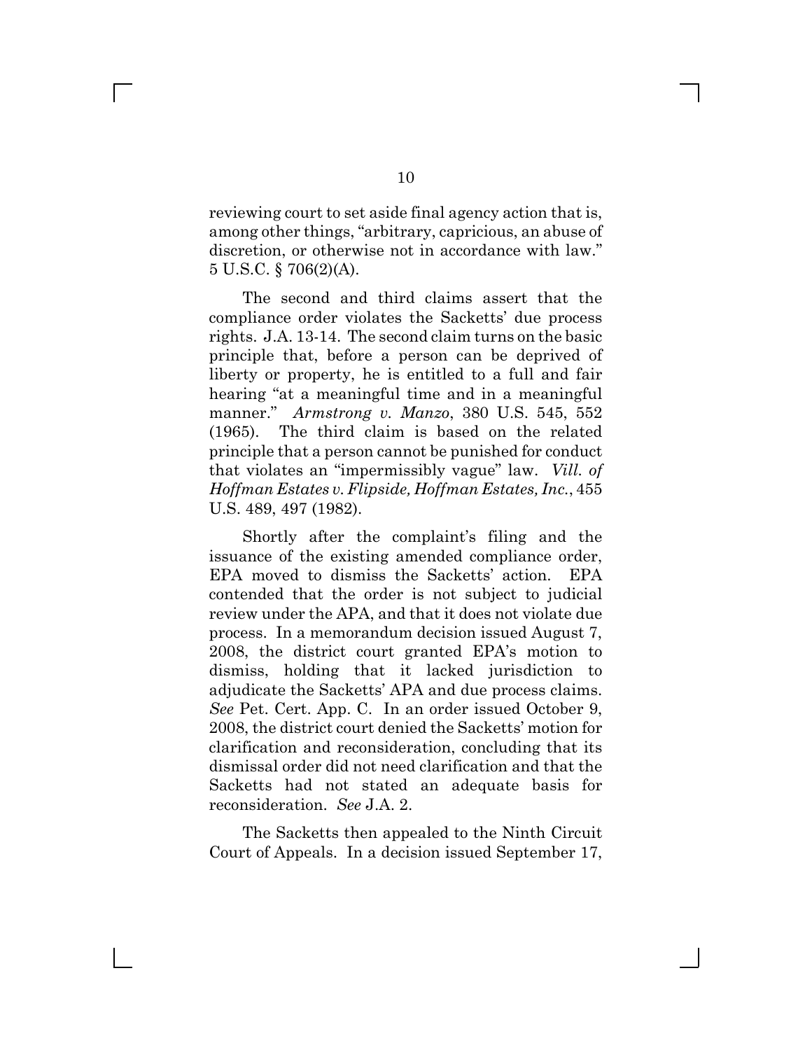reviewing court to set aside final agency action that is, among other things, "arbitrary, capricious, an abuse of discretion, or otherwise not in accordance with law." 5 U.S.C. § 706(2)(A).

The second and third claims assert that the compliance order violates the Sacketts' due process rights. J.A. 13-14. The second claim turns on the basic principle that, before a person can be deprived of liberty or property, he is entitled to a full and fair hearing "at a meaningful time and in a meaningful manner." *Armstrong v. Manzo*, 380 U.S. 545, 552 (1965). The third claim is based on the related principle that a person cannot be punished for conduct that violates an "impermissibly vague" law. *Vill. of Hoffman Estates v. Flipside, Hoffman Estates, Inc.*, 455 U.S. 489, 497 (1982).

Shortly after the complaint's filing and the issuance of the existing amended compliance order, EPA moved to dismiss the Sacketts' action. EPA contended that the order is not subject to judicial review under the APA, and that it does not violate due process. In a memorandum decision issued August 7, 2008, the district court granted EPA's motion to dismiss, holding that it lacked jurisdiction to adjudicate the Sacketts' APA and due process claims. *See* Pet. Cert. App. C. In an order issued October 9, 2008, the district court denied the Sacketts' motion for clarification and reconsideration, concluding that its dismissal order did not need clarification and that the Sacketts had not stated an adequate basis for reconsideration. *See* J.A. 2.

The Sacketts then appealed to the Ninth Circuit Court of Appeals. In a decision issued September 17,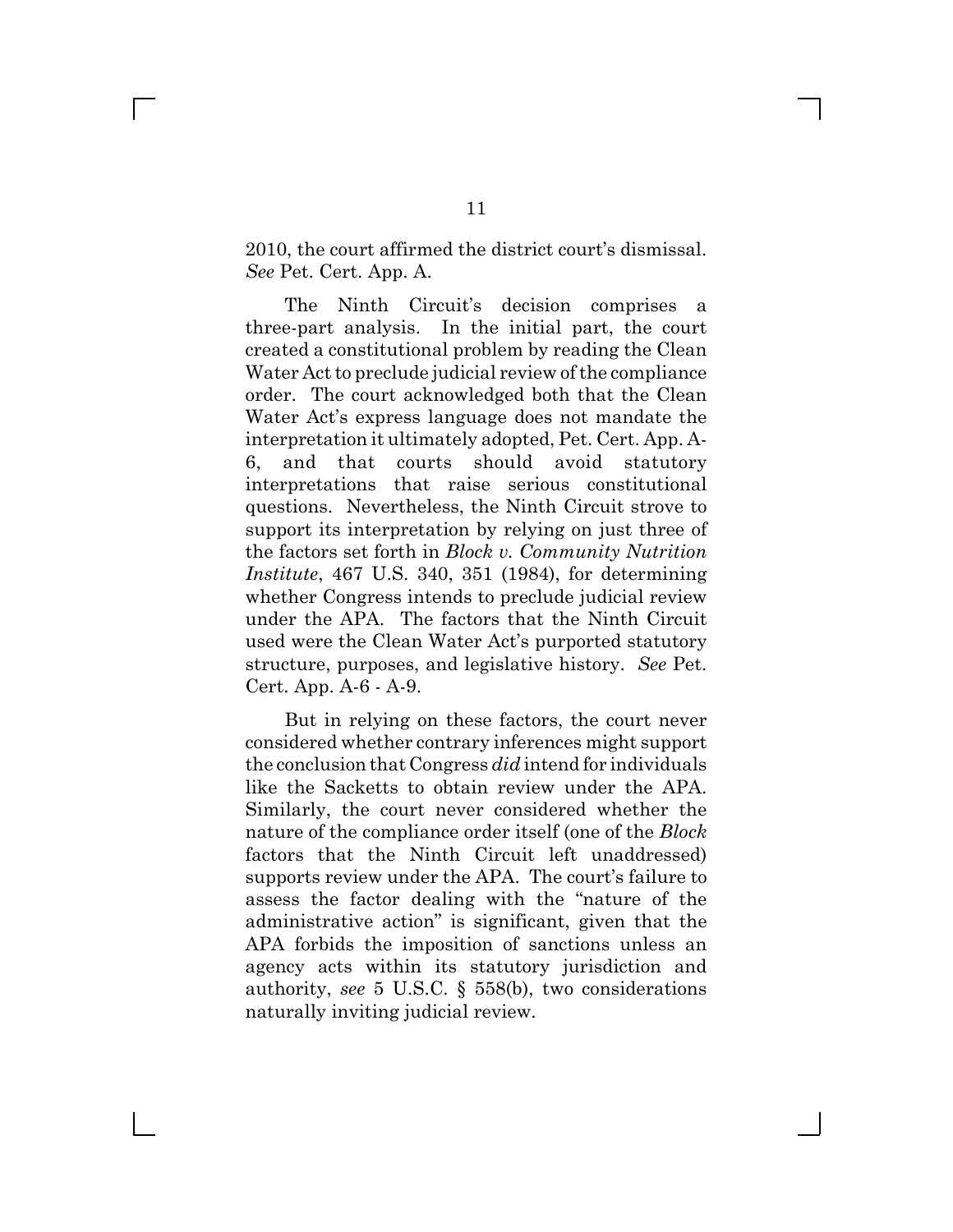2010, the court affirmed the district court's dismissal. *See* Pet. Cert. App. A.

The Ninth Circuit's decision comprises a three-part analysis. In the initial part, the court created a constitutional problem by reading the Clean Water Act to preclude judicial review of the compliance order. The court acknowledged both that the Clean Water Act's express language does not mandate the interpretation it ultimately adopted, Pet. Cert. App. A-6, and that courts should avoid statutory interpretations that raise serious constitutional questions. Nevertheless, the Ninth Circuit strove to support its interpretation by relying on just three of the factors set forth in *Block v. Community Nutrition Institute*, 467 U.S. 340, 351 (1984), for determining whether Congress intends to preclude judicial review under the APA. The factors that the Ninth Circuit used were the Clean Water Act's purported statutory structure, purposes, and legislative history. *See* Pet. Cert. App. A-6 - A-9.

But in relying on these factors, the court never considered whether contrary inferences might support the conclusion that Congress *did* intend for individuals like the Sacketts to obtain review under the APA. Similarly, the court never considered whether the nature of the compliance order itself (one of the *Block* factors that the Ninth Circuit left unaddressed) supports review under the APA. The court's failure to assess the factor dealing with the "nature of the administrative action" is significant, given that the APA forbids the imposition of sanctions unless an agency acts within its statutory jurisdiction and authority, *see* 5 U.S.C. § 558(b), two considerations naturally inviting judicial review.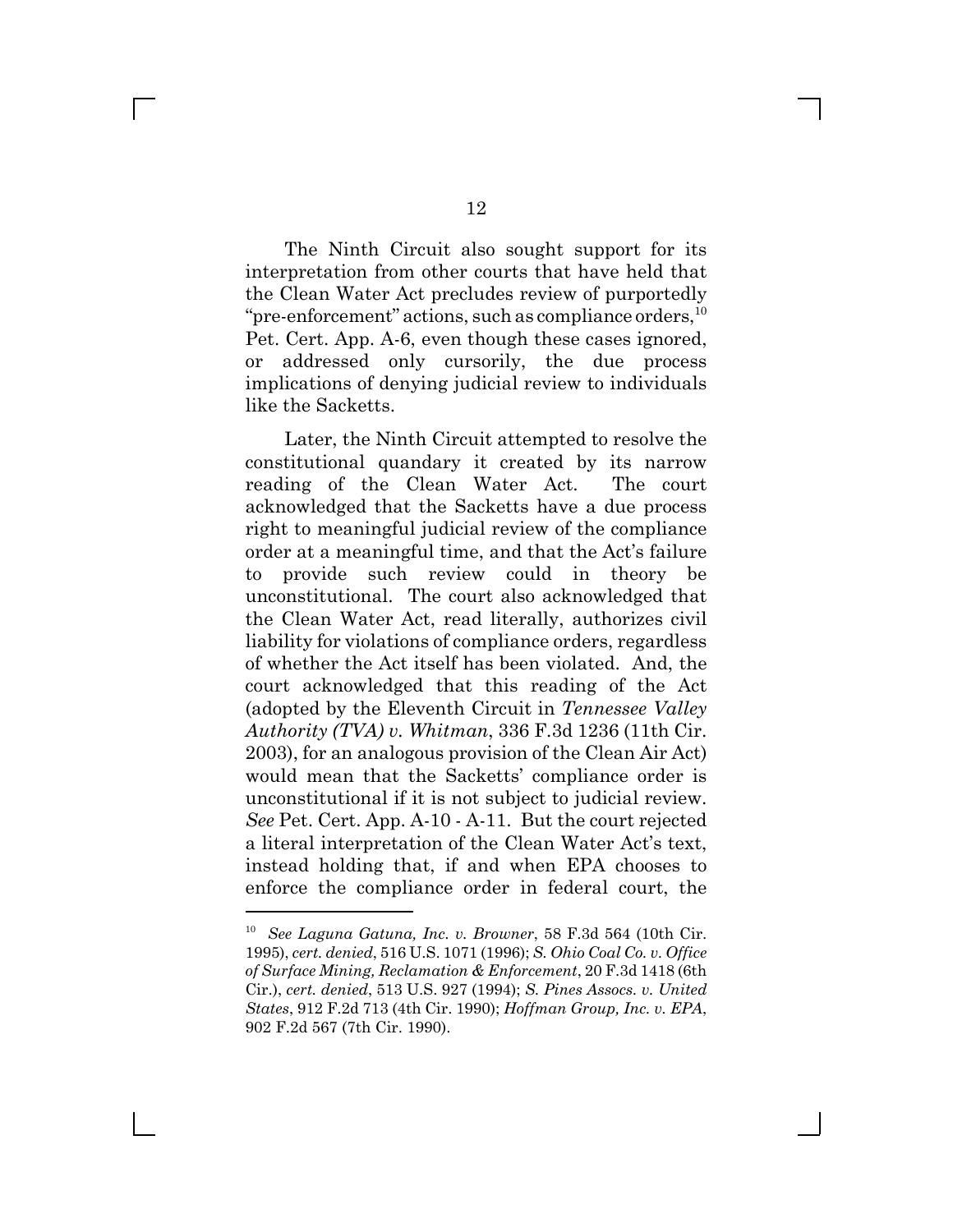The Ninth Circuit also sought support for its interpretation from other courts that have held that the Clean Water Act precludes review of purportedly "pre-enforcement" actions, such as compliance orders,[10] Pet. Cert. App. A-6, even though these cases ignored, or addressed only cursorily, the due process implications of denying judicial review to individuals like the Sacketts.

Later, the Ninth Circuit attempted to resolve the constitutional quandary it created by its narrow reading of the Clean Water Act. The court acknowledged that the Sacketts have a due process right to meaningful judicial review of the compliance order at a meaningful time, and that the Act's failure to provide such review could in theory be unconstitutional. The court also acknowledged that the Clean Water Act, read literally, authorizes civil liability for violations of compliance orders, regardless of whether the Act itself has been violated. And, the court acknowledged that this reading of the Act (adopted by the Eleventh Circuit in *Tennessee Valley Authority (TVA) v. Whitman*, 336 F.3d 1236 (11th Cir. 2003), for an analogous provision of the Clean Air Act) would mean that the Sacketts' compliance order is unconstitutional if it is not subject to judicial review. *See* Pet. Cert. App. A-10 - A-11. But the court rejected a literal interpretation of the Clean Water Act's text, instead holding that, if and when EPA chooses to enforce the compliance order in federal court, the

---

[10] *See Laguna Gatuna, Inc. v. Browner*, 58 F.3d 564 (10th Cir. 1995), *cert. denied*, 516 U.S. 1071 (1996); *S. Ohio Coal Co. v. Office of Surface Mining, Reclamation & Enforcement*, 20 F.3d 1418 (6th Cir.), *cert. denied*, 513 U.S. 927 (1994); *S. Pines Assocs. v. United States*, 912 F.2d 713 (4th Cir. 1990); *Hoffman Group, Inc. v. EPA*, 902 F.2d 567 (7th Cir. 1990).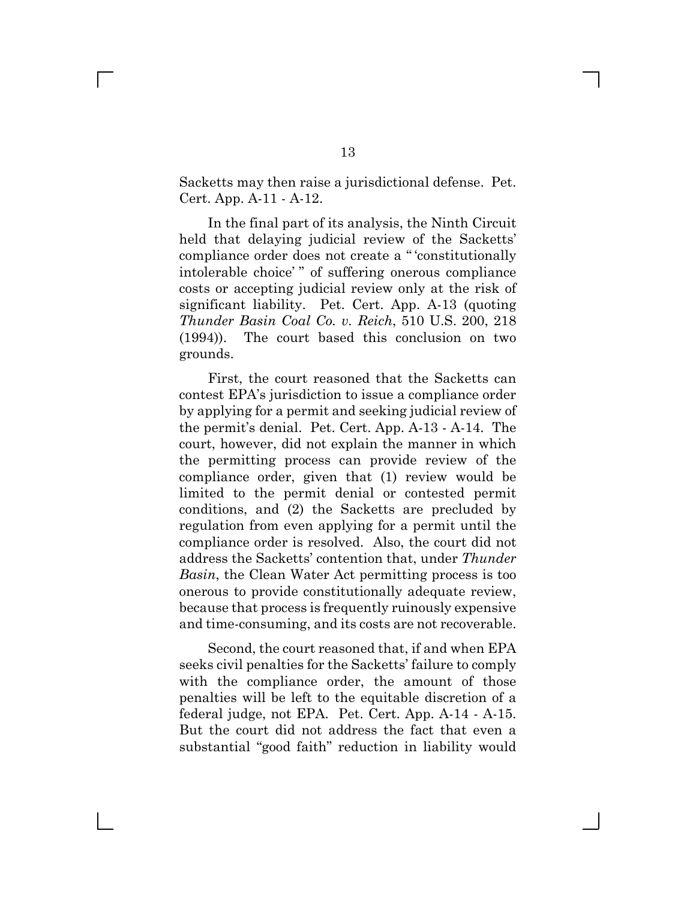Sacketts may then raise a jurisdictional defense. Pet. Cert. App. A-11 - A-12.

In the final part of its analysis, the Ninth Circuit held that delaying judicial review of the Sacketts' compliance order does not create a "'constitutionally intolerable choice'" of suffering onerous compliance costs or accepting judicial review only at the risk of significant liability. Pet. Cert. App. A-13 (quoting *Thunder Basin Coal Co. v. Reich*, 510 U.S. 200, 218 (1994)). The court based this conclusion on two grounds.

First, the court reasoned that the Sacketts can contest EPA's jurisdiction to issue a compliance order by applying for a permit and seeking judicial review of the permit's denial. Pet. Cert. App. A-13 - A-14. The court, however, did not explain the manner in which the permitting process can provide review of the compliance order, given that (1) review would be limited to the permit denial or contested permit conditions, and (2) the Sacketts are precluded by regulation from even applying for a permit until the compliance order is resolved. Also, the court did not address the Sacketts' contention that, under *Thunder Basin*, the Clean Water Act permitting process is too onerous to provide constitutionally adequate review, because that process is frequently ruinously expensive and time-consuming, and its costs are not recoverable.

Second, the court reasoned that, if and when EPA seeks civil penalties for the Sacketts' failure to comply with the compliance order, the amount of those penalties will be left to the equitable discretion of a federal judge, not EPA. Pet. Cert. App. A-14 - A-15. But the court did not address the fact that even a substantial "good faith" reduction in liability would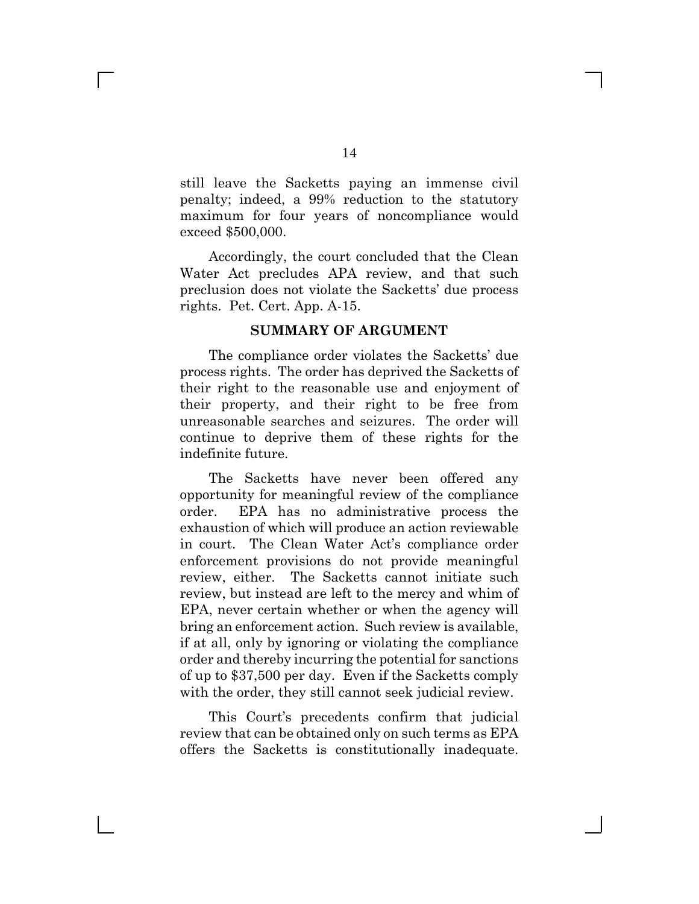still leave the Sacketts paying an immense civil penalty; indeed, a 99% reduction to the statutory maximum for four years of noncompliance would exceed $500,000.

Accordingly, the court concluded that the Clean Water Act precludes APA review, and that such preclusion does not violate the Sacketts' due process rights. Pet. Cert. App. A-15.

## SUMMARY OF ARGUMENT

The compliance order violates the Sacketts' due process rights. The order has deprived the Sacketts of their right to the reasonable use and enjoyment of their property, and their right to be free from unreasonable searches and seizures. The order will continue to deprive them of these rights for the indefinite future.

The Sacketts have never been offered any opportunity for meaningful review of the compliance order. EPA has no administrative process the exhaustion of which will produce an action reviewable in court. The Clean Water Act's compliance order enforcement provisions do not provide meaningful review, either. The Sacketts cannot initiate such review, but instead are left to the mercy and whim of EPA, never certain whether or when the agency will bring an enforcement action. Such review is available, if at all, only by ignoring or violating the compliance order and thereby incurring the potential for sanctions of up to $37,500 per day. Even if the Sacketts comply with the order, they still cannot seek judicial review.

This Court's precedents confirm that judicial review that can be obtained only on such terms as EPA offers the Sacketts is constitutionally inadequate.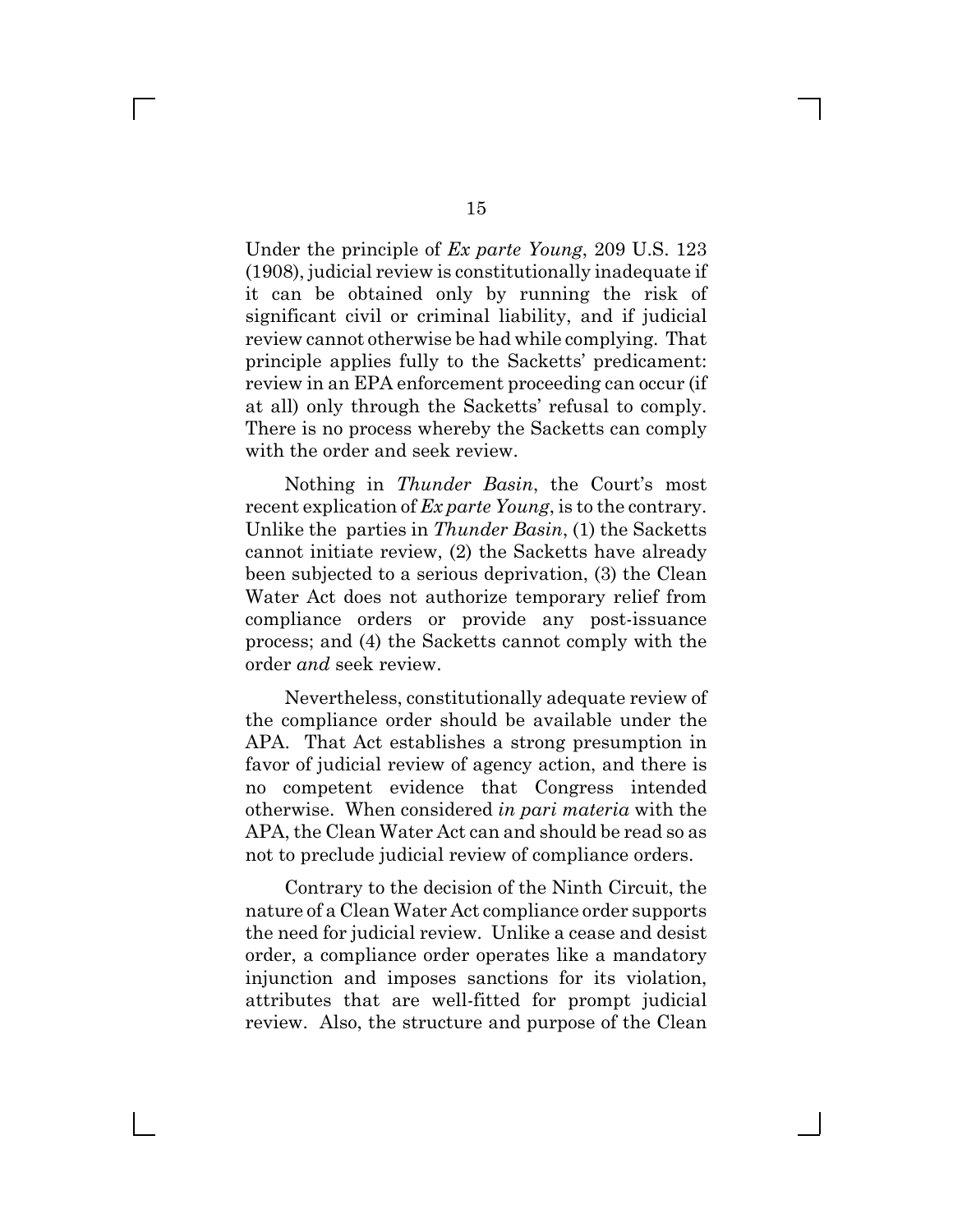Under the principle of *Ex parte Young*, 209 U.S. 123 (1908), judicial review is constitutionally inadequate if it can be obtained only by running the risk of significant civil or criminal liability, and if judicial review cannot otherwise be had while complying. That principle applies fully to the Sacketts' predicament: review in an EPA enforcement proceeding can occur (if at all) only through the Sacketts' refusal to comply. There is no process whereby the Sacketts can comply with the order and seek review.

Nothing in *Thunder Basin*, the Court's most recent explication of *Ex parte Young*, is to the contrary. Unlike the parties in *Thunder Basin*, (1) the Sacketts cannot initiate review, (2) the Sacketts have already been subjected to a serious deprivation, (3) the Clean Water Act does not authorize temporary relief from compliance orders or provide any post-issuance process; and (4) the Sacketts cannot comply with the order *and* seek review.

Nevertheless, constitutionally adequate review of the compliance order should be available under the APA. That Act establishes a strong presumption in favor of judicial review of agency action, and there is no competent evidence that Congress intended otherwise. When considered *in pari materia* with the APA, the Clean Water Act can and should be read so as not to preclude judicial review of compliance orders.

Contrary to the decision of the Ninth Circuit, the nature of a Clean Water Act compliance order supports the need for judicial review. Unlike a cease and desist order, a compliance order operates like a mandatory injunction and imposes sanctions for its violation, attributes that are well-fitted for prompt judicial review. Also, the structure and purpose of the Clean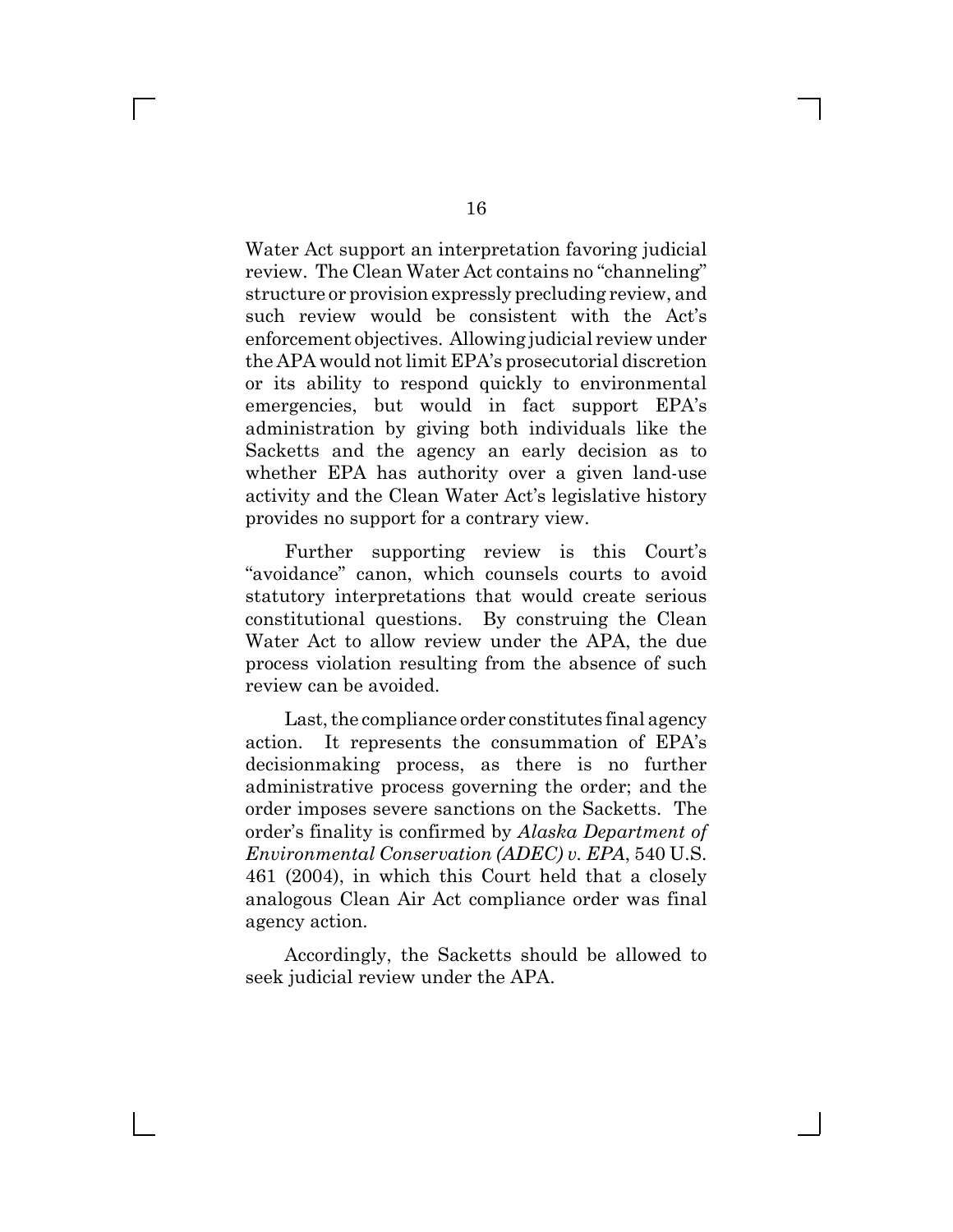Water Act support an interpretation favoring judicial review. The Clean Water Act contains no "channeling" structure or provision expressly precluding review, and such review would be consistent with the Act's enforcement objectives. Allowing judicial review under the APA would not limit EPA's prosecutorial discretion or its ability to respond quickly to environmental emergencies, but would in fact support EPA's administration by giving both individuals like the Sacketts and the agency an early decision as to whether EPA has authority over a given land-use activity and the Clean Water Act's legislative history provides no support for a contrary view.

Further supporting review is this Court's "avoidance" canon, which counsels courts to avoid statutory interpretations that would create serious constitutional questions. By construing the Clean Water Act to allow review under the APA, the due process violation resulting from the absence of such review can be avoided.

Last, the compliance order constitutes final agency action. It represents the consummation of EPA's decisionmaking process, as there is no further administrative process governing the order; and the order imposes severe sanctions on the Sacketts. The order's finality is confirmed by *Alaska Department of Environmental Conservation (ADEC) v. EPA*, 540 U.S. 461 (2004), in which this Court held that a closely analogous Clean Air Act compliance order was final agency action.

Accordingly, the Sacketts should be allowed to seek judicial review under the APA.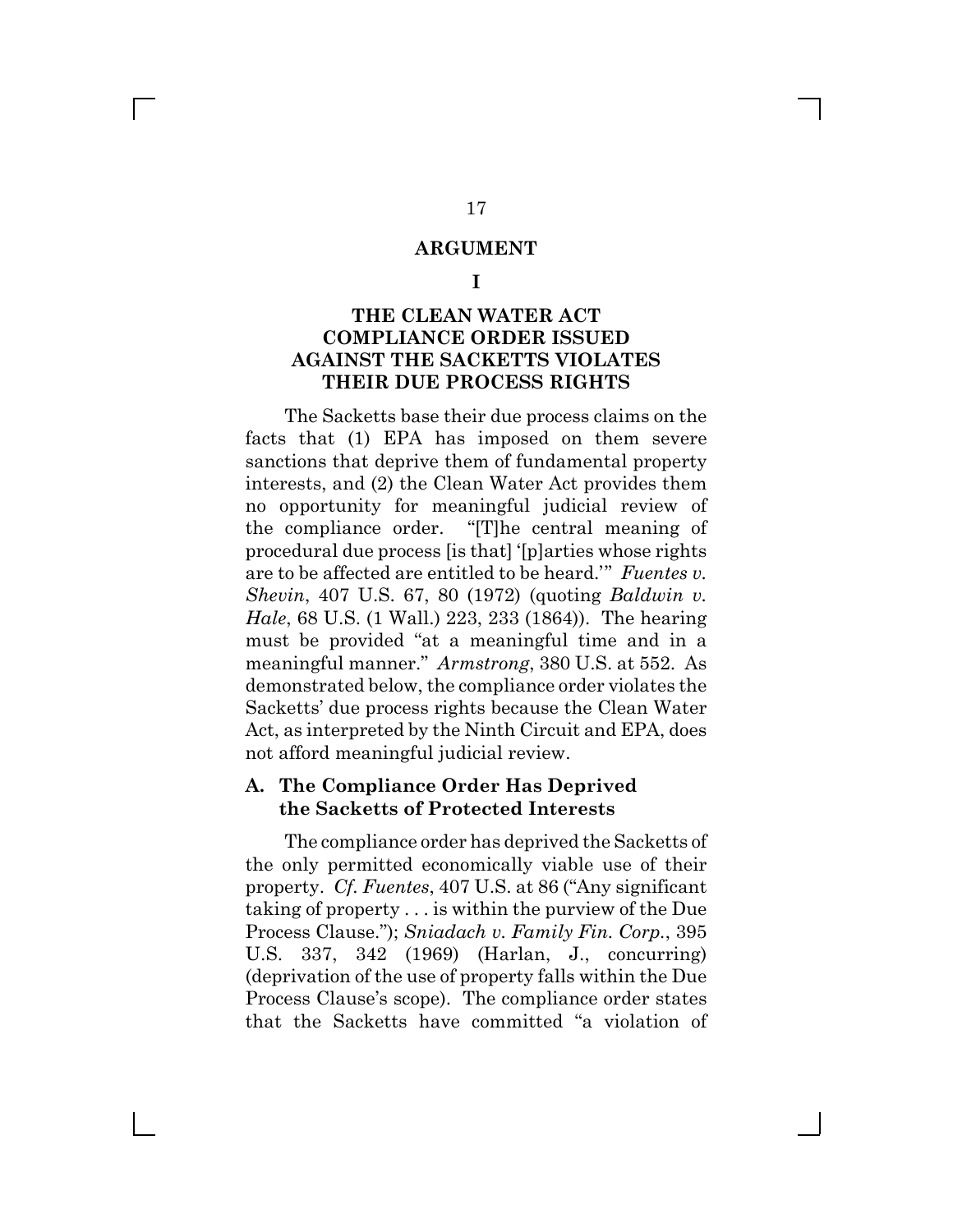# ARGUMENT

## I

## THE CLEAN WATER ACT COMPLIANCE ORDER ISSUED AGAINST THE SACKETTS VIOLATES THEIR DUE PROCESS RIGHTS

The Sacketts base their due process claims on the facts that (1) EPA has imposed on them severe sanctions that deprive them of fundamental property interests, and (2) the Clean Water Act provides them no opportunity for meaningful judicial review of the compliance order. "[T]he central meaning of procedural due process [is that] '[p]arties whose rights are to be affected are entitled to be heard.'" *Fuentes v. Shevin*, 407 U.S. 67, 80 (1972) (quoting *Baldwin v. Hale*, 68 U.S. (1 Wall.) 223, 233 (1864)). The hearing must be provided "at a meaningful time and in a meaningful manner." *Armstrong*, 380 U.S. at 552. As demonstrated below, the compliance order violates the Sacketts' due process rights because the Clean Water Act, as interpreted by the Ninth Circuit and EPA, does not afford meaningful judicial review.

### A. The Compliance Order Has Deprived the Sacketts of Protected Interests

The compliance order has deprived the Sacketts of the only permitted economically viable use of their property. *Cf. Fuentes*, 407 U.S. at 86 ("Any significant taking of property . . . is within the purview of the Due Process Clause."); *Sniadach v. Family Fin. Corp.*, 395 U.S. 337, 342 (1969) (Harlan, J., concurring) (deprivation of the use of property falls within the Due Process Clause's scope). The compliance order states that the Sacketts have committed "a violation of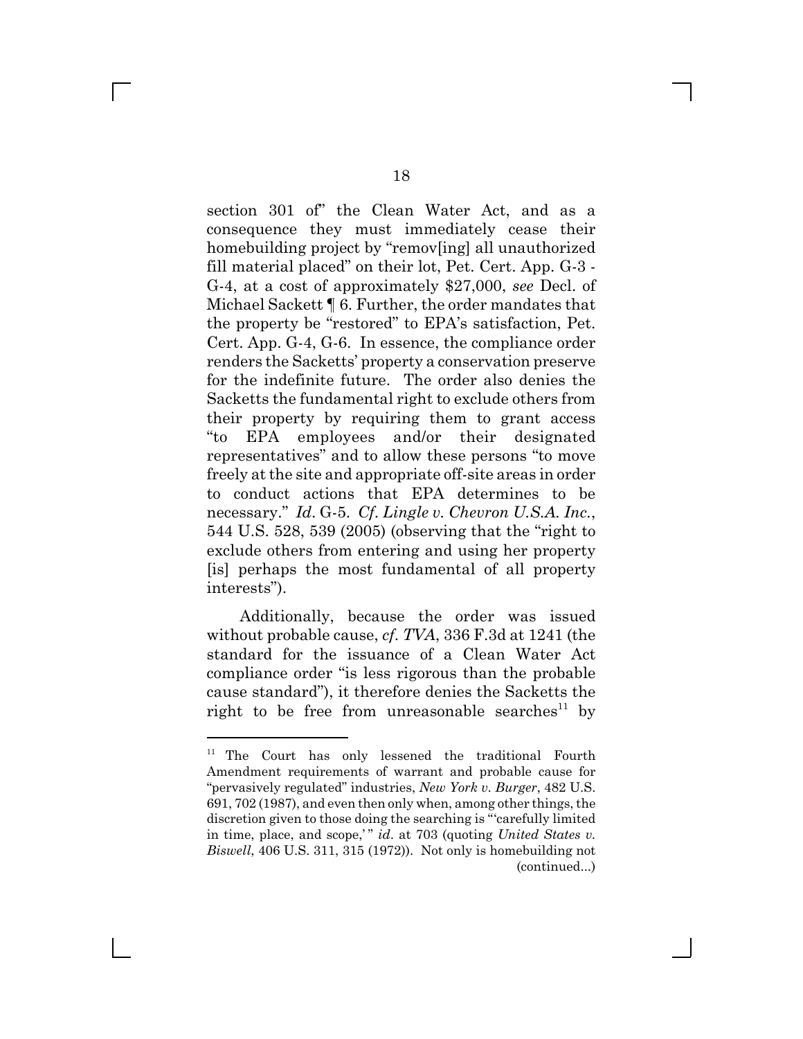section 301 of" the Clean Water Act, and as a consequence they must immediately cease their homebuilding project by "remov[ing] all unauthorized fill material placed" on their lot, Pet. Cert. App. G-3 - G-4, at a cost of approximately $27,000, *see* Decl. of Michael Sackett ¶ 6. Further, the order mandates that the property be "restored" to EPA's satisfaction, Pet. Cert. App. G-4, G-6. In essence, the compliance order renders the Sacketts' property a conservation preserve for the indefinite future. The order also denies the Sacketts the fundamental right to exclude others from their property by requiring them to grant access "to EPA employees and/or their designated representatives" and to allow these persons "to move freely at the site and appropriate off-site areas in order to conduct actions that EPA determines to be necessary." *Id.* G-5. *Cf. Lingle v. Chevron U.S.A. Inc.*, 544 U.S. 528, 539 (2005) (observing that the "right to exclude others from entering and using her property [is] perhaps the most fundamental of all property interests").

Additionally, because the order was issued without probable cause, *cf. TVA*, 336 F.3d at 1241 (the standard for the issuance of a Clean Water Act compliance order "is less rigorous than the probable cause standard"), it therefore denies the Sacketts the right to be free from unreasonable searches[11] by

---

[11] The Court has only lessened the traditional Fourth Amendment requirements of warrant and probable cause for "pervasively regulated" industries, *New York v. Burger*, 482 U.S. 691, 702 (1987), and even then only when, among other things, the discretion given to those doing the searching is "'carefully limited in time, place, and scope,'" *id.* at 703 (quoting *United States v. Biswell*, 406 U.S. 311, 315 (1972)). Not only is homebuilding not (continued...)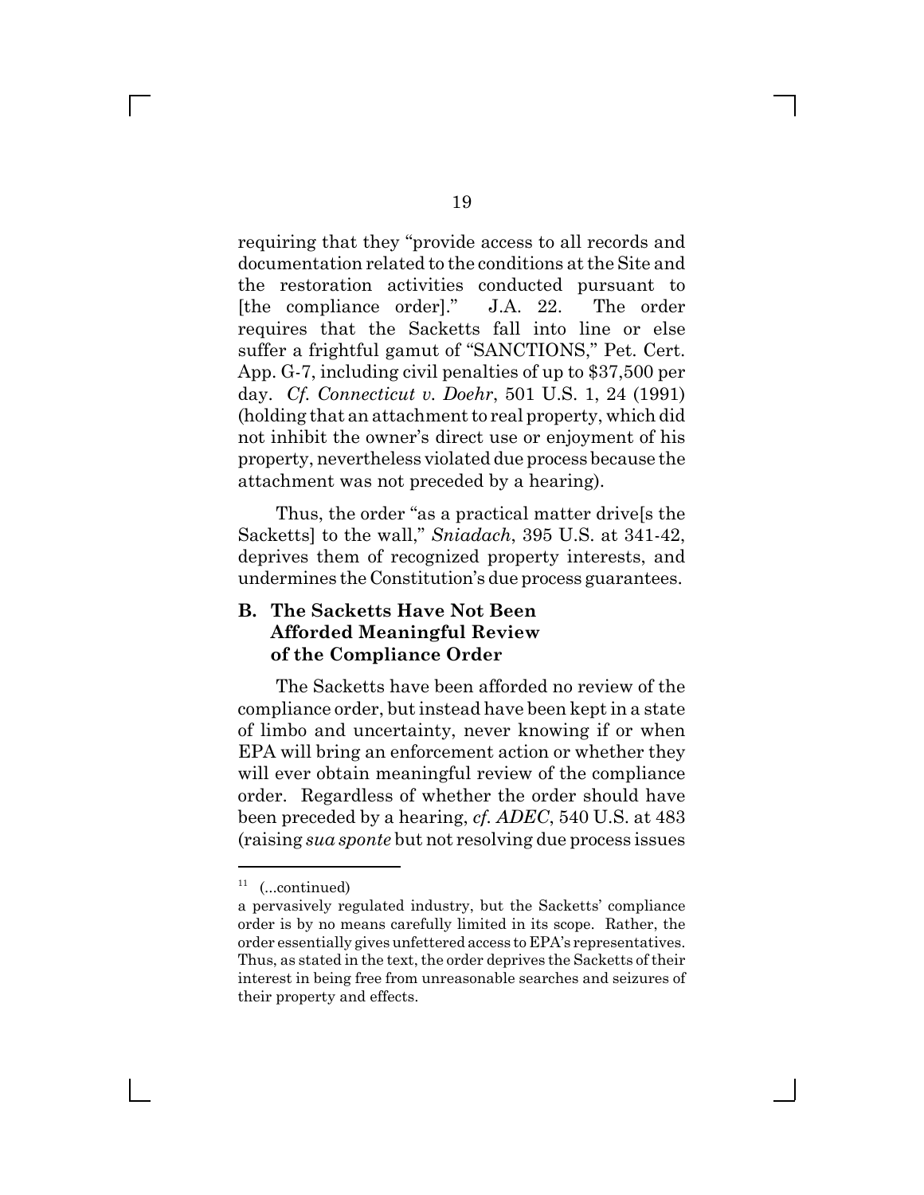requiring that they "provide access to all records and documentation related to the conditions at the Site and the restoration activities conducted pursuant to [the compliance order]." J.A. 22. The order requires that the Sacketts fall into line or else suffer a frightful gamut of "SANCTIONS," Pet. Cert. App. G-7, including civil penalties of up to $37,500 per day. *Cf. Connecticut v. Doehr*, 501 U.S. 1, 24 (1991) (holding that an attachment to real property, which did not inhibit the owner's direct use or enjoyment of his property, nevertheless violated due process because the attachment was not preceded by a hearing).

Thus, the order "as a practical matter drive[s the Sacketts] to the wall," *Sniadach*, 395 U.S. at 341-42, deprives them of recognized property interests, and undermines the Constitution's due process guarantees.

### B. The Sacketts Have Not Been Afforded Meaningful Review of the Compliance Order

The Sacketts have been afforded no review of the compliance order, but instead have been kept in a state of limbo and uncertainty, never knowing if or when EPA will bring an enforcement action or whether they will ever obtain meaningful review of the compliance order. Regardless of whether the order should have been preceded by a hearing, *cf. ADEC*, 540 U.S. at 483 (raising *sua sponte* but not resolving due process issues

---

[11] (...continued)
a pervasively regulated industry, but the Sacketts' compliance order is by no means carefully limited in its scope. Rather, the order essentially gives unfettered access to EPA's representatives. Thus, as stated in the text, the order deprives the Sacketts of their interest in being free from unreasonable searches and seizures of their property and effects.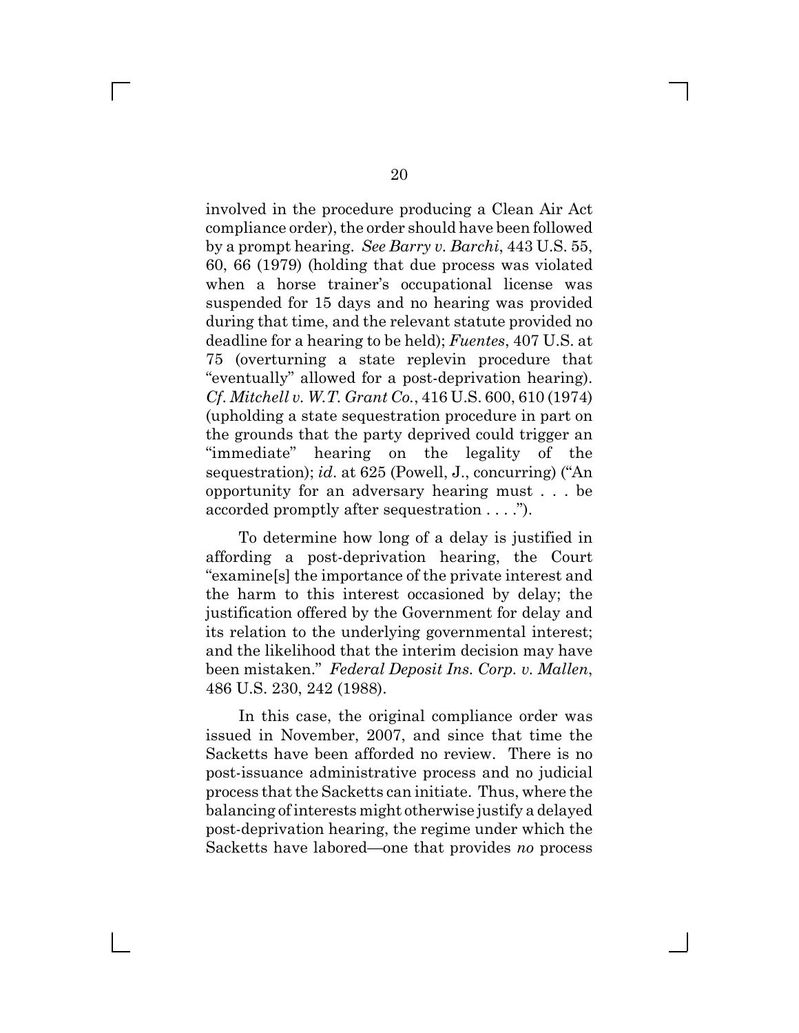involved in the procedure producing a Clean Air Act compliance order), the order should have been followed by a prompt hearing. *See Barry v. Barchi*, 443 U.S. 55, 60, 66 (1979) (holding that due process was violated when a horse trainer's occupational license was suspended for 15 days and no hearing was provided during that time, and the relevant statute provided no deadline for a hearing to be held); *Fuentes*, 407 U.S. at 75 (overturning a state replevin procedure that "eventually" allowed for a post-deprivation hearing). *Cf. Mitchell v. W.T. Grant Co.*, 416 U.S. 600, 610 (1974) (upholding a state sequestration procedure in part on the grounds that the party deprived could trigger an "immediate" hearing on the legality of the sequestration); *id*. at 625 (Powell, J., concurring) ("An opportunity for an adversary hearing must . . . be accorded promptly after sequestration . . . .").

To determine how long of a delay is justified in affording a post-deprivation hearing, the Court "examine[s] the importance of the private interest and the harm to this interest occasioned by delay; the justification offered by the Government for delay and its relation to the underlying governmental interest; and the likelihood that the interim decision may have been mistaken." *Federal Deposit Ins. Corp. v. Mallen*, 486 U.S. 230, 242 (1988).

In this case, the original compliance order was issued in November, 2007, and since that time the Sacketts have been afforded no review. There is no post-issuance administrative process and no judicial process that the Sacketts can initiate. Thus, where the balancing of interests might otherwise justify a delayed post-deprivation hearing, the regime under which the Sacketts have labored—one that provides *no* process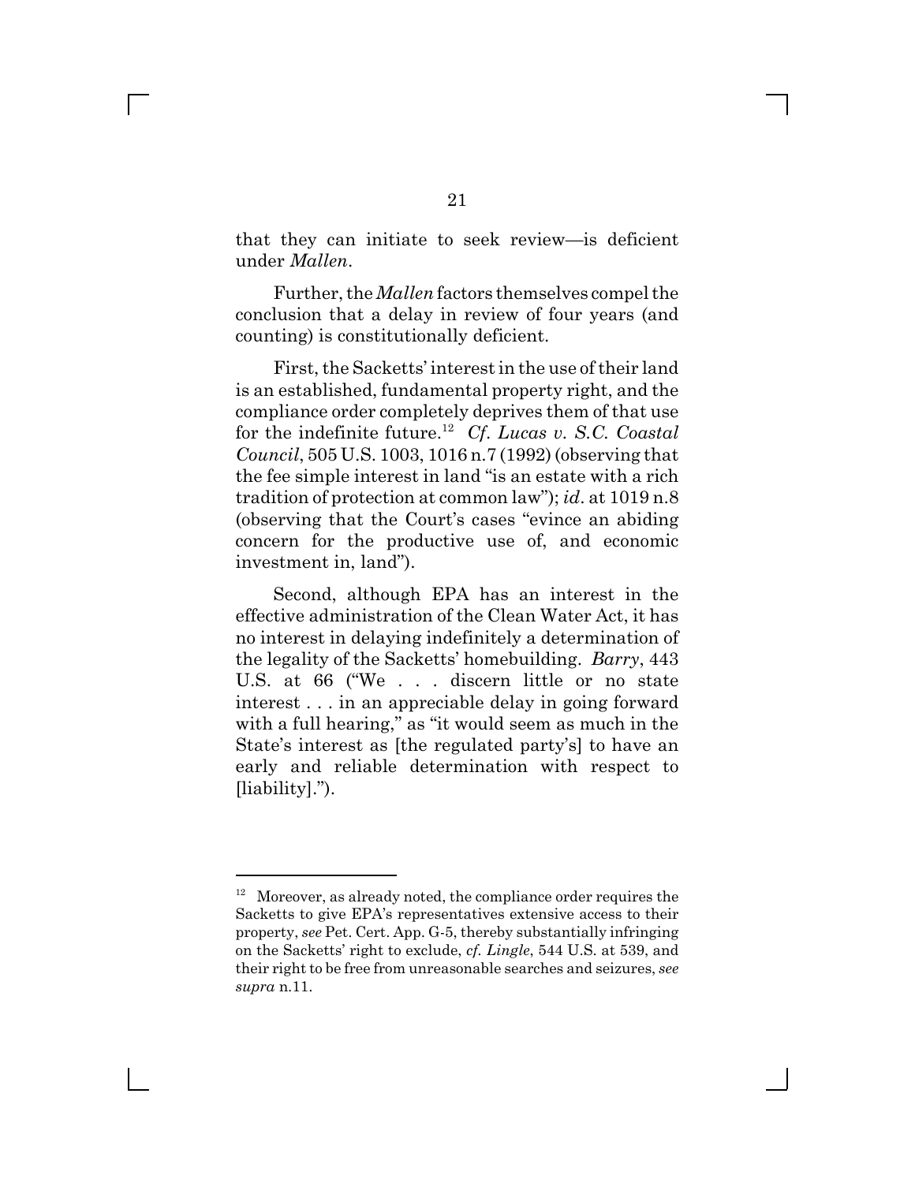that they can initiate to seek review—is deficient under *Mallen*.

Further, the *Mallen* factors themselves compel the conclusion that a delay in review of four years (and counting) is constitutionally deficient.

First, the Sacketts' interest in the use of their land is an established, fundamental property right, and the compliance order completely deprives them of that use for the indefinite future.[12] *Cf. Lucas v. S.C. Coastal Council*, 505 U.S. 1003, 1016 n.7 (1992) (observing that the fee simple interest in land "is an estate with a rich tradition of protection at common law"); *id*. at 1019 n.8 (observing that the Court's cases "evince an abiding concern for the productive use of, and economic investment in, land").

Second, although EPA has an interest in the effective administration of the Clean Water Act, it has no interest in delaying indefinitely a determination of the legality of the Sacketts' homebuilding. *Barry*, 443 U.S. at 66 ("We . . . discern little or no state interest . . . in an appreciable delay in going forward with a full hearing," as "it would seem as much in the State's interest as [the regulated party's] to have an early and reliable determination with respect to [liability].").

---

[12] Moreover, as already noted, the compliance order requires the Sacketts to give EPA's representatives extensive access to their property, *see* Pet. Cert. App. G-5, thereby substantially infringing on the Sacketts' right to exclude, *cf. Lingle*, 544 U.S. at 539, and their right to be free from unreasonable searches and seizures, *see supra* n.11.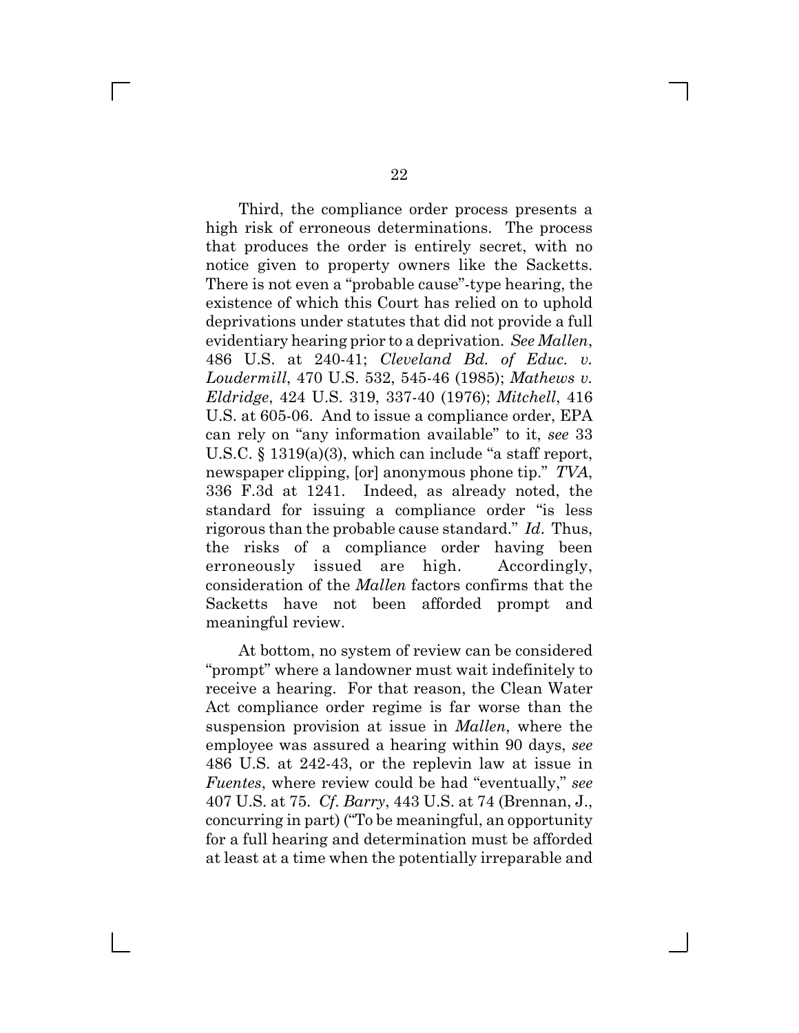Third, the compliance order process presents a high risk of erroneous determinations. The process that produces the order is entirely secret, with no notice given to property owners like the Sacketts. There is not even a "probable cause"-type hearing, the existence of which this Court has relied on to uphold deprivations under statutes that did not provide a full evidentiary hearing prior to a deprivation. *See Mallen*, 486 U.S. at 240-41; *Cleveland Bd. of Educ. v. Loudermill*, 470 U.S. 532, 545-46 (1985); *Mathews v. Eldridge*, 424 U.S. 319, 337-40 (1976); *Mitchell*, 416 U.S. at 605-06. And to issue a compliance order, EPA can rely on "any information available" to it, *see* 33 U.S.C. § 1319(a)(3), which can include "a staff report, newspaper clipping, [or] anonymous phone tip." *TVA*, 336 F.3d at 1241. Indeed, as already noted, the standard for issuing a compliance order "is less rigorous than the probable cause standard." *Id*. Thus, the risks of a compliance order having been erroneously issued are high. Accordingly, consideration of the *Mallen* factors confirms that the Sacketts have not been afforded prompt and meaningful review.

At bottom, no system of review can be considered "prompt" where a landowner must wait indefinitely to receive a hearing. For that reason, the Clean Water Act compliance order regime is far worse than the suspension provision at issue in *Mallen*, where the employee was assured a hearing within 90 days, *see* 486 U.S. at 242-43, or the replevin law at issue in *Fuentes*, where review could be had "eventually," *see* 407 U.S. at 75. *Cf. Barry*, 443 U.S. at 74 (Brennan, J., concurring in part) ("To be meaningful, an opportunity for a full hearing and determination must be afforded at least at a time when the potentially irreparable and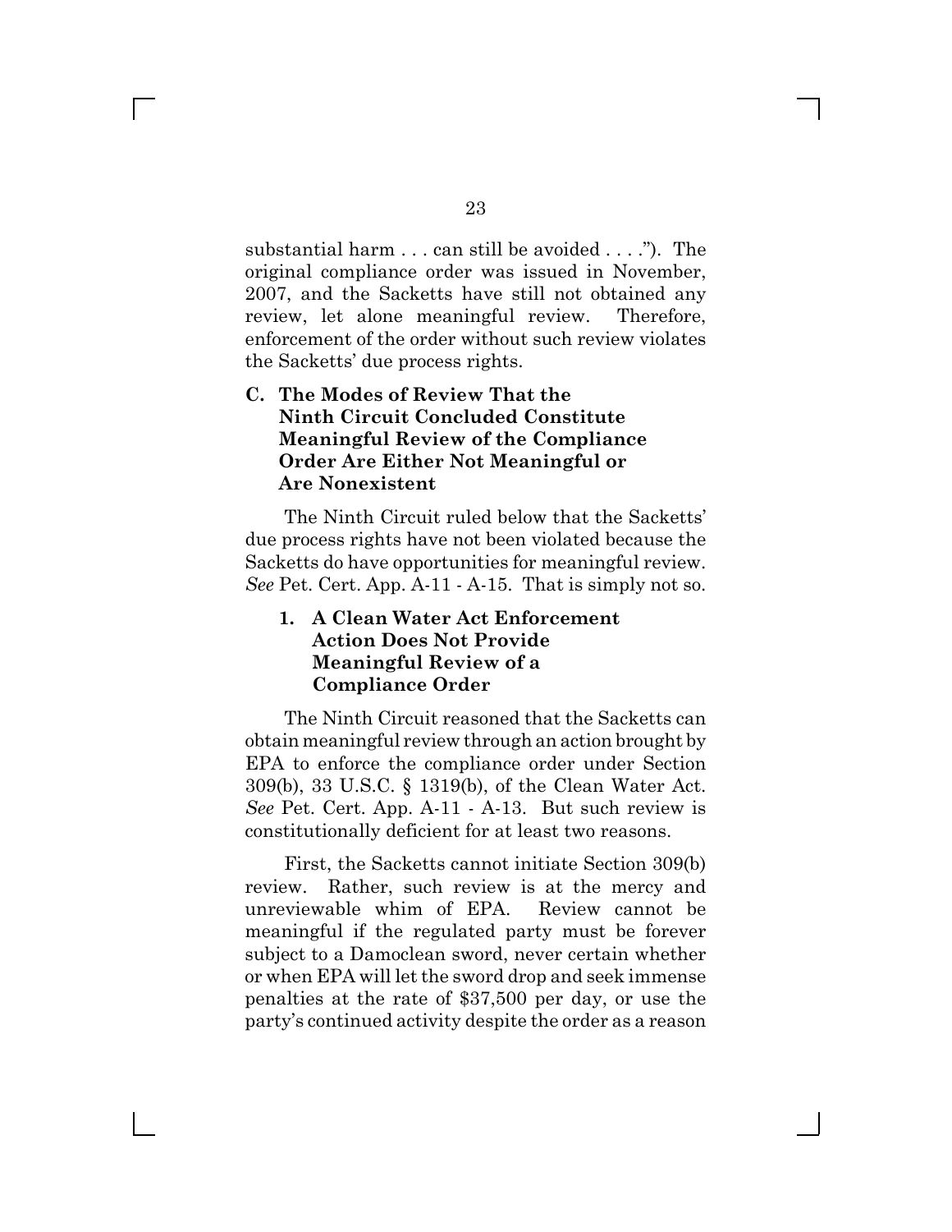substantial harm . . . can still be avoided . . . ."). The original compliance order was issued in November, 2007, and the Sacketts have still not obtained any review, let alone meaningful review. Therefore, enforcement of the order without such review violates the Sacketts' due process rights.

### C. The Modes of Review That the Ninth Circuit Concluded Constitute Meaningful Review of the Compliance Order Are Either Not Meaningful or Are Nonexistent

The Ninth Circuit ruled below that the Sacketts' due process rights have not been violated because the Sacketts do have opportunities for meaningful review. *See* Pet. Cert. App. A-11 - A-15. That is simply not so.

#### 1. A Clean Water Act Enforcement Action Does Not Provide Meaningful Review of a Compliance Order

The Ninth Circuit reasoned that the Sacketts can obtain meaningful review through an action brought by EPA to enforce the compliance order under Section 309(b), 33 U.S.C. § 1319(b), of the Clean Water Act. *See* Pet. Cert. App. A-11 - A-13. But such review is constitutionally deficient for at least two reasons.

First, the Sacketts cannot initiate Section 309(b) review. Rather, such review is at the mercy and unreviewable whim of EPA. Review cannot be meaningful if the regulated party must be forever subject to a Damoclean sword, never certain whether or when EPA will let the sword drop and seek immense penalties at the rate of $37,500 per day, or use the party's continued activity despite the order as a reason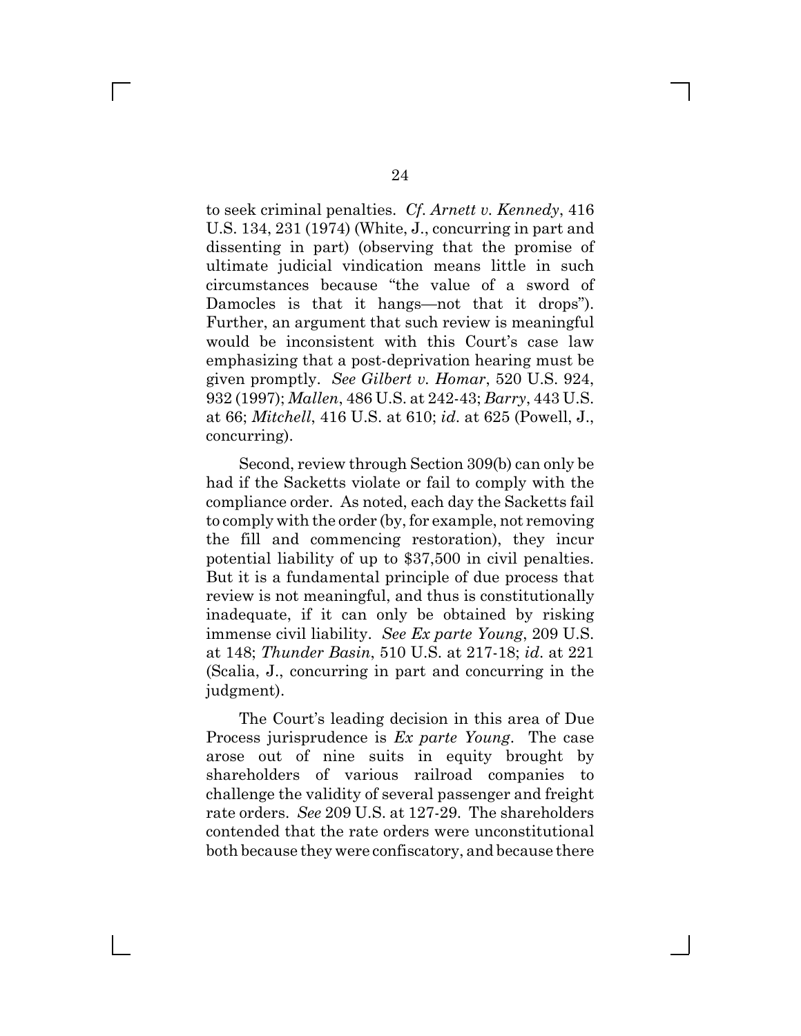to seek criminal penalties. *Cf. Arnett v. Kennedy*, 416 U.S. 134, 231 (1974) (White, J., concurring in part and dissenting in part) (observing that the promise of ultimate judicial vindication means little in such circumstances because "the value of a sword of Damocles is that it hangs—not that it drops"). Further, an argument that such review is meaningful would be inconsistent with this Court's case law emphasizing that a post-deprivation hearing must be given promptly. *See Gilbert v. Homar*, 520 U.S. 924, 932 (1997); *Mallen*, 486 U.S. at 242-43; *Barry*, 443 U.S. at 66; *Mitchell*, 416 U.S. at 610; *id.* at 625 (Powell, J., concurring).

Second, review through Section 309(b) can only be had if the Sacketts violate or fail to comply with the compliance order. As noted, each day the Sacketts fail to comply with the order (by, for example, not removing the fill and commencing restoration), they incur potential liability of up to $37,500 in civil penalties. But it is a fundamental principle of due process that review is not meaningful, and thus is constitutionally inadequate, if it can only be obtained by risking immense civil liability. *See Ex parte Young*, 209 U.S. at 148; *Thunder Basin*, 510 U.S. at 217-18; *id.* at 221 (Scalia, J., concurring in part and concurring in the judgment).

The Court's leading decision in this area of Due Process jurisprudence is *Ex parte Young*. The case arose out of nine suits in equity brought by shareholders of various railroad companies to challenge the validity of several passenger and freight rate orders. *See* 209 U.S. at 127-29. The shareholders contended that the rate orders were unconstitutional both because they were confiscatory, and because there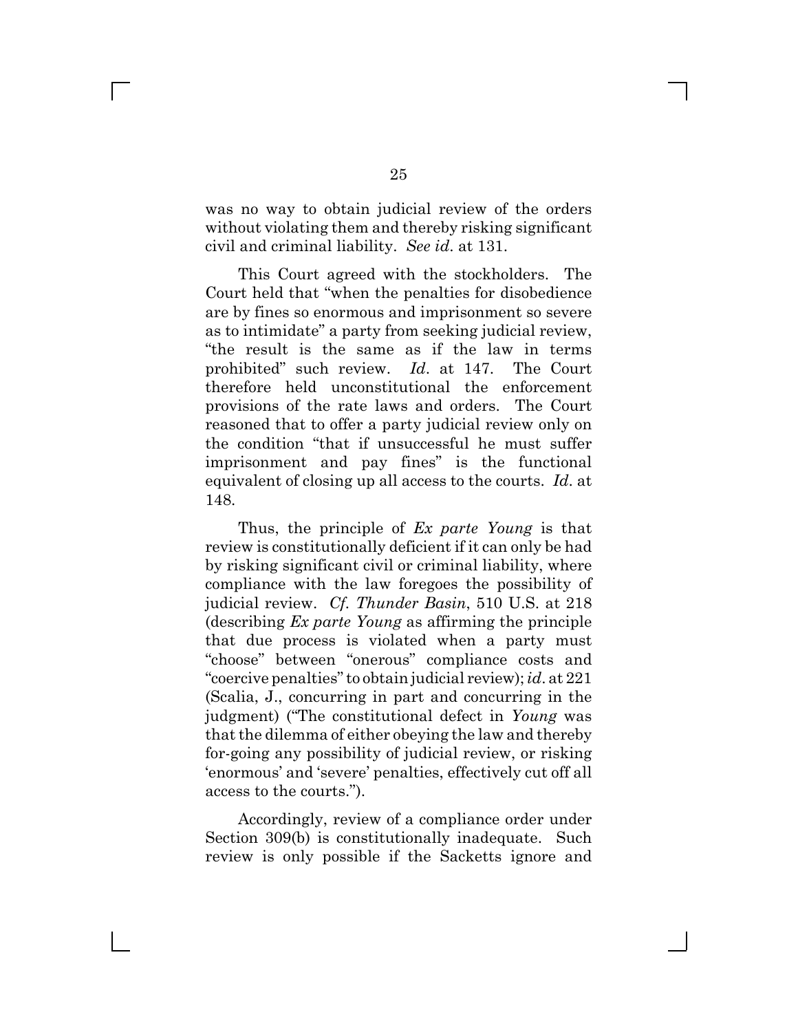was no way to obtain judicial review of the orders without violating them and thereby risking significant civil and criminal liability. *See id*. at 131.

This Court agreed with the stockholders. The Court held that "when the penalties for disobedience are by fines so enormous and imprisonment so severe as to intimidate" a party from seeking judicial review, "the result is the same as if the law in terms prohibited" such review. *Id*. at 147. The Court therefore held unconstitutional the enforcement provisions of the rate laws and orders. The Court reasoned that to offer a party judicial review only on the condition "that if unsuccessful he must suffer imprisonment and pay fines" is the functional equivalent of closing up all access to the courts. *Id*. at 148.

Thus, the principle of *Ex parte Young* is that review is constitutionally deficient if it can only be had by risking significant civil or criminal liability, where compliance with the law foregoes the possibility of judicial review. *Cf*. *Thunder Basin*, 510 U.S. at 218 (describing *Ex parte Young* as affirming the principle that due process is violated when a party must "choose" between "onerous" compliance costs and "coercive penalties" to obtain judicial review); *id*. at 221 (Scalia, J., concurring in part and concurring in the judgment) ("The constitutional defect in *Young* was that the dilemma of either obeying the law and thereby for-going any possibility of judicial review, or risking 'enormous' and 'severe' penalties, effectively cut off all access to the courts.").

Accordingly, review of a compliance order under Section 309(b) is constitutionally inadequate. Such review is only possible if the Sacketts ignore and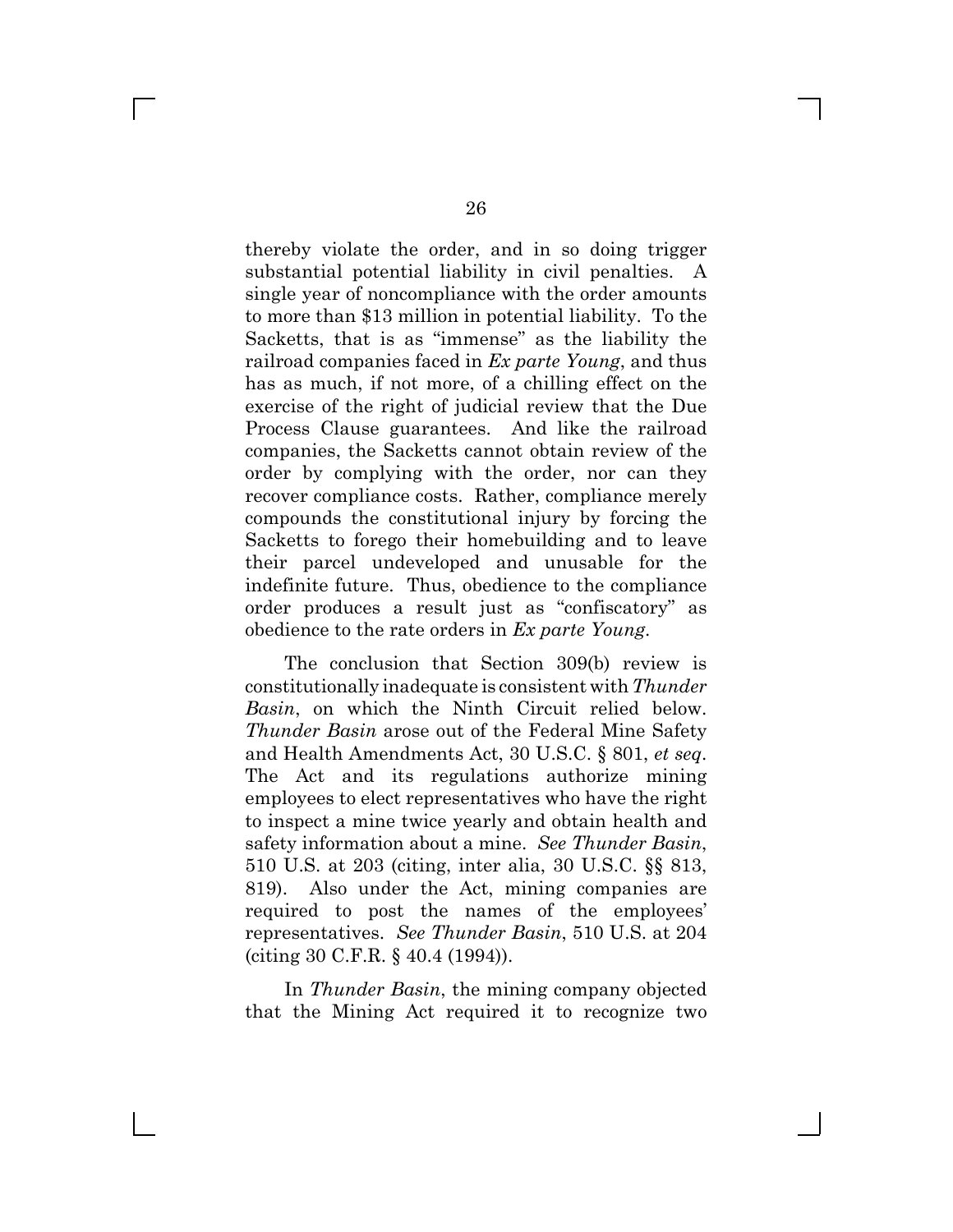thereby violate the order, and in so doing trigger substantial potential liability in civil penalties. A single year of noncompliance with the order amounts to more than $13 million in potential liability. To the Sacketts, that is as "immense" as the liability the railroad companies faced in *Ex parte Young*, and thus has as much, if not more, of a chilling effect on the exercise of the right of judicial review that the Due Process Clause guarantees. And like the railroad companies, the Sacketts cannot obtain review of the order by complying with the order, nor can they recover compliance costs. Rather, compliance merely compounds the constitutional injury by forcing the Sacketts to forego their homebuilding and to leave their parcel undeveloped and unusable for the indefinite future. Thus, obedience to the compliance order produces a result just as "confiscatory" as obedience to the rate orders in *Ex parte Young*.

The conclusion that Section 309(b) review is constitutionally inadequate is consistent with *Thunder Basin*, on which the Ninth Circuit relied below. *Thunder Basin* arose out of the Federal Mine Safety and Health Amendments Act, 30 U.S.C. § 801, *et seq*. The Act and its regulations authorize mining employees to elect representatives who have the right to inspect a mine twice yearly and obtain health and safety information about a mine. *See Thunder Basin*, 510 U.S. at 203 (citing, inter alia, 30 U.S.C. §§ 813, 819). Also under the Act, mining companies are required to post the names of the employees' representatives. *See Thunder Basin*, 510 U.S. at 204 (citing 30 C.F.R. § 40.4 (1994)).

In *Thunder Basin*, the mining company objected that the Mining Act required it to recognize two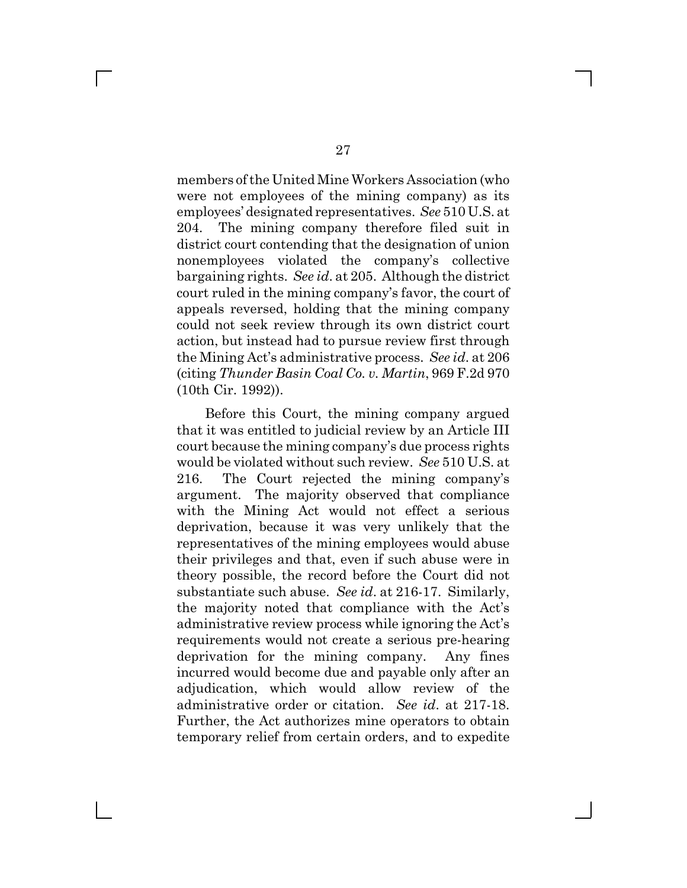members of the United Mine Workers Association (who were not employees of the mining company) as its employees' designated representatives. *See* 510 U.S. at 204. The mining company therefore filed suit in district court contending that the designation of union nonemployees violated the company's collective bargaining rights. *See id.* at 205. Although the district court ruled in the mining company's favor, the court of appeals reversed, holding that the mining company could not seek review through its own district court action, but instead had to pursue review first through the Mining Act's administrative process. *See id.* at 206 (citing *Thunder Basin Coal Co. v. Martin*, 969 F.2d 970 (10th Cir. 1992)).

Before this Court, the mining company argued that it was entitled to judicial review by an Article III court because the mining company's due process rights would be violated without such review. *See* 510 U.S. at 216. The Court rejected the mining company's argument. The majority observed that compliance with the Mining Act would not effect a serious deprivation, because it was very unlikely that the representatives of the mining employees would abuse their privileges and that, even if such abuse were in theory possible, the record before the Court did not substantiate such abuse. *See id.* at 216-17. Similarly, the majority noted that compliance with the Act's administrative review process while ignoring the Act's requirements would not create a serious pre-hearing deprivation for the mining company. Any fines incurred would become due and payable only after an adjudication, which would allow review of the administrative order or citation. *See id.* at 217-18. Further, the Act authorizes mine operators to obtain temporary relief from certain orders, and to expedite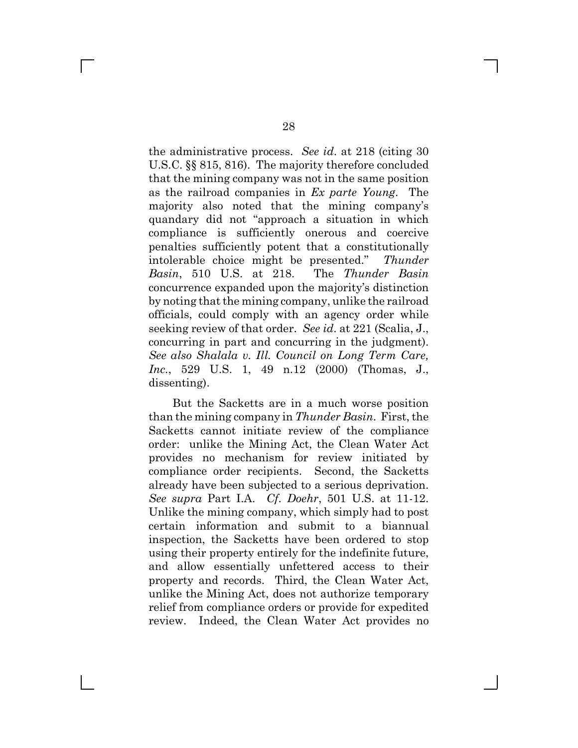the administrative process. *See id*. at 218 (citing 30 U.S.C. §§ 815, 816). The majority therefore concluded that the mining company was not in the same position as the railroad companies in *Ex parte Young*. The majority also noted that the mining company's quandary did not "approach a situation in which compliance is sufficiently onerous and coercive penalties sufficiently potent that a constitutionally intolerable choice might be presented." *Thunder Basin*, 510 U.S. at 218. The *Thunder Basin* concurrence expanded upon the majority's distinction by noting that the mining company, unlike the railroad officials, could comply with an agency order while seeking review of that order. *See id*. at 221 (Scalia, J., concurring in part and concurring in the judgment). *See also Shalala v. Ill. Council on Long Term Care, Inc.*, 529 U.S. 1, 49 n.12 (2000) (Thomas, J., dissenting).

But the Sacketts are in a much worse position than the mining company in *Thunder Basin*. First, the Sacketts cannot initiate review of the compliance order: unlike the Mining Act, the Clean Water Act provides no mechanism for review initiated by compliance order recipients. Second, the Sacketts already have been subjected to a serious deprivation. *See supra* Part I.A. *Cf. Doehr*, 501 U.S. at 11-12. Unlike the mining company, which simply had to post certain information and submit to a biannual inspection, the Sacketts have been ordered to stop using their property entirely for the indefinite future, and allow essentially unfettered access to their property and records. Third, the Clean Water Act, unlike the Mining Act, does not authorize temporary relief from compliance orders or provide for expedited review. Indeed, the Clean Water Act provides no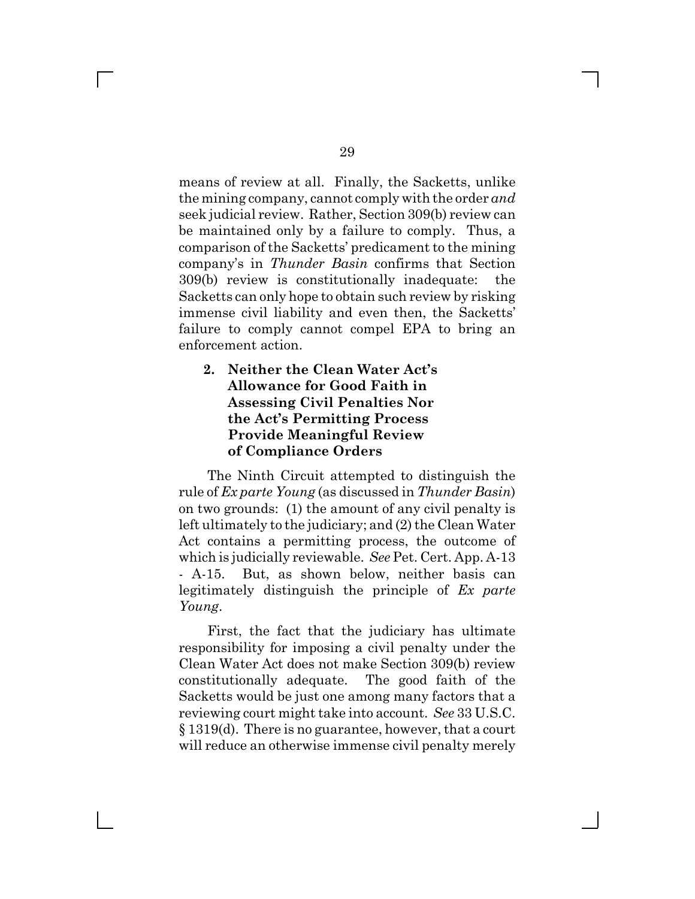means of review at all. Finally, the Sacketts, unlike the mining company, cannot comply with the order *and* seek judicial review. Rather, Section 309(b) review can be maintained only by a failure to comply. Thus, a comparison of the Sacketts' predicament to the mining company's in *Thunder Basin* confirms that Section 309(b) review is constitutionally inadequate: the Sacketts can only hope to obtain such review by risking immense civil liability and even then, the Sacketts' failure to comply cannot compel EPA to bring an enforcement action.

**2. Neither the Clean Water Act's Allowance for Good Faith in Assessing Civil Penalties Nor the Act's Permitting Process Provide Meaningful Review of Compliance Orders**

The Ninth Circuit attempted to distinguish the rule of *Ex parte Young* (as discussed in *Thunder Basin*) on two grounds: (1) the amount of any civil penalty is left ultimately to the judiciary; and (2) the Clean Water Act contains a permitting process, the outcome of which is judicially reviewable. *See* Pet. Cert. App. A-13 - A-15. But, as shown below, neither basis can legitimately distinguish the principle of *Ex parte Young*.

First, the fact that the judiciary has ultimate responsibility for imposing a civil penalty under the Clean Water Act does not make Section 309(b) review constitutionally adequate. The good faith of the Sacketts would be just one among many factors that a reviewing court might take into account. *See* 33 U.S.C. § 1319(d). There is no guarantee, however, that a court will reduce an otherwise immense civil penalty merely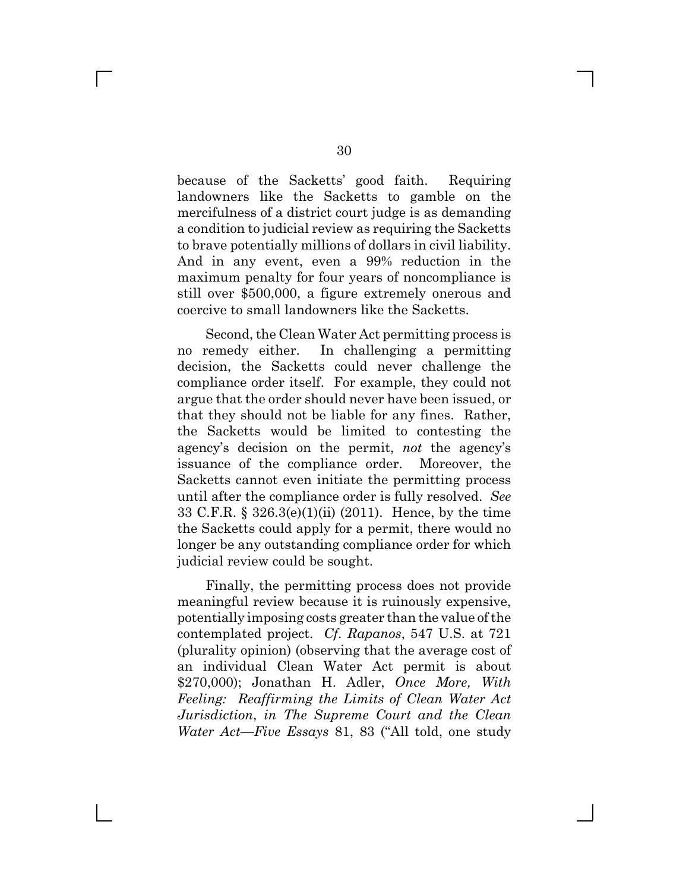because of the Sacketts' good faith. Requiring landowners like the Sacketts to gamble on the mercifulness of a district court judge is as demanding a condition to judicial review as requiring the Sacketts to brave potentially millions of dollars in civil liability. And in any event, even a 99% reduction in the maximum penalty for four years of noncompliance is still over $500,000, a figure extremely onerous and coercive to small landowners like the Sacketts.

Second, the Clean Water Act permitting process is no remedy either. In challenging a permitting decision, the Sacketts could never challenge the compliance order itself. For example, they could not argue that the order should never have been issued, or that they should not be liable for any fines. Rather, the Sacketts would be limited to contesting the agency's decision on the permit, *not* the agency's issuance of the compliance order. Moreover, the Sacketts cannot even initiate the permitting process until after the compliance order is fully resolved. *See* 33 C.F.R. § 326.3(e)(1)(ii) (2011). Hence, by the time the Sacketts could apply for a permit, there would no longer be any outstanding compliance order for which judicial review could be sought.

Finally, the permitting process does not provide meaningful review because it is ruinously expensive, potentially imposing costs greater than the value of the contemplated project. *Cf. Rapanos*, 547 U.S. at 721 (plurality opinion) (observing that the average cost of an individual Clean Water Act permit is about $270,000); Jonathan H. Adler, *Once More, With Feeling: Reaffirming the Limits of Clean Water Act Jurisdiction*, *in The Supreme Court and the Clean Water Act—Five Essays* 81, 83 ("All told, one study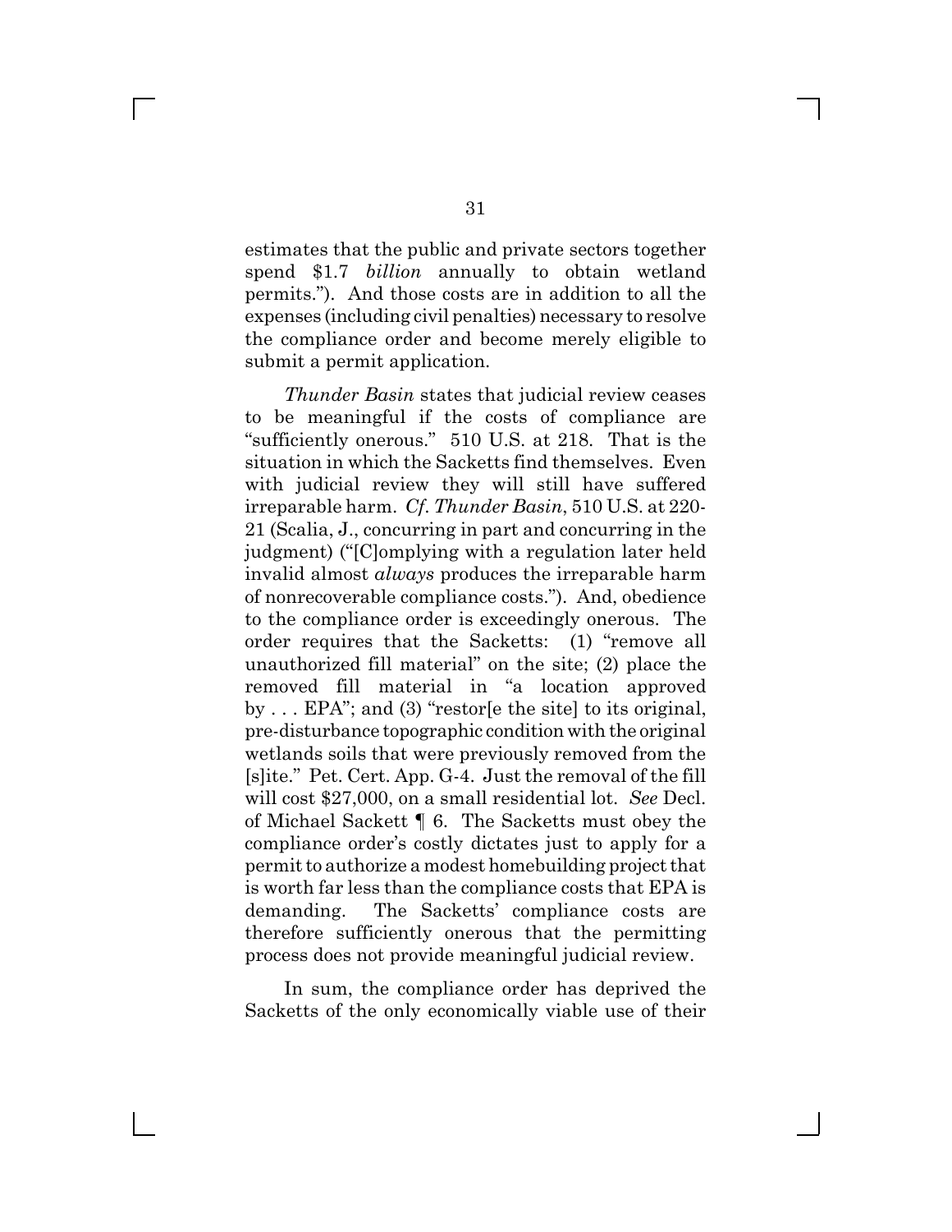estimates that the public and private sectors together spend $1.7 *billion* annually to obtain wetland permits."). And those costs are in addition to all the expenses (including civil penalties) necessary to resolve the compliance order and become merely eligible to submit a permit application.

*Thunder Basin* states that judicial review ceases to be meaningful if the costs of compliance are "sufficiently onerous." 510 U.S. at 218. That is the situation in which the Sacketts find themselves. Even with judicial review they will still have suffered irreparable harm. *Cf. Thunder Basin*, 510 U.S. at 220-21 (Scalia, J., concurring in part and concurring in the judgment) ("[C]omplying with a regulation later held invalid almost *always* produces the irreparable harm of nonrecoverable compliance costs."). And, obedience to the compliance order is exceedingly onerous. The order requires that the Sacketts: (1) "remove all unauthorized fill material" on the site; (2) place the removed fill material in "a location approved by . . . EPA"; and (3) "restor[e the site] to its original, pre-disturbance topographic condition with the original wetlands soils that were previously removed from the [s]ite." Pet. Cert. App. G-4. Just the removal of the fill will cost $27,000, on a small residential lot. *See* Decl. of Michael Sackett ¶ 6. The Sacketts must obey the compliance order's costly dictates just to apply for a permit to authorize a modest homebuilding project that is worth far less than the compliance costs that EPA is demanding. The Sacketts' compliance costs are therefore sufficiently onerous that the permitting process does not provide meaningful judicial review.

In sum, the compliance order has deprived the Sacketts of the only economically viable use of their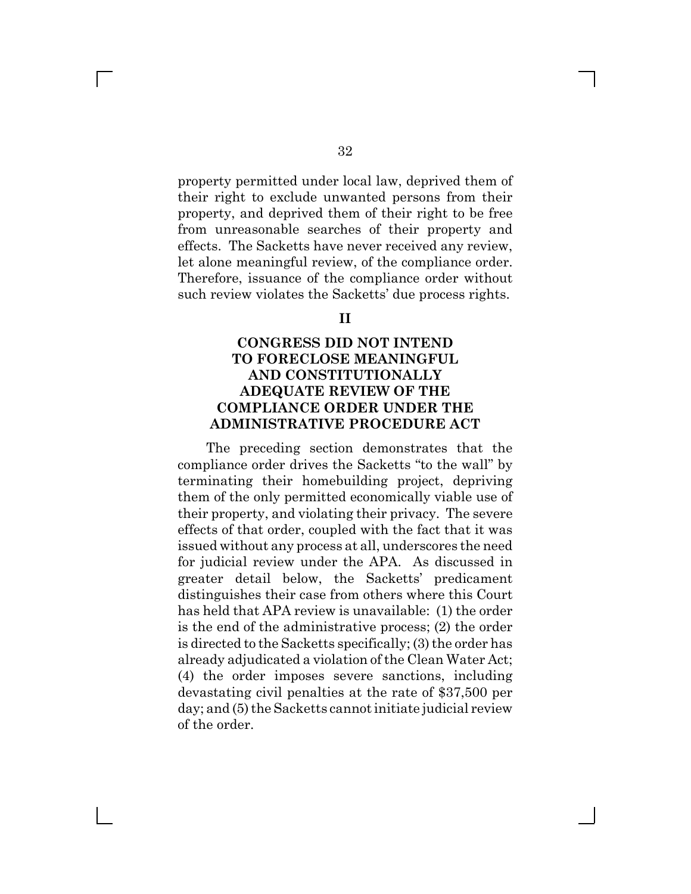property permitted under local law, deprived them of their right to exclude unwanted persons from their property, and deprived them of their right to be free from unreasonable searches of their property and effects. The Sacketts have never received any review, let alone meaningful review, of the compliance order. Therefore, issuance of the compliance order without such review violates the Sacketts' due process rights.

## II

## CONGRESS DID NOT INTEND TO FORECLOSE MEANINGFUL AND CONSTITUTIONALLY ADEQUATE REVIEW OF THE COMPLIANCE ORDER UNDER THE ADMINISTRATIVE PROCEDURE ACT

The preceding section demonstrates that the compliance order drives the Sacketts "to the wall" by terminating their homebuilding project, depriving them of the only permitted economically viable use of their property, and violating their privacy. The severe effects of that order, coupled with the fact that it was issued without any process at all, underscores the need for judicial review under the APA. As discussed in greater detail below, the Sacketts' predicament distinguishes their case from others where this Court has held that APA review is unavailable: (1) the order is the end of the administrative process; (2) the order is directed to the Sacketts specifically; (3) the order has already adjudicated a violation of the Clean Water Act; (4) the order imposes severe sanctions, including devastating civil penalties at the rate of $37,500 per day; and (5) the Sacketts cannot initiate judicial review of the order.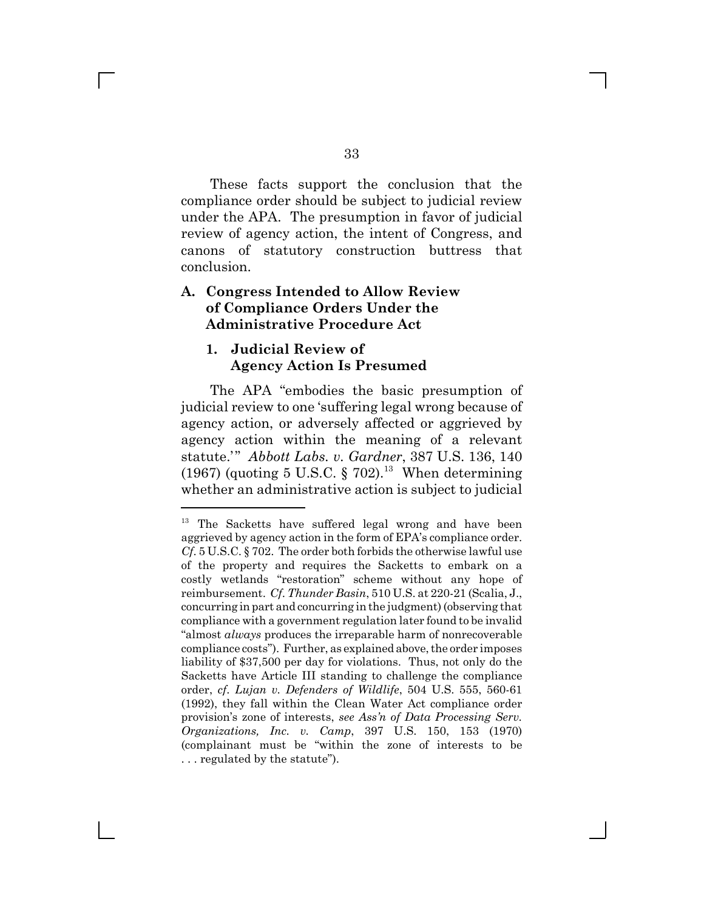These facts support the conclusion that the compliance order should be subject to judicial review under the APA. The presumption in favor of judicial review of agency action, the intent of Congress, and canons of statutory construction buttress that conclusion.

## A. Congress Intended to Allow Review of Compliance Orders Under the Administrative Procedure Act

### 1. Judicial Review of Agency Action Is Presumed

The APA "embodies the basic presumption of judicial review to one 'suffering legal wrong because of agency action, or adversely affected or aggrieved by agency action within the meaning of a relevant statute.'" *Abbott Labs. v. Gardner*, 387 U.S. 136, 140 (1967) (quoting 5 U.S.C. § 702).[13] When determining whether an administrative action is subject to judicial

---

[13] The Sacketts have suffered legal wrong and have been aggrieved by agency action in the form of EPA's compliance order. *Cf.* 5 U.S.C. § 702. The order both forbids the otherwise lawful use of the property and requires the Sacketts to embark on a costly wetlands "restoration" scheme without any hope of reimbursement. *Cf. Thunder Basin*, 510 U.S. at 220-21 (Scalia, J., concurring in part and concurring in the judgment) (observing that compliance with a government regulation later found to be invalid "almost *always* produces the irreparable harm of nonrecoverable compliance costs"). Further, as explained above, the order imposes liability of $37,500 per day for violations. Thus, not only do the Sacketts have Article III standing to challenge the compliance order, *cf. Lujan v. Defenders of Wildlife*, 504 U.S. 555, 560-61 (1992), they fall within the Clean Water Act compliance order provision's zone of interests, *see Ass'n of Data Processing Serv. Organizations, Inc. v. Camp*, 397 U.S. 150, 153 (1970) (complainant must be "within the zone of interests to be . . . regulated by the statute").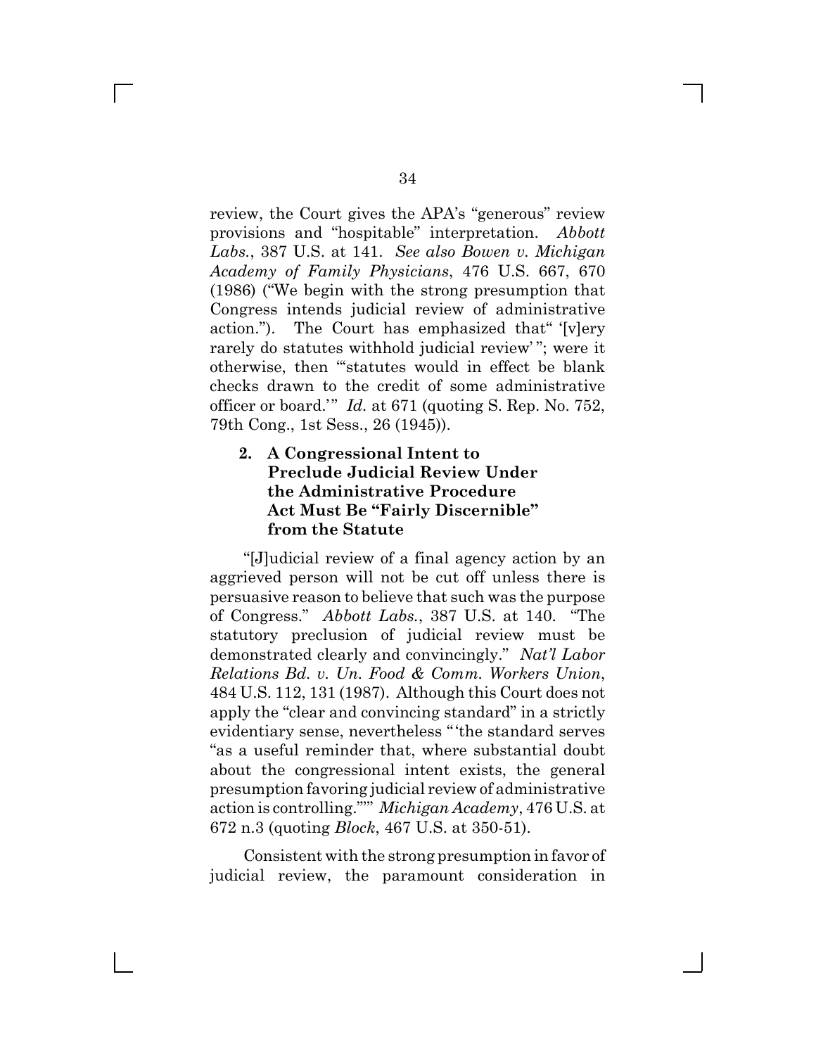review, the Court gives the APA's "generous" review provisions and "hospitable" interpretation. *Abbott Labs.*, 387 U.S. at 141. *See also Bowen v. Michigan Academy of Family Physicians*, 476 U.S. 667, 670 (1986) ("We begin with the strong presumption that Congress intends judicial review of administrative action."). The Court has emphasized that "'[v]ery rarely do statutes withhold judicial review'"; were it otherwise, then "'statutes would in effect be blank checks drawn to the credit of some administrative officer or board.'" *Id.* at 671 (quoting S. Rep. No. 752, 79th Cong., 1st Sess., 26 (1945)).

### 2. A Congressional Intent to Preclude Judicial Review Under the Administrative Procedure Act Must Be "Fairly Discernible" from the Statute

"[J]udicial review of a final agency action by an aggrieved person will not be cut off unless there is persuasive reason to believe that such was the purpose of Congress." *Abbott Labs.*, 387 U.S. at 140. "The statutory preclusion of judicial review must be demonstrated clearly and convincingly." *Nat'l Labor Relations Bd. v. Un. Food & Comm. Workers Union*, 484 U.S. 112, 131 (1987). Although this Court does not apply the "clear and convincing standard" in a strictly evidentiary sense, nevertheless "'the standard serves "as a useful reminder that, where substantial doubt about the congressional intent exists, the general presumption favoring judicial review of administrative action is controlling."'" *Michigan Academy*, 476 U.S. at 672 n.3 (quoting *Block*, 467 U.S. at 350-51).

Consistent with the strong presumption in favor of judicial review, the paramount consideration in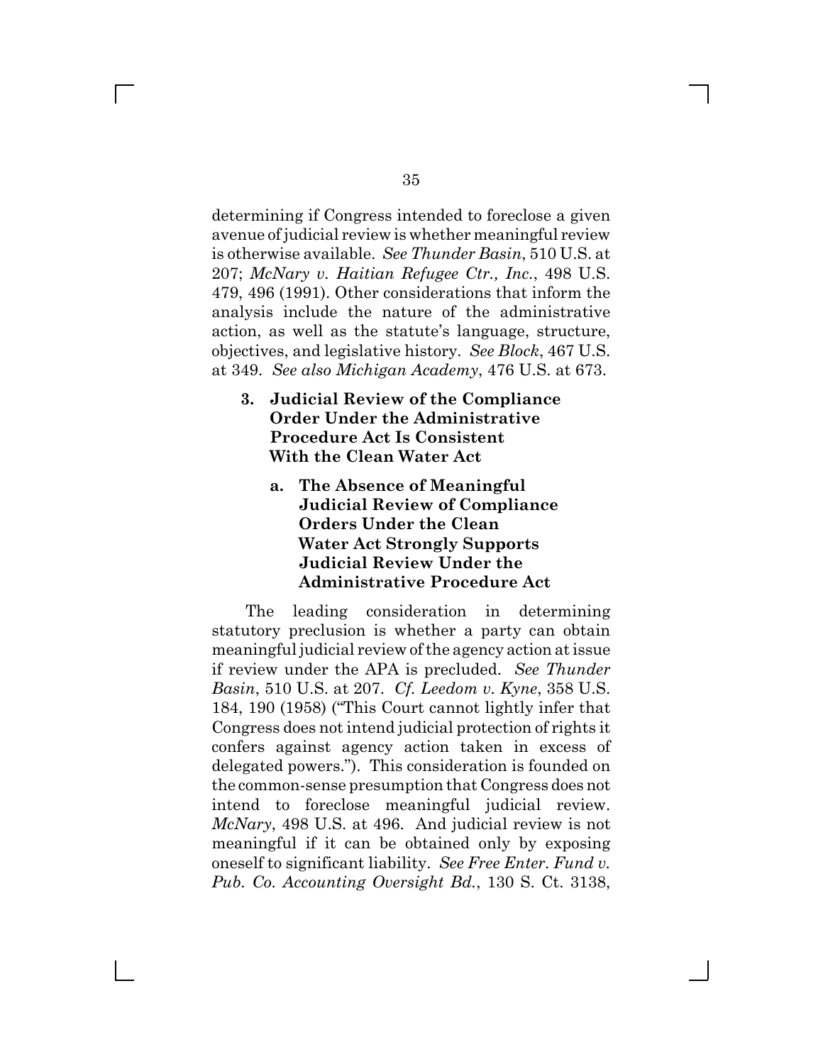determining if Congress intended to foreclose a given avenue of judicial review is whether meaningful review is otherwise available. *See Thunder Basin*, 510 U.S. at 207; *McNary v. Haitian Refugee Ctr., Inc.*, 498 U.S. 479, 496 (1991). Other considerations that inform the analysis include the nature of the administrative action, as well as the statute's language, structure, objectives, and legislative history. *See Block*, 467 U.S. at 349. *See also Michigan Academy*, 476 U.S. at 673.

### 3. Judicial Review of the Compliance Order Under the Administrative Procedure Act Is Consistent With the Clean Water Act

#### a. The Absence of Meaningful Judicial Review of Compliance Orders Under the Clean Water Act Strongly Supports Judicial Review Under the Administrative Procedure Act

The leading consideration in determining statutory preclusion is whether a party can obtain meaningful judicial review of the agency action at issue if review under the APA is precluded. *See Thunder Basin*, 510 U.S. at 207. *Cf. Leedom v. Kyne*, 358 U.S. 184, 190 (1958) ("This Court cannot lightly infer that Congress does not intend judicial protection of rights it confers against agency action taken in excess of delegated powers."). This consideration is founded on the common-sense presumption that Congress does not intend to foreclose meaningful judicial review. *McNary*, 498 U.S. at 496. And judicial review is not meaningful if it can be obtained only by exposing oneself to significant liability. *See Free Enter. Fund v. Pub. Co. Accounting Oversight Bd.*, 130 S. Ct. 3138,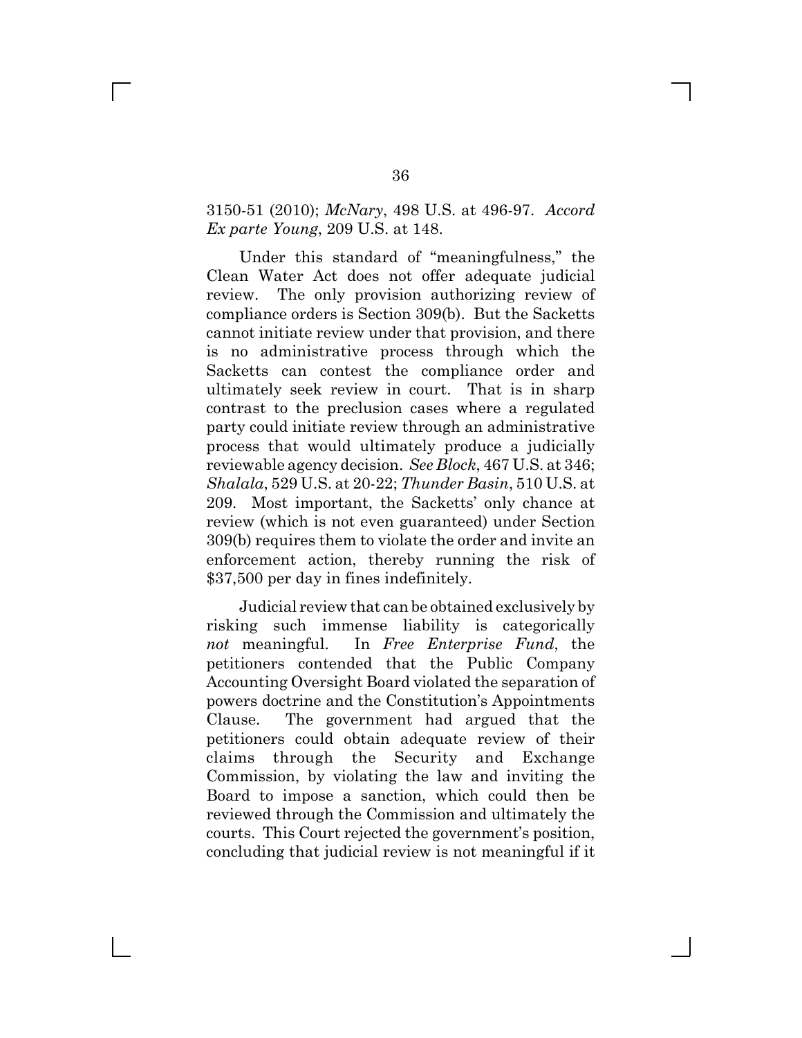3150-51 (2010); *McNary*, 498 U.S. at 496-97. *Accord Ex parte Young*, 209 U.S. at 148.

Under this standard of "meaningfulness," the Clean Water Act does not offer adequate judicial review. The only provision authorizing review of compliance orders is Section 309(b). But the Sacketts cannot initiate review under that provision, and there is no administrative process through which the Sacketts can contest the compliance order and ultimately seek review in court. That is in sharp contrast to the preclusion cases where a regulated party could initiate review through an administrative process that would ultimately produce a judicially reviewable agency decision. *See Block*, 467 U.S. at 346; *Shalala*, 529 U.S. at 20-22; *Thunder Basin*, 510 U.S. at 209. Most important, the Sacketts' only chance at review (which is not even guaranteed) under Section 309(b) requires them to violate the order and invite an enforcement action, thereby running the risk of $37,500 per day in fines indefinitely.

Judicial review that can be obtained exclusively by risking such immense liability is categorically *not* meaningful. In *Free Enterprise Fund*, the petitioners contended that the Public Company Accounting Oversight Board violated the separation of powers doctrine and the Constitution's Appointments Clause. The government had argued that the petitioners could obtain adequate review of their claims through the Security and Exchange Commission, by violating the law and inviting the Board to impose a sanction, which could then be reviewed through the Commission and ultimately the courts. This Court rejected the government's position, concluding that judicial review is not meaningful if it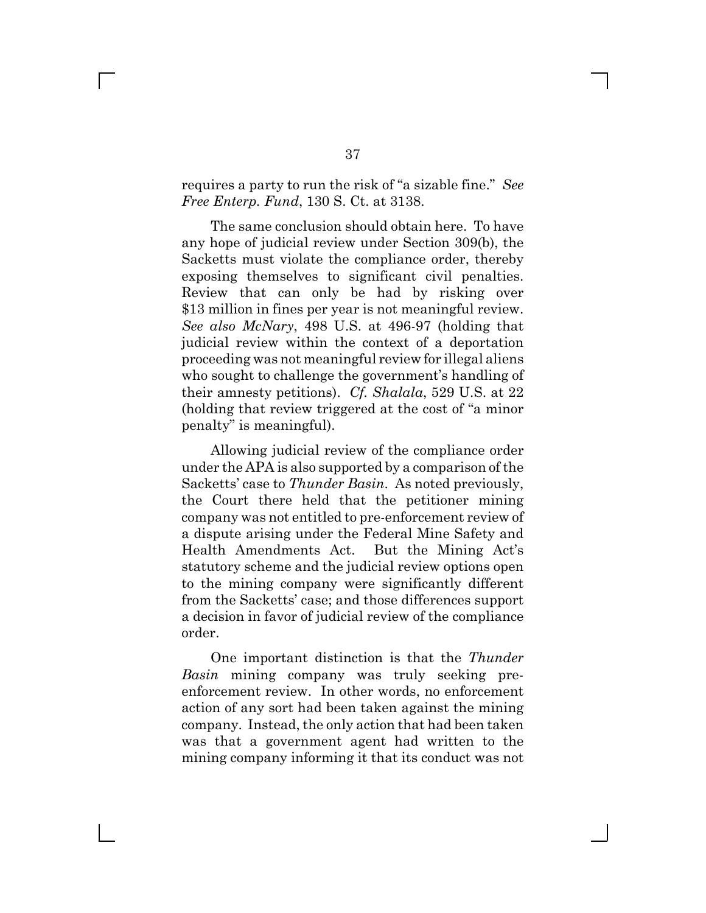requires a party to run the risk of "a sizable fine." *See Free Enterp. Fund*, 130 S. Ct. at 3138.

The same conclusion should obtain here. To have any hope of judicial review under Section 309(b), the Sacketts must violate the compliance order, thereby exposing themselves to significant civil penalties. Review that can only be had by risking over $13 million in fines per year is not meaningful review. *See also McNary*, 498 U.S. at 496-97 (holding that judicial review within the context of a deportation proceeding was not meaningful review for illegal aliens who sought to challenge the government's handling of their amnesty petitions). *Cf. Shalala*, 529 U.S. at 22 (holding that review triggered at the cost of "a minor penalty" is meaningful).

Allowing judicial review of the compliance order under the APA is also supported by a comparison of the Sacketts' case to *Thunder Basin*. As noted previously, the Court there held that the petitioner mining company was not entitled to pre-enforcement review of a dispute arising under the Federal Mine Safety and Health Amendments Act. But the Mining Act's statutory scheme and the judicial review options open to the mining company were significantly different from the Sacketts' case; and those differences support a decision in favor of judicial review of the compliance order.

One important distinction is that the *Thunder Basin* mining company was truly seeking pre-enforcement review. In other words, no enforcement action of any sort had been taken against the mining company. Instead, the only action that had been taken was that a government agent had written to the mining company informing it that its conduct was not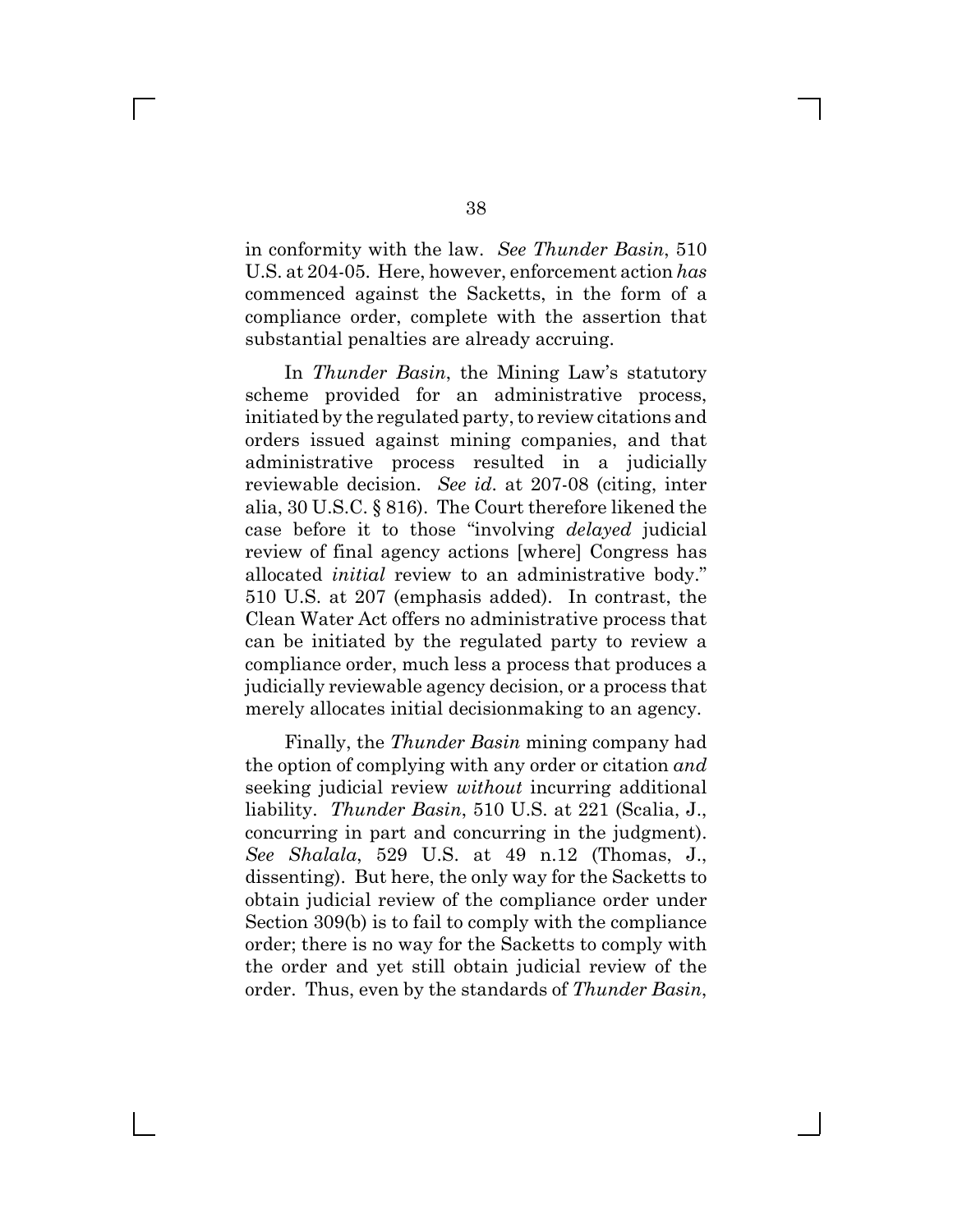in conformity with the law. *See Thunder Basin*, 510 U.S. at 204-05. Here, however, enforcement action *has* commenced against the Sacketts, in the form of a compliance order, complete with the assertion that substantial penalties are already accruing.

In *Thunder Basin*, the Mining Law's statutory scheme provided for an administrative process, initiated by the regulated party, to review citations and orders issued against mining companies, and that administrative process resulted in a judicially reviewable decision. *See id*. at 207-08 (citing, inter alia, 30 U.S.C. § 816). The Court therefore likened the case before it to those "involving *delayed* judicial review of final agency actions [where] Congress has allocated *initial* review to an administrative body." 510 U.S. at 207 (emphasis added). In contrast, the Clean Water Act offers no administrative process that can be initiated by the regulated party to review a compliance order, much less a process that produces a judicially reviewable agency decision, or a process that merely allocates initial decisionmaking to an agency.

Finally, the *Thunder Basin* mining company had the option of complying with any order or citation *and* seeking judicial review *without* incurring additional liability. *Thunder Basin*, 510 U.S. at 221 (Scalia, J., concurring in part and concurring in the judgment). *See Shalala*, 529 U.S. at 49 n.12 (Thomas, J., dissenting). But here, the only way for the Sacketts to obtain judicial review of the compliance order under Section 309(b) is to fail to comply with the compliance order; there is no way for the Sacketts to comply with the order and yet still obtain judicial review of the order. Thus, even by the standards of *Thunder Basin*,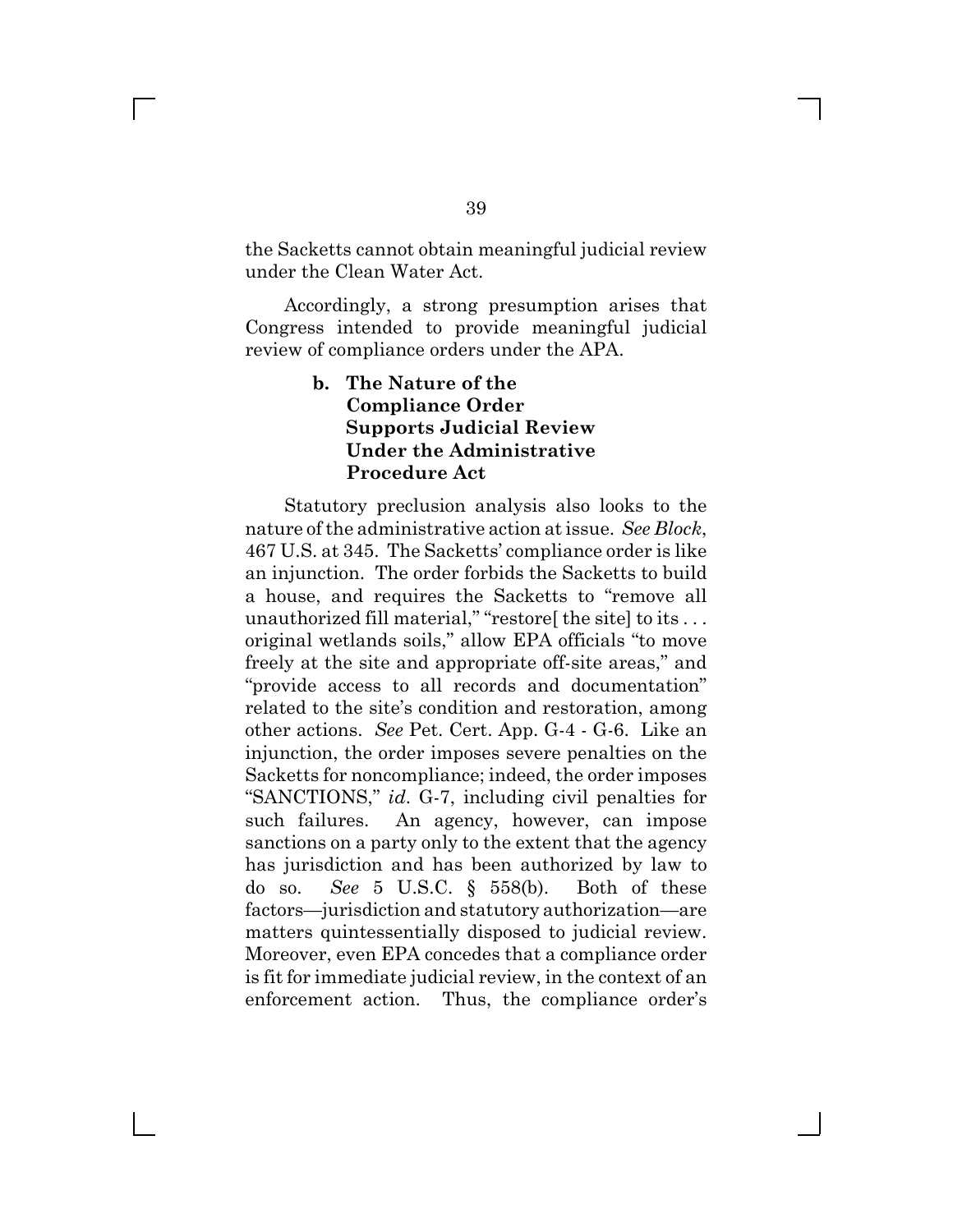the Sacketts cannot obtain meaningful judicial review under the Clean Water Act.

Accordingly, a strong presumption arises that Congress intended to provide meaningful judicial review of compliance orders under the APA.

#### b. The Nature of the Compliance Order Supports Judicial Review Under the Administrative Procedure Act

Statutory preclusion analysis also looks to the nature of the administrative action at issue. *See Block*, 467 U.S. at 345. The Sacketts' compliance order is like an injunction. The order forbids the Sacketts to build a house, and requires the Sacketts to "remove all unauthorized fill material," "restore[ the site] to its . . . original wetlands soils," allow EPA officials "to move freely at the site and appropriate off-site areas," and "provide access to all records and documentation" related to the site's condition and restoration, among other actions. *See* Pet. Cert. App. G-4 - G-6. Like an injunction, the order imposes severe penalties on the Sacketts for noncompliance; indeed, the order imposes "SANCTIONS," *id*. G-7, including civil penalties for such failures. An agency, however, can impose sanctions on a party only to the extent that the agency has jurisdiction and has been authorized by law to do so. *See* 5 U.S.C. § 558(b). Both of these factors—jurisdiction and statutory authorization—are matters quintessentially disposed to judicial review. Moreover, even EPA concedes that a compliance order is fit for immediate judicial review, in the context of an enforcement action. Thus, the compliance order's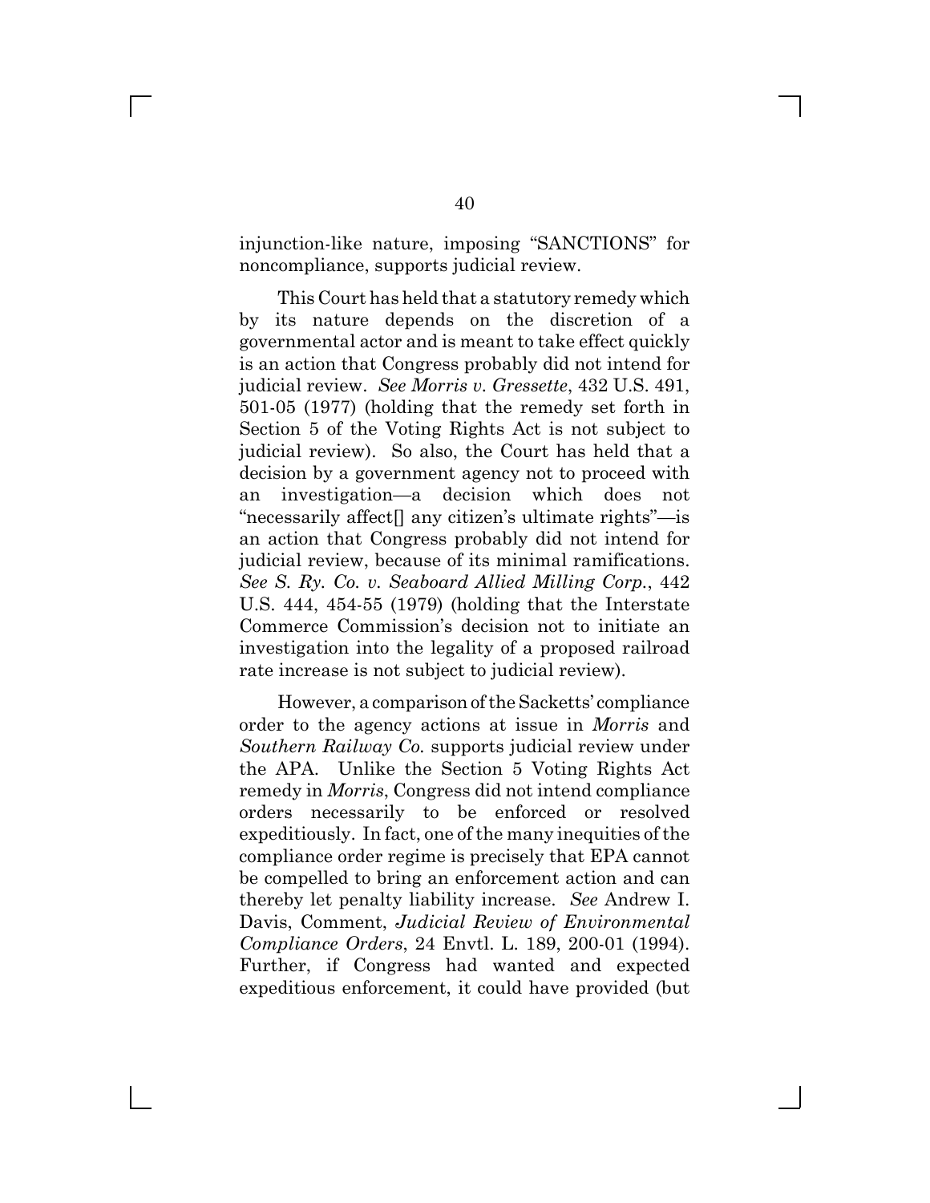injunction-like nature, imposing "SANCTIONS" for noncompliance, supports judicial review.

This Court has held that a statutory remedy which by its nature depends on the discretion of a governmental actor and is meant to take effect quickly is an action that Congress probably did not intend for judicial review. *See Morris v. Gressette*, 432 U.S. 491, 501-05 (1977) (holding that the remedy set forth in Section 5 of the Voting Rights Act is not subject to judicial review). So also, the Court has held that a decision by a government agency not to proceed with an investigation—a decision which does not "necessarily affect[] any citizen's ultimate rights"—is an action that Congress probably did not intend for judicial review, because of its minimal ramifications. *See S. Ry. Co. v. Seaboard Allied Milling Corp.*, 442 U.S. 444, 454-55 (1979) (holding that the Interstate Commerce Commission's decision not to initiate an investigation into the legality of a proposed railroad rate increase is not subject to judicial review).

However, a comparison of the Sacketts' compliance order to the agency actions at issue in *Morris* and *Southern Railway Co.* supports judicial review under the APA. Unlike the Section 5 Voting Rights Act remedy in *Morris*, Congress did not intend compliance orders necessarily to be enforced or resolved expeditiously. In fact, one of the many inequities of the compliance order regime is precisely that EPA cannot be compelled to bring an enforcement action and can thereby let penalty liability increase. *See* Andrew I. Davis, Comment, *Judicial Review of Environmental Compliance Orders*, 24 Envtl. L. 189, 200-01 (1994). Further, if Congress had wanted and expected expeditious enforcement, it could have provided (but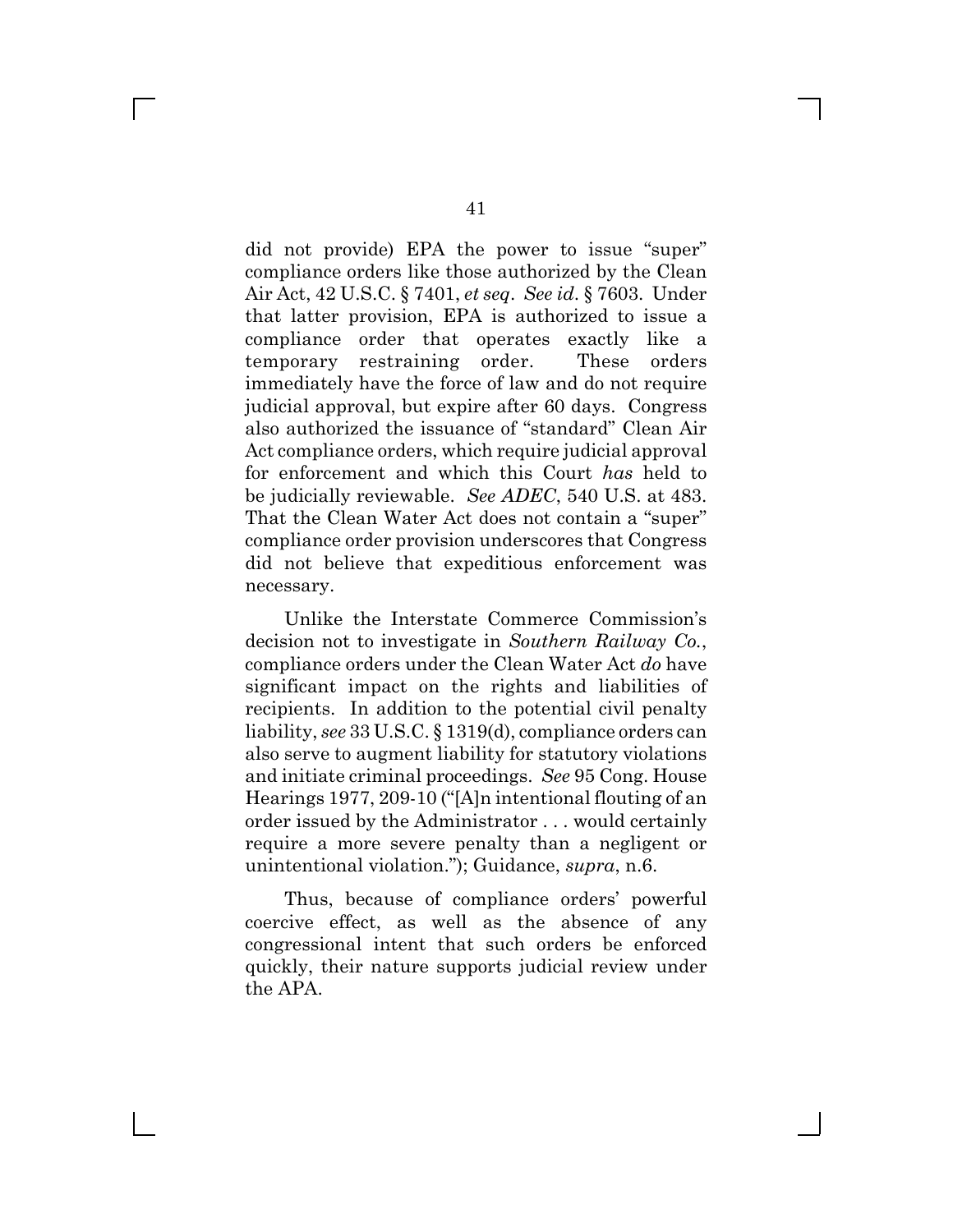did not provide) EPA the power to issue "super" compliance orders like those authorized by the Clean Air Act, 42 U.S.C. § 7401, *et seq*. *See id*. § 7603. Under that latter provision, EPA is authorized to issue a compliance order that operates exactly like a temporary restraining order. These orders immediately have the force of law and do not require judicial approval, but expire after 60 days. Congress also authorized the issuance of "standard" Clean Air Act compliance orders, which require judicial approval for enforcement and which this Court *has* held to be judicially reviewable. *See ADEC*, 540 U.S. at 483. That the Clean Water Act does not contain a "super" compliance order provision underscores that Congress did not believe that expeditious enforcement was necessary.

Unlike the Interstate Commerce Commission's decision not to investigate in *Southern Railway Co.*, compliance orders under the Clean Water Act *do* have significant impact on the rights and liabilities of recipients. In addition to the potential civil penalty liability, *see* 33 U.S.C. § 1319(d), compliance orders can also serve to augment liability for statutory violations and initiate criminal proceedings. *See* 95 Cong. House Hearings 1977, 209-10 ("[A]n intentional flouting of an order issued by the Administrator . . . would certainly require a more severe penalty than a negligent or unintentional violation."); Guidance, *supra*, n.6.

Thus, because of compliance orders' powerful coercive effect, as well as the absence of any congressional intent that such orders be enforced quickly, their nature supports judicial review under the APA.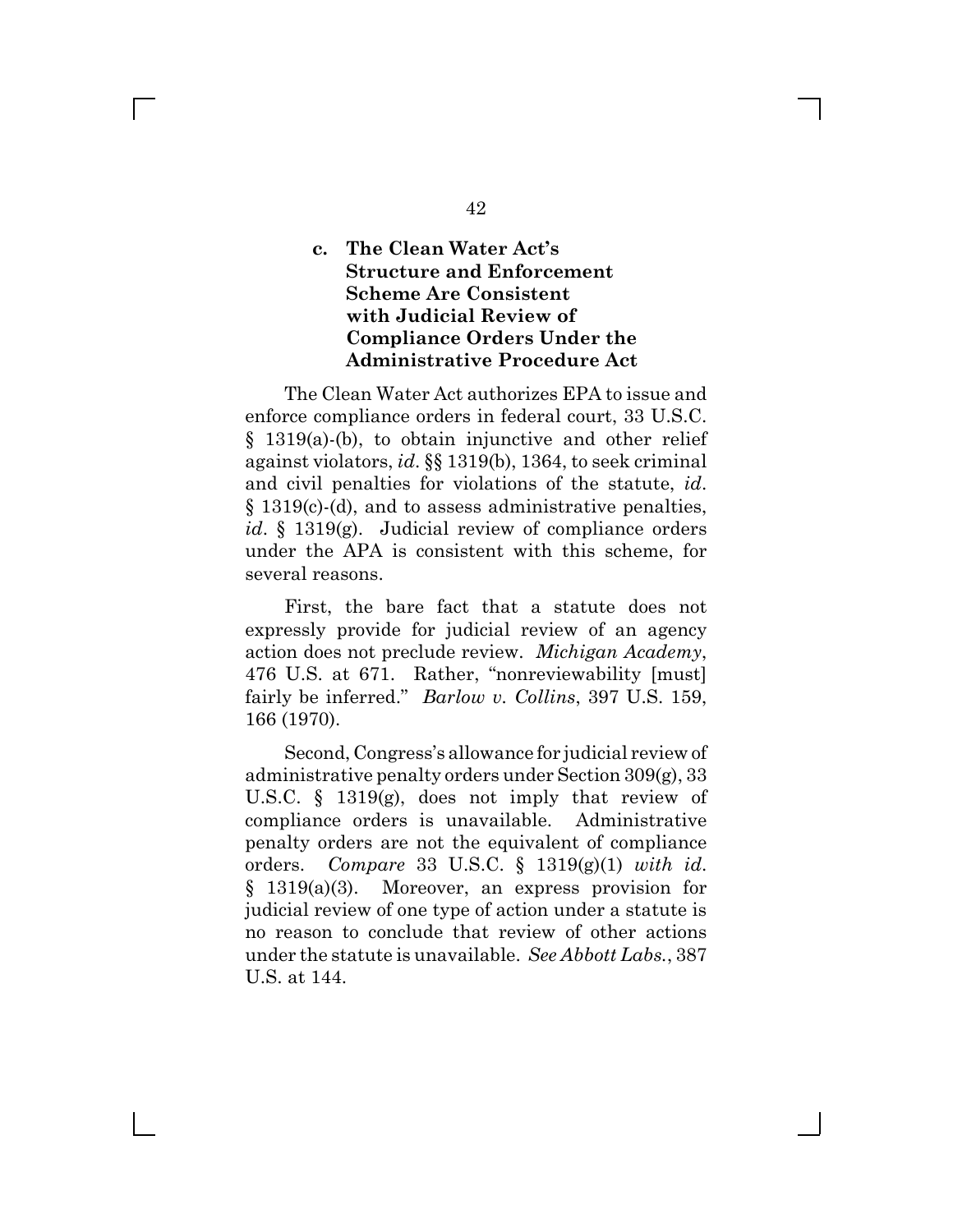### c. The Clean Water Act's Structure and Enforcement Scheme Are Consistent with Judicial Review of Compliance Orders Under the Administrative Procedure Act

The Clean Water Act authorizes EPA to issue and enforce compliance orders in federal court, 33 U.S.C. § 1319(a)-(b), to obtain injunctive and other relief against violators, *id*. §§ 1319(b), 1364, to seek criminal and civil penalties for violations of the statute, *id*. § 1319(c)-(d), and to assess administrative penalties, *id*. § 1319(g). Judicial review of compliance orders under the APA is consistent with this scheme, for several reasons.

First, the bare fact that a statute does not expressly provide for judicial review of an agency action does not preclude review. *Michigan Academy*, 476 U.S. at 671. Rather, "nonreviewability [must] fairly be inferred." *Barlow v. Collins*, 397 U.S. 159, 166 (1970).

Second, Congress's allowance for judicial review of administrative penalty orders under Section 309(g), 33 U.S.C. § 1319(g), does not imply that review of compliance orders is unavailable. Administrative penalty orders are not the equivalent of compliance orders. *Compare* 33 U.S.C. § 1319(g)(1) *with id*. § 1319(a)(3). Moreover, an express provision for judicial review of one type of action under a statute is no reason to conclude that review of other actions under the statute is unavailable. *See Abbott Labs.*, 387 U.S. at 144.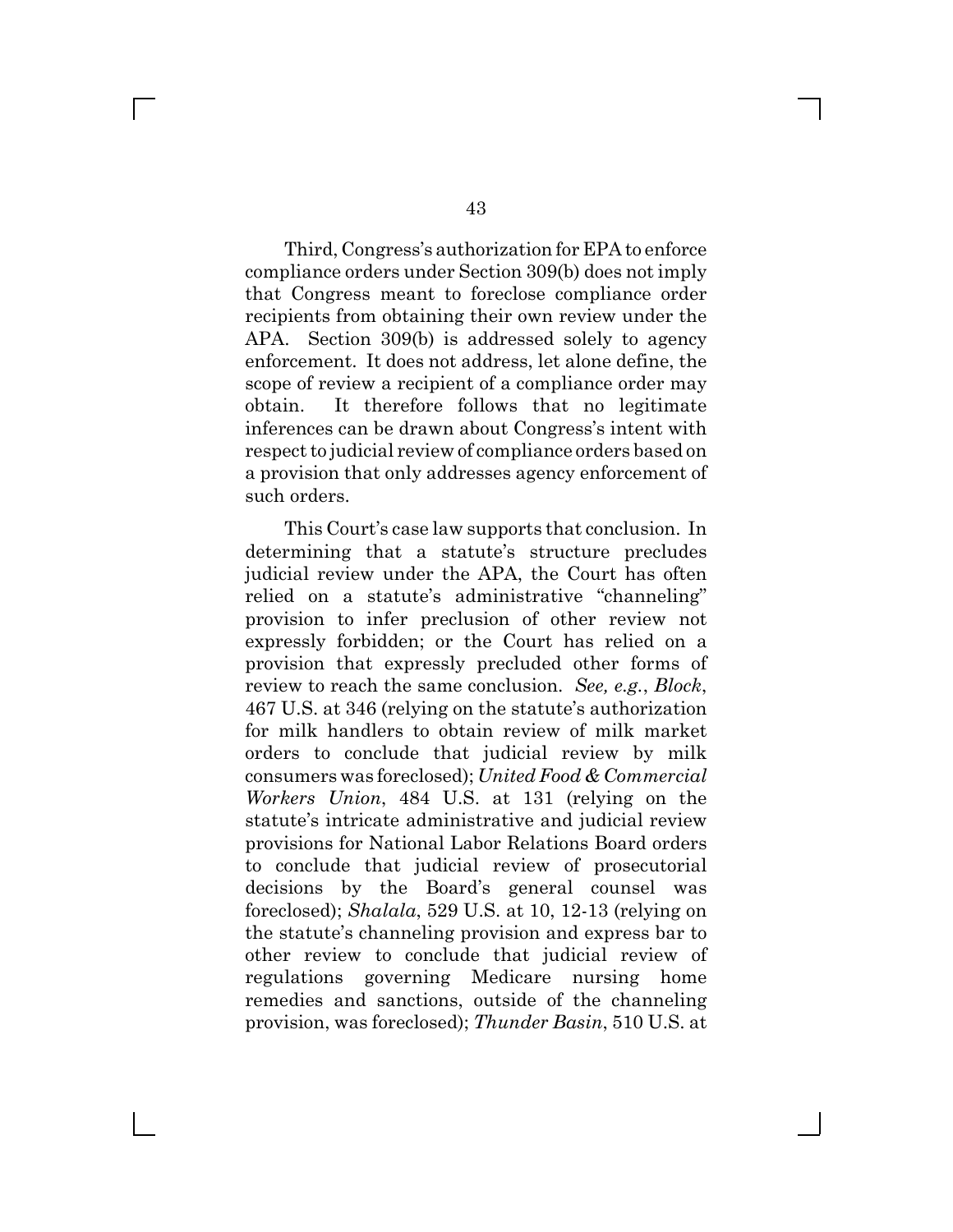Third, Congress's authorization for EPA to enforce compliance orders under Section 309(b) does not imply that Congress meant to foreclose compliance order recipients from obtaining their own review under the APA. Section 309(b) is addressed solely to agency enforcement. It does not address, let alone define, the scope of review a recipient of a compliance order may obtain. It therefore follows that no legitimate inferences can be drawn about Congress's intent with respect to judicial review of compliance orders based on a provision that only addresses agency enforcement of such orders.

This Court's case law supports that conclusion. In determining that a statute's structure precludes judicial review under the APA, the Court has often relied on a statute's administrative "channeling" provision to infer preclusion of other review not expressly forbidden; or the Court has relied on a provision that expressly precluded other forms of review to reach the same conclusion. *See, e.g.*, *Block*, 467 U.S. at 346 (relying on the statute's authorization for milk handlers to obtain review of milk market orders to conclude that judicial review by milk consumers was foreclosed); *United Food & Commercial Workers Union*, 484 U.S. at 131 (relying on the statute's intricate administrative and judicial review provisions for National Labor Relations Board orders to conclude that judicial review of prosecutorial decisions by the Board's general counsel was foreclosed); *Shalala*, 529 U.S. at 10, 12-13 (relying on the statute's channeling provision and express bar to other review to conclude that judicial review of regulations governing Medicare nursing home remedies and sanctions, outside of the channeling provision, was foreclosed); *Thunder Basin*, 510 U.S. at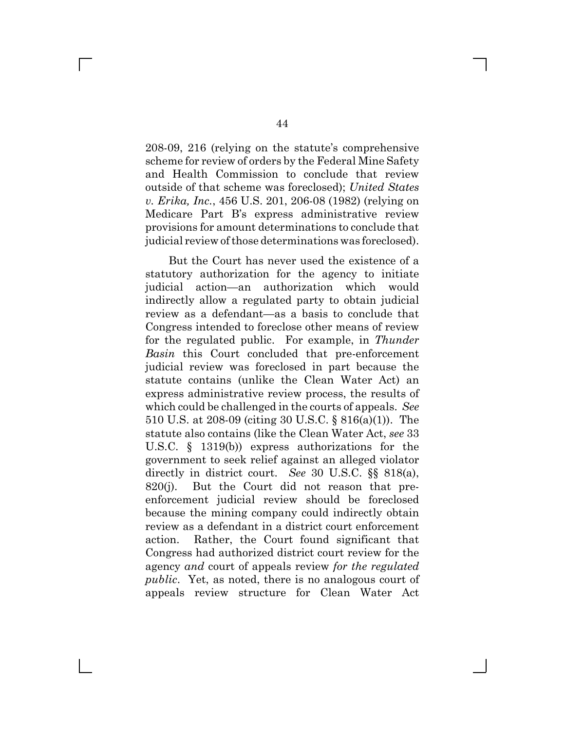208-09, 216 (relying on the statute's comprehensive scheme for review of orders by the Federal Mine Safety and Health Commission to conclude that review outside of that scheme was foreclosed); *United States v. Erika, Inc.*, 456 U.S. 201, 206-08 (1982) (relying on Medicare Part B's express administrative review provisions for amount determinations to conclude that judicial review of those determinations was foreclosed).

But the Court has never used the existence of a statutory authorization for the agency to initiate judicial action—an authorization which would indirectly allow a regulated party to obtain judicial review as a defendant—as a basis to conclude that Congress intended to foreclose other means of review for the regulated public. For example, in *Thunder Basin* this Court concluded that pre-enforcement judicial review was foreclosed in part because the statute contains (unlike the Clean Water Act) an express administrative review process, the results of which could be challenged in the courts of appeals. *See* 510 U.S. at 208-09 (citing 30 U.S.C. § 816(a)(1)). The statute also contains (like the Clean Water Act, *see* 33 U.S.C. § 1319(b)) express authorizations for the government to seek relief against an alleged violator directly in district court. *See* 30 U.S.C. §§ 818(a), 820(j). But the Court did not reason that pre-enforcement judicial review should be foreclosed because the mining company could indirectly obtain review as a defendant in a district court enforcement action. Rather, the Court found significant that Congress had authorized district court review for the agency *and* court of appeals review *for the regulated public*. Yet, as noted, there is no analogous court of appeals review structure for Clean Water Act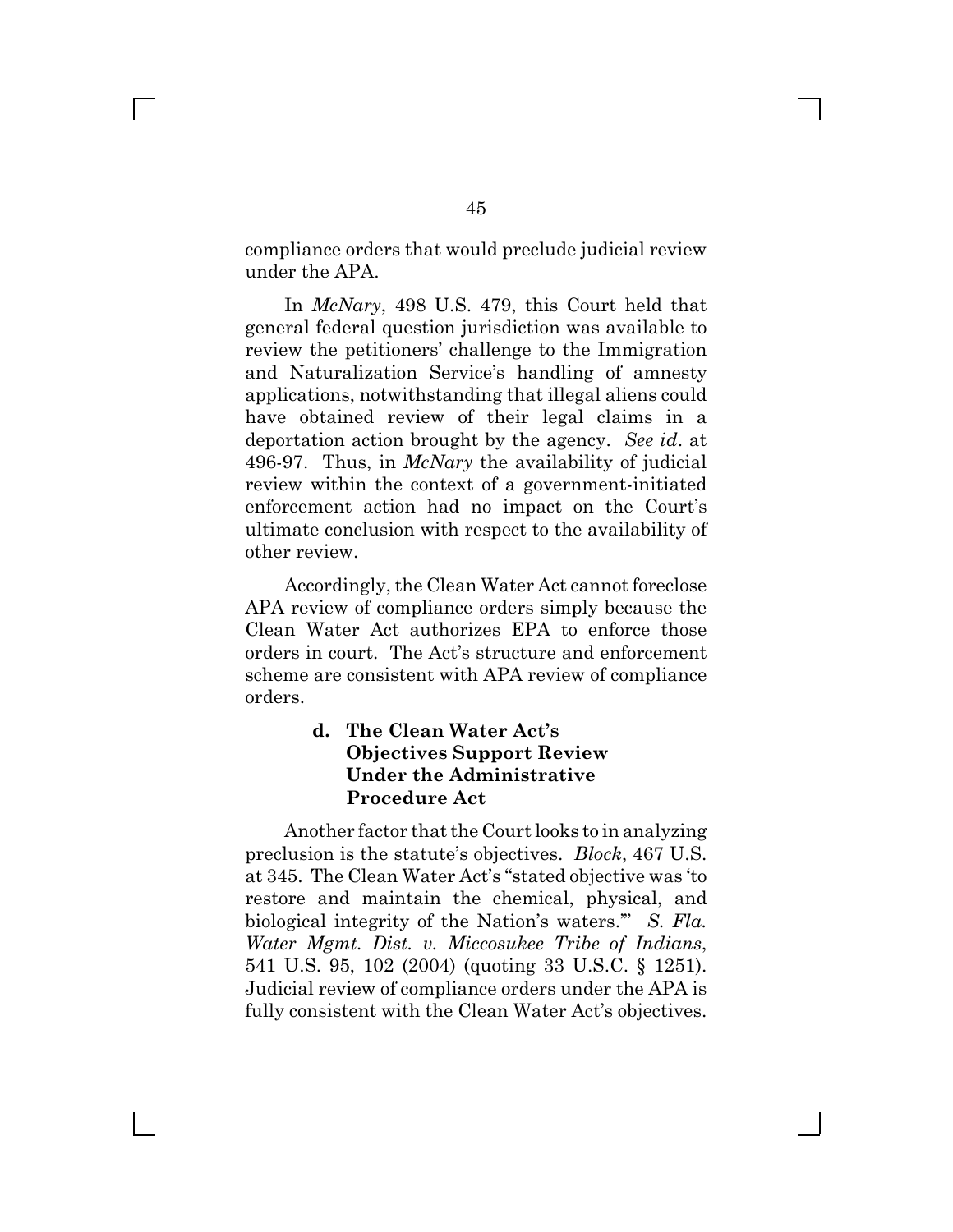compliance orders that would preclude judicial review under the APA.

In *McNary*, 498 U.S. 479, this Court held that general federal question jurisdiction was available to review the petitioners' challenge to the Immigration and Naturalization Service's handling of amnesty applications, notwithstanding that illegal aliens could have obtained review of their legal claims in a deportation action brought by the agency. *See id*. at 496-97. Thus, in *McNary* the availability of judicial review within the context of a government-initiated enforcement action had no impact on the Court's ultimate conclusion with respect to the availability of other review.

Accordingly, the Clean Water Act cannot foreclose APA review of compliance orders simply because the Clean Water Act authorizes EPA to enforce those orders in court. The Act's structure and enforcement scheme are consistent with APA review of compliance orders.

#### d. The Clean Water Act's Objectives Support Review Under the Administrative Procedure Act

Another factor that the Court looks to in analyzing preclusion is the statute's objectives. *Block*, 467 U.S. at 345. The Clean Water Act's "stated objective was 'to restore and maintain the chemical, physical, and biological integrity of the Nation's waters.'" *S. Fla. Water Mgmt. Dist. v. Miccosukee Tribe of Indians*, 541 U.S. 95, 102 (2004) (quoting 33 U.S.C. § 1251). Judicial review of compliance orders under the APA is fully consistent with the Clean Water Act's objectives.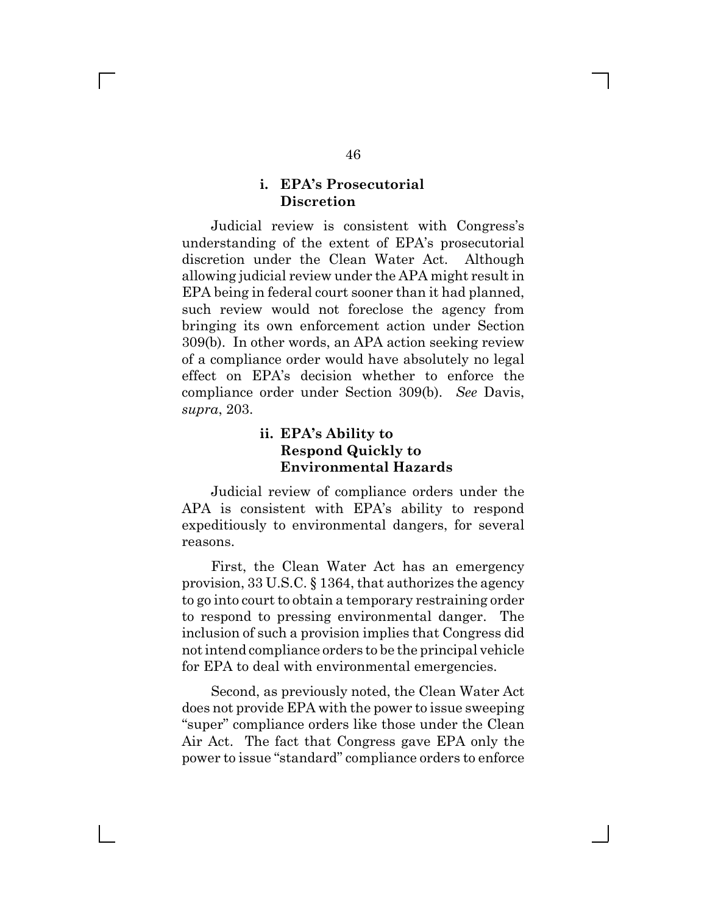#### i. EPA's Prosecutorial Discretion

Judicial review is consistent with Congress's understanding of the extent of EPA's prosecutorial discretion under the Clean Water Act. Although allowing judicial review under the APA might result in EPA being in federal court sooner than it had planned, such review would not foreclose the agency from bringing its own enforcement action under Section 309(b). In other words, an APA action seeking review of a compliance order would have absolutely no legal effect on EPA's decision whether to enforce the compliance order under Section 309(b). *See* Davis, *supra*, 203.

#### ii. EPA's Ability to Respond Quickly to Environmental Hazards

Judicial review of compliance orders under the APA is consistent with EPA's ability to respond expeditiously to environmental dangers, for several reasons.

First, the Clean Water Act has an emergency provision, 33 U.S.C. § 1364, that authorizes the agency to go into court to obtain a temporary restraining order to respond to pressing environmental danger. The inclusion of such a provision implies that Congress did not intend compliance orders to be the principal vehicle for EPA to deal with environmental emergencies.

Second, as previously noted, the Clean Water Act does not provide EPA with the power to issue sweeping "super" compliance orders like those under the Clean Air Act. The fact that Congress gave EPA only the power to issue "standard" compliance orders to enforce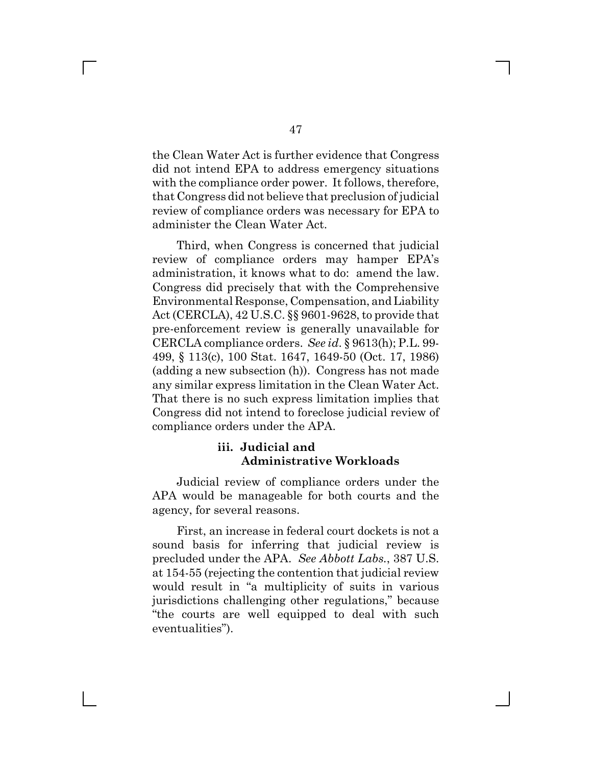the Clean Water Act is further evidence that Congress did not intend EPA to address emergency situations with the compliance order power. It follows, therefore, that Congress did not believe that preclusion of judicial review of compliance orders was necessary for EPA to administer the Clean Water Act.

Third, when Congress is concerned that judicial review of compliance orders may hamper EPA's administration, it knows what to do: amend the law. Congress did precisely that with the Comprehensive Environmental Response, Compensation, and Liability Act (CERCLA), 42 U.S.C. §§ 9601-9628, to provide that pre-enforcement review is generally unavailable for CERCLA compliance orders. *See id.* § 9613(h); P.L. 99-499, § 113(c), 100 Stat. 1647, 1649-50 (Oct. 17, 1986) (adding a new subsection (h)). Congress has not made any similar express limitation in the Clean Water Act. That there is no such express limitation implies that Congress did not intend to foreclose judicial review of compliance orders under the APA.

#### iii. Judicial and Administrative Workloads

Judicial review of compliance orders under the APA would be manageable for both courts and the agency, for several reasons.

First, an increase in federal court dockets is not a sound basis for inferring that judicial review is precluded under the APA. *See Abbott Labs.*, 387 U.S. at 154-55 (rejecting the contention that judicial review would result in "a multiplicity of suits in various jurisdictions challenging other regulations," because "the courts are well equipped to deal with such eventualities").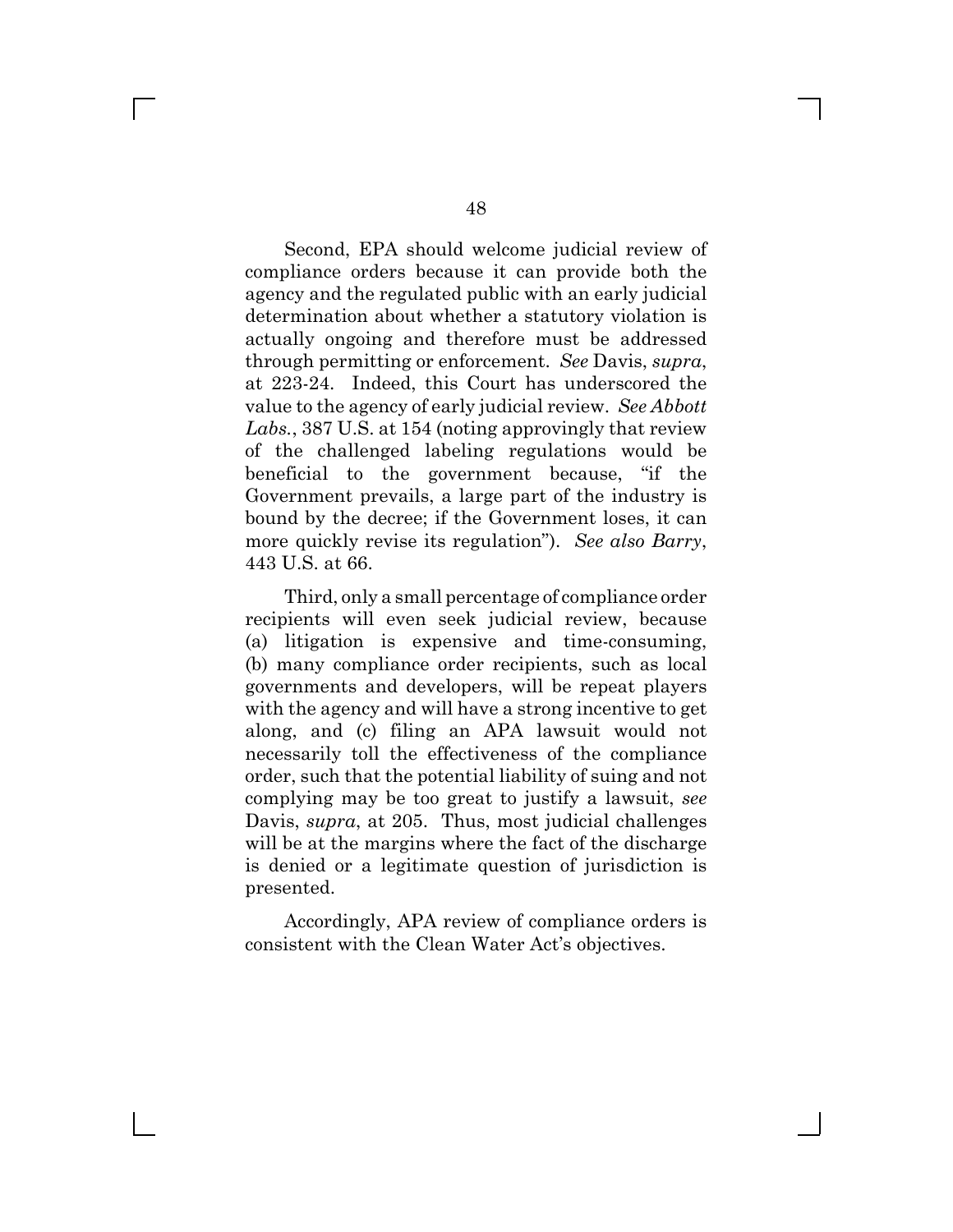Second, EPA should welcome judicial review of compliance orders because it can provide both the agency and the regulated public with an early judicial determination about whether a statutory violation is actually ongoing and therefore must be addressed through permitting or enforcement. *See* Davis, *supra*, at 223-24. Indeed, this Court has underscored the value to the agency of early judicial review. *See Abbott Labs.*, 387 U.S. at 154 (noting approvingly that review of the challenged labeling regulations would be beneficial to the government because, "if the Government prevails, a large part of the industry is bound by the decree; if the Government loses, it can more quickly revise its regulation"). *See also Barry*, 443 U.S. at 66.

Third, only a small percentage of compliance order recipients will even seek judicial review, because (a) litigation is expensive and time-consuming, (b) many compliance order recipients, such as local governments and developers, will be repeat players with the agency and will have a strong incentive to get along, and (c) filing an APA lawsuit would not necessarily toll the effectiveness of the compliance order, such that the potential liability of suing and not complying may be too great to justify a lawsuit, *see* Davis, *supra*, at 205. Thus, most judicial challenges will be at the margins where the fact of the discharge is denied or a legitimate question of jurisdiction is presented.

Accordingly, APA review of compliance orders is consistent with the Clean Water Act's objectives.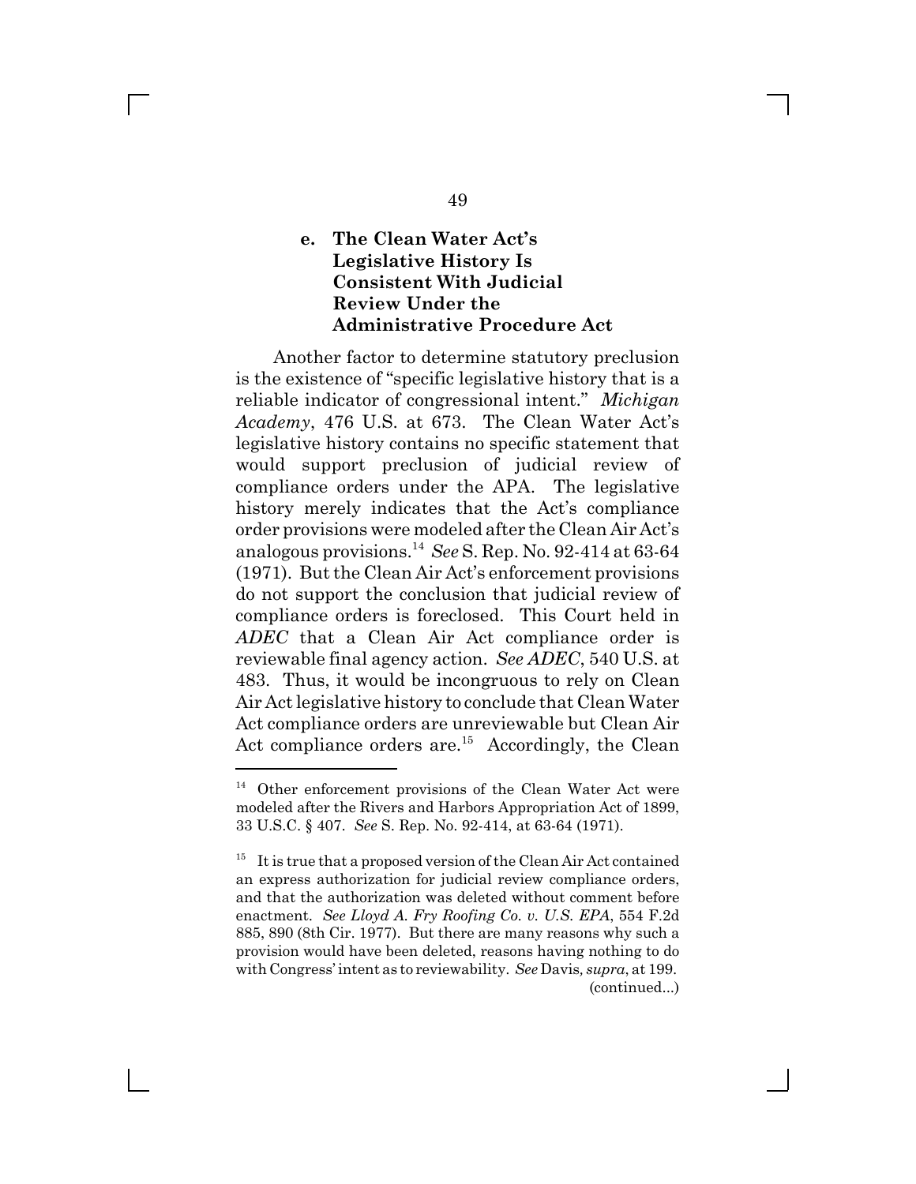#### e. The Clean Water Act's Legislative History Is Consistent With Judicial Review Under the Administrative Procedure Act

Another factor to determine statutory preclusion is the existence of "specific legislative history that is a reliable indicator of congressional intent." *Michigan Academy*, 476 U.S. at 673. The Clean Water Act's legislative history contains no specific statement that would support preclusion of judicial review of compliance orders under the APA. The legislative history merely indicates that the Act's compliance order provisions were modeled after the Clean Air Act's analogous provisions.[14] *See* S. Rep. No. 92-414 at 63-64 (1971). But the Clean Air Act's enforcement provisions do not support the conclusion that judicial review of compliance orders is foreclosed. This Court held in *ADEC* that a Clean Air Act compliance order is reviewable final agency action. *See ADEC*, 540 U.S. at 483. Thus, it would be incongruous to rely on Clean Air Act legislative history to conclude that Clean Water Act compliance orders are unreviewable but Clean Air Act compliance orders are.[15] Accordingly, the Clean

---

[14] Other enforcement provisions of the Clean Water Act were modeled after the Rivers and Harbors Appropriation Act of 1899, 33 U.S.C. § 407. *See* S. Rep. No. 92-414, at 63-64 (1971).

[15] It is true that a proposed version of the Clean Air Act contained an express authorization for judicial review compliance orders, and that the authorization was deleted without comment before enactment. *See Lloyd A. Fry Roofing Co. v. U.S. EPA*, 554 F.2d 885, 890 (8th Cir. 1977). But there are many reasons why such a provision would have been deleted, reasons having nothing to do with Congress' intent as to reviewability. *See* Davis*, supra*, at 199.
(continued...)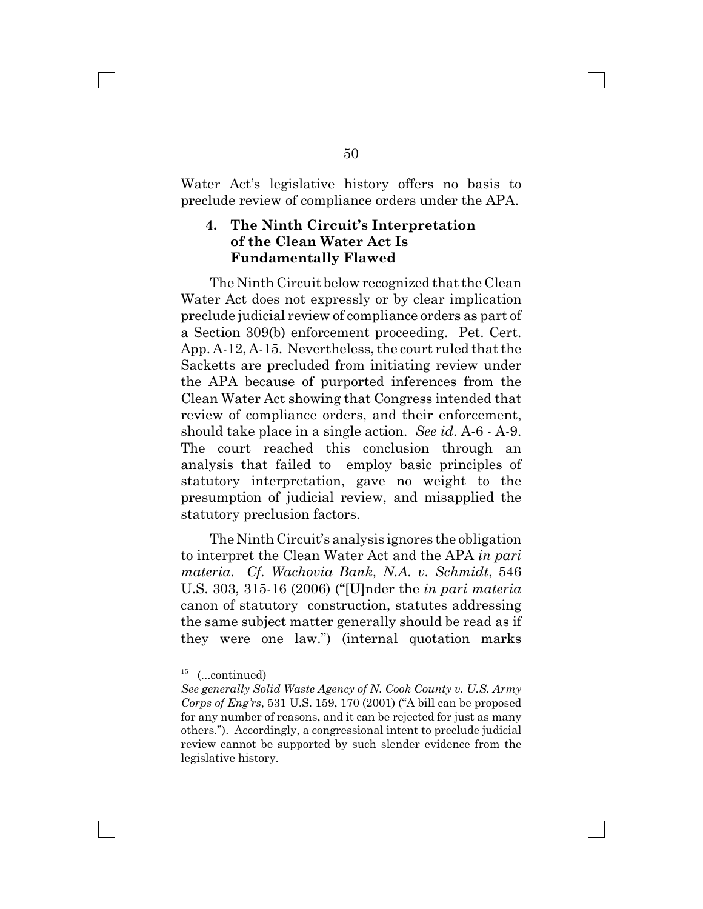Water Act's legislative history offers no basis to preclude review of compliance orders under the APA.

### 4. The Ninth Circuit's Interpretation of the Clean Water Act Is Fundamentally Flawed

The Ninth Circuit below recognized that the Clean Water Act does not expressly or by clear implication preclude judicial review of compliance orders as part of a Section 309(b) enforcement proceeding. Pet. Cert. App. A-12, A-15. Nevertheless, the court ruled that the Sacketts are precluded from initiating review under the APA because of purported inferences from the Clean Water Act showing that Congress intended that review of compliance orders, and their enforcement, should take place in a single action. *See id*. A-6 - A-9. The court reached this conclusion through an analysis that failed to employ basic principles of statutory interpretation, gave no weight to the presumption of judicial review, and misapplied the statutory preclusion factors.

The Ninth Circuit's analysis ignores the obligation to interpret the Clean Water Act and the APA *in pari materia*. *Cf. Wachovia Bank, N.A. v. Schmidt*, 546 U.S. 303, 315-16 (2006) ("[U]nder the *in pari materia* canon of statutory construction, statutes addressing the same subject matter generally should be read as if they were one law.") (internal quotation marks

---

[15] (...continued)
*See generally Solid Waste Agency of N. Cook County v. U.S. Army Corps of Eng'rs*, 531 U.S. 159, 170 (2001) ("A bill can be proposed for any number of reasons, and it can be rejected for just as many others."). Accordingly, a congressional intent to preclude judicial review cannot be supported by such slender evidence from the legislative history.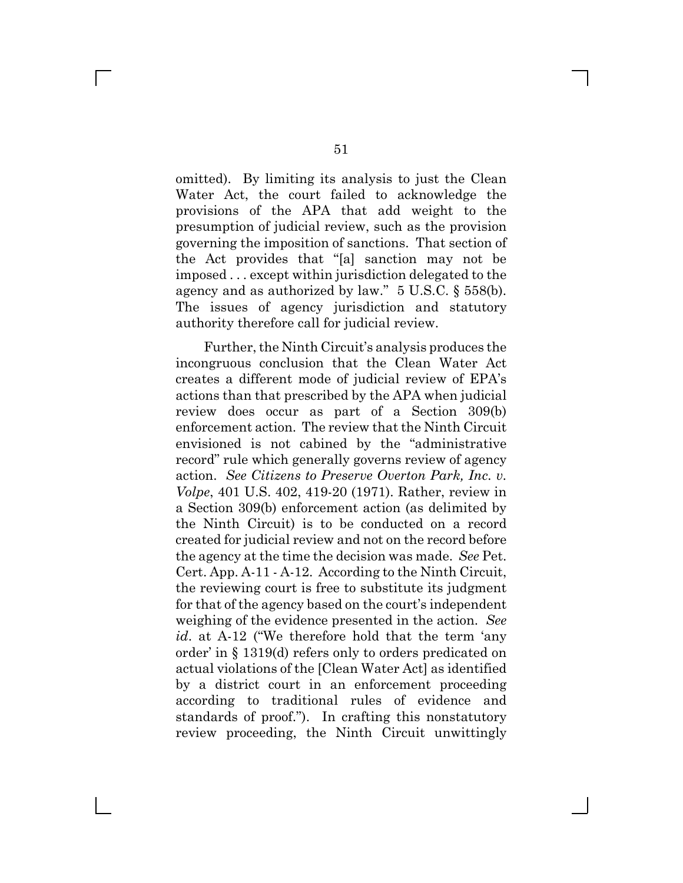omitted). By limiting its analysis to just the Clean Water Act, the court failed to acknowledge the provisions of the APA that add weight to the presumption of judicial review, such as the provision governing the imposition of sanctions. That section of the Act provides that "[a] sanction may not be imposed . . . except within jurisdiction delegated to the agency and as authorized by law." 5 U.S.C. § 558(b). The issues of agency jurisdiction and statutory authority therefore call for judicial review.

Further, the Ninth Circuit's analysis produces the incongruous conclusion that the Clean Water Act creates a different mode of judicial review of EPA's actions than that prescribed by the APA when judicial review does occur as part of a Section 309(b) enforcement action. The review that the Ninth Circuit envisioned is not cabined by the "administrative record" rule which generally governs review of agency action. *See Citizens to Preserve Overton Park, Inc. v. Volpe*, 401 U.S. 402, 419-20 (1971). Rather, review in a Section 309(b) enforcement action (as delimited by the Ninth Circuit) is to be conducted on a record created for judicial review and not on the record before the agency at the time the decision was made. *See* Pet. Cert. App. A-11 - A-12. According to the Ninth Circuit, the reviewing court is free to substitute its judgment for that of the agency based on the court's independent weighing of the evidence presented in the action. *See id*. at A-12 ("We therefore hold that the term 'any order' in § 1319(d) refers only to orders predicated on actual violations of the [Clean Water Act] as identified by a district court in an enforcement proceeding according to traditional rules of evidence and standards of proof."). In crafting this nonstatutory review proceeding, the Ninth Circuit unwittingly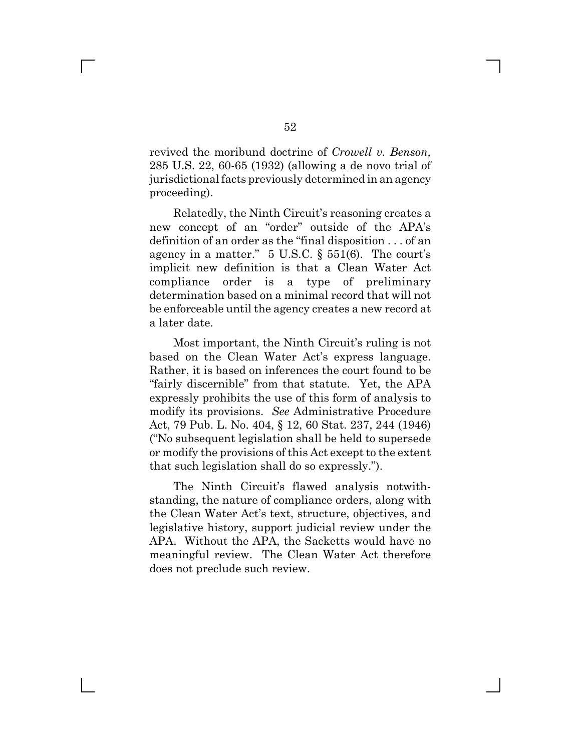revived the moribund doctrine of *Crowell v. Benson,* 285 U.S. 22, 60-65 (1932) (allowing a de novo trial of jurisdictional facts previously determined in an agency proceeding).

Relatedly, the Ninth Circuit's reasoning creates a new concept of an "order" outside of the APA's definition of an order as the "final disposition . . . of an agency in a matter." 5 U.S.C. § 551(6). The court's implicit new definition is that a Clean Water Act compliance order is a type of preliminary determination based on a minimal record that will not be enforceable until the agency creates a new record at a later date.

Most important, the Ninth Circuit's ruling is not based on the Clean Water Act's express language. Rather, it is based on inferences the court found to be "fairly discernible" from that statute. Yet, the APA expressly prohibits the use of this form of analysis to modify its provisions. *See* Administrative Procedure Act, 79 Pub. L. No. 404, § 12, 60 Stat. 237, 244 (1946) ("No subsequent legislation shall be held to supersede or modify the provisions of this Act except to the extent that such legislation shall do so expressly.").

The Ninth Circuit's flawed analysis notwithstanding, the nature of compliance orders, along with the Clean Water Act's text, structure, objectives, and legislative history, support judicial review under the APA. Without the APA, the Sacketts would have no meaningful review. The Clean Water Act therefore does not preclude such review.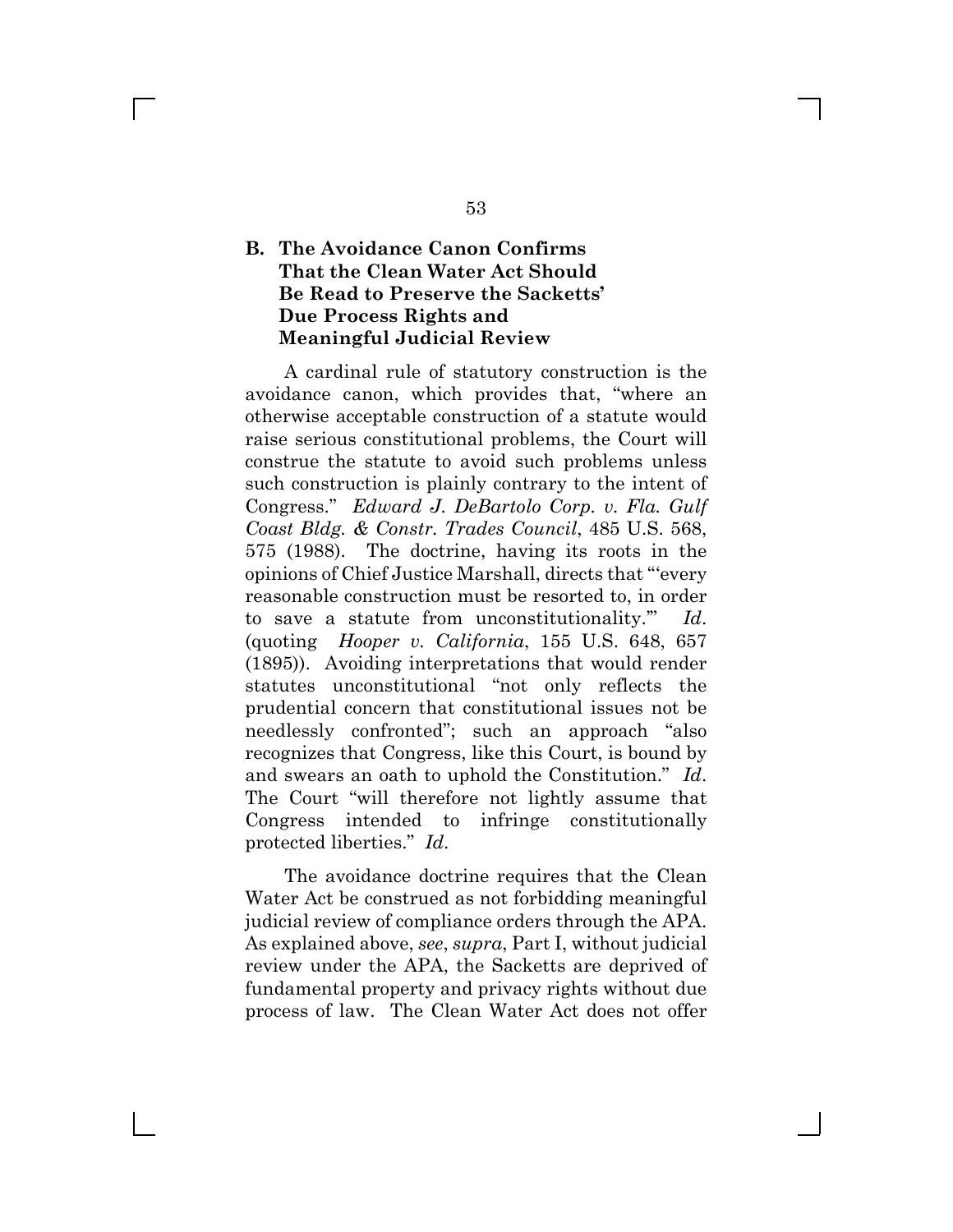## B. The Avoidance Canon Confirms That the Clean Water Act Should Be Read to Preserve the Sacketts' Due Process Rights and Meaningful Judicial Review

A cardinal rule of statutory construction is the avoidance canon, which provides that, "where an otherwise acceptable construction of a statute would raise serious constitutional problems, the Court will construe the statute to avoid such problems unless such construction is plainly contrary to the intent of Congress." *Edward J. DeBartolo Corp. v. Fla. Gulf Coast Bldg. & Constr. Trades Council*, 485 U.S. 568, 575 (1988). The doctrine, having its roots in the opinions of Chief Justice Marshall, directs that "'every reasonable construction must be resorted to, in order to save a statute from unconstitutionality.'" *Id*. (quoting *Hooper v. California*, 155 U.S. 648, 657 (1895)). Avoiding interpretations that would render statutes unconstitutional "not only reflects the prudential concern that constitutional issues not be needlessly confronted"; such an approach "also recognizes that Congress, like this Court, is bound by and swears an oath to uphold the Constitution." *Id*. The Court "will therefore not lightly assume that Congress intended to infringe constitutionally protected liberties." *Id*.

The avoidance doctrine requires that the Clean Water Act be construed as not forbidding meaningful judicial review of compliance orders through the APA. As explained above, *see*, *supra*, Part I, without judicial review under the APA, the Sacketts are deprived of fundamental property and privacy rights without due process of law. The Clean Water Act does not offer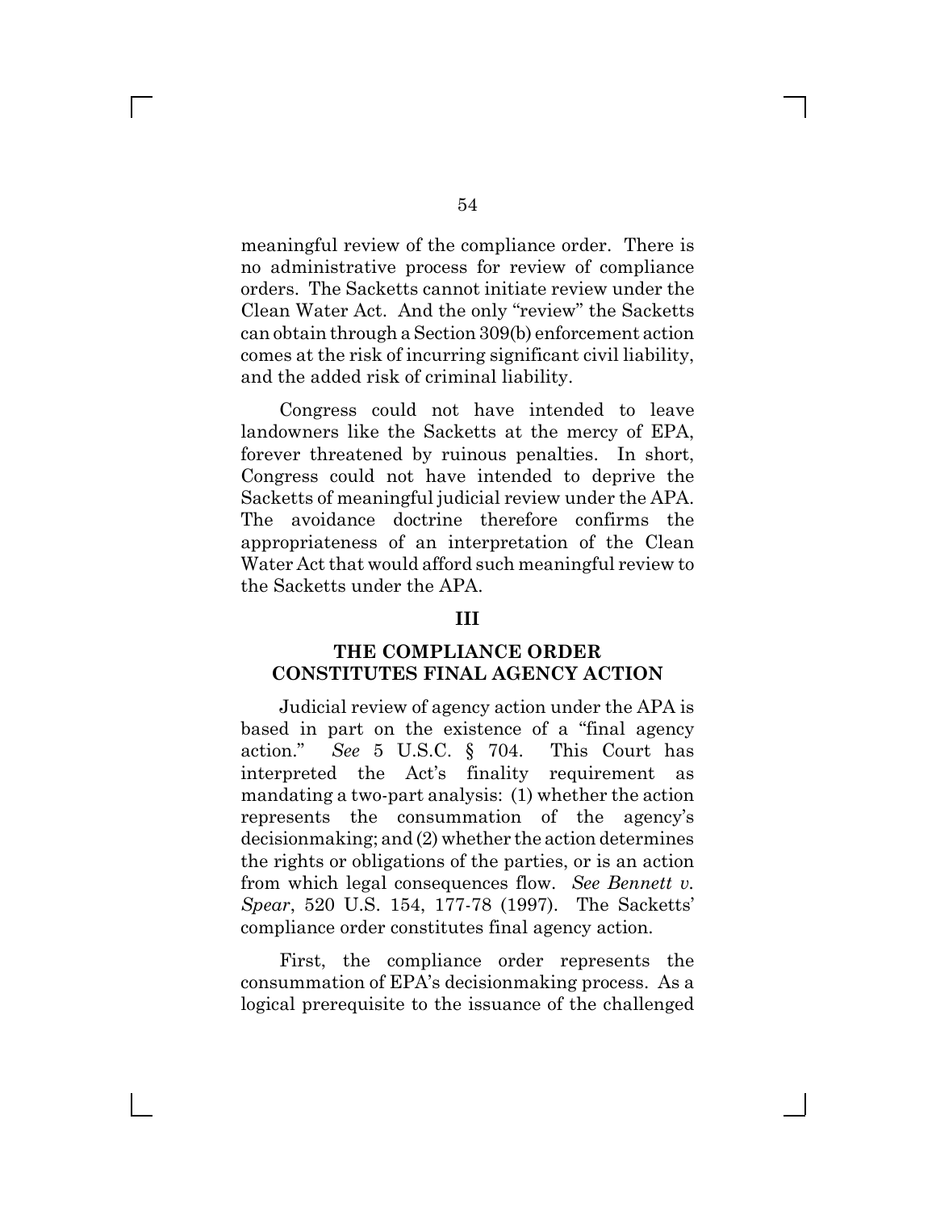meaningful review of the compliance order. There is no administrative process for review of compliance orders. The Sacketts cannot initiate review under the Clean Water Act. And the only "review" the Sacketts can obtain through a Section 309(b) enforcement action comes at the risk of incurring significant civil liability, and the added risk of criminal liability.

Congress could not have intended to leave landowners like the Sacketts at the mercy of EPA, forever threatened by ruinous penalties. In short, Congress could not have intended to deprive the Sacketts of meaningful judicial review under the APA. The avoidance doctrine therefore confirms the appropriateness of an interpretation of the Clean Water Act that would afford such meaningful review to the Sacketts under the APA.

## III

## THE COMPLIANCE ORDER CONSTITUTES FINAL AGENCY ACTION

Judicial review of agency action under the APA is based in part on the existence of a "final agency action." *See* 5 U.S.C. § 704. This Court has interpreted the Act's finality requirement as mandating a two-part analysis: (1) whether the action represents the consummation of the agency's decisionmaking; and (2) whether the action determines the rights or obligations of the parties, or is an action from which legal consequences flow. *See Bennett v. Spear*, 520 U.S. 154, 177-78 (1997). The Sacketts' compliance order constitutes final agency action.

First, the compliance order represents the consummation of EPA's decisionmaking process. As a logical prerequisite to the issuance of the challenged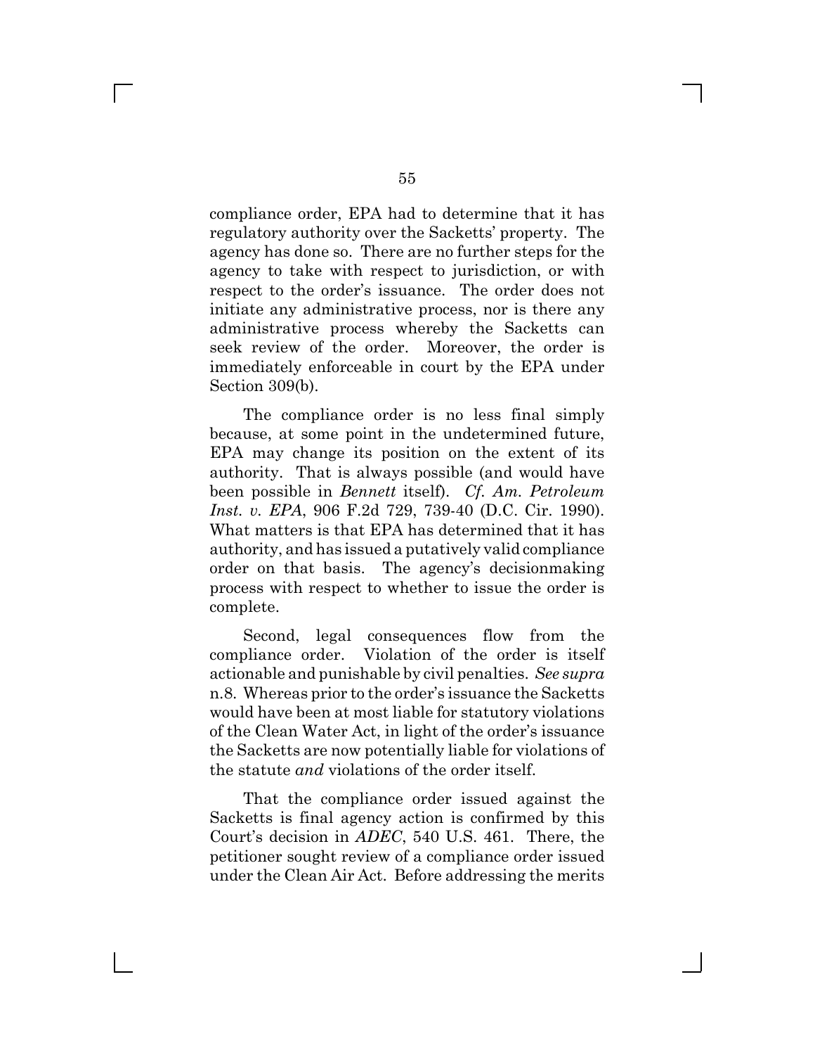compliance order, EPA had to determine that it has regulatory authority over the Sacketts' property. The agency has done so. There are no further steps for the agency to take with respect to jurisdiction, or with respect to the order's issuance. The order does not initiate any administrative process, nor is there any administrative process whereby the Sacketts can seek review of the order. Moreover, the order is immediately enforceable in court by the EPA under Section 309(b).

The compliance order is no less final simply because, at some point in the undetermined future, EPA may change its position on the extent of its authority. That is always possible (and would have been possible in *Bennett* itself). *Cf. Am. Petroleum Inst. v. EPA*, 906 F.2d 729, 739-40 (D.C. Cir. 1990). What matters is that EPA has determined that it has authority, and has issued a putatively valid compliance order on that basis. The agency's decisionmaking process with respect to whether to issue the order is complete.

Second, legal consequences flow from the compliance order. Violation of the order is itself actionable and punishable by civil penalties. *See supra* n.8. Whereas prior to the order's issuance the Sacketts would have been at most liable for statutory violations of the Clean Water Act, in light of the order's issuance the Sacketts are now potentially liable for violations of the statute *and* violations of the order itself.

That the compliance order issued against the Sacketts is final agency action is confirmed by this Court's decision in *ADEC*, 540 U.S. 461. There, the petitioner sought review of a compliance order issued under the Clean Air Act. Before addressing the merits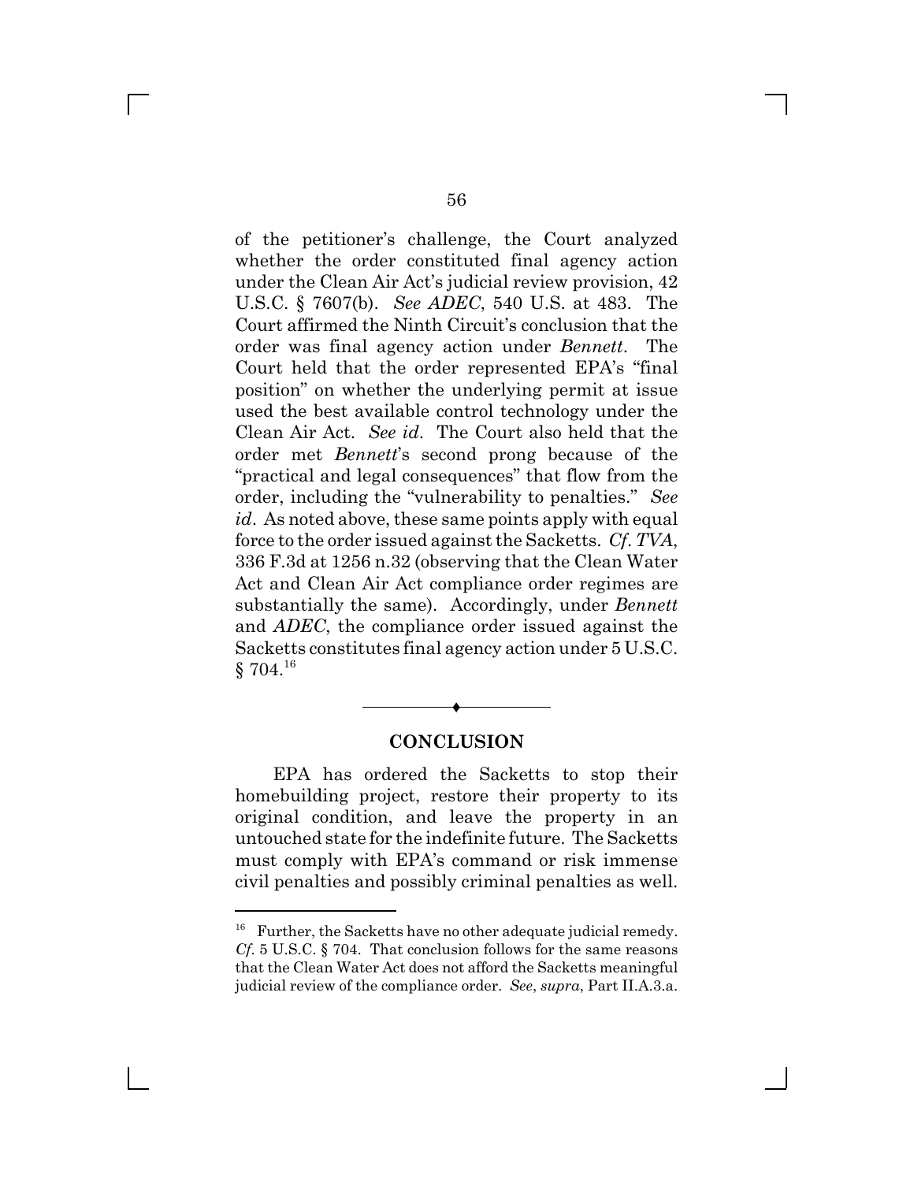of the petitioner's challenge, the Court analyzed whether the order constituted final agency action under the Clean Air Act's judicial review provision, 42 U.S.C. § 7607(b). *See ADEC*, 540 U.S. at 483. The Court affirmed the Ninth Circuit's conclusion that the order was final agency action under *Bennett*. The Court held that the order represented EPA's "final position" on whether the underlying permit at issue used the best available control technology under the Clean Air Act. *See id*. The Court also held that the order met *Bennett*'s second prong because of the "practical and legal consequences" that flow from the order, including the "vulnerability to penalties." *See id*. As noted above, these same points apply with equal force to the order issued against the Sacketts. *Cf*. *TVA*, 336 F.3d at 1256 n.32 (observing that the Clean Water Act and Clean Air Act compliance order regimes are substantially the same). Accordingly, under *Bennett* and *ADEC*, the compliance order issued against the Sacketts constitutes final agency action under 5 U.S.C. § 704.[16]

## CONCLUSION

EPA has ordered the Sacketts to stop their homebuilding project, restore their property to its original condition, and leave the property in an untouched state for the indefinite future. The Sacketts must comply with EPA's command or risk immense civil penalties and possibly criminal penalties as well.

---

[16] Further, the Sacketts have no other adequate judicial remedy. *Cf.* 5 U.S.C. § 704. That conclusion follows for the same reasons that the Clean Water Act does not afford the Sacketts meaningful judicial review of the compliance order. *See*, *supra*, Part II.A.3.a.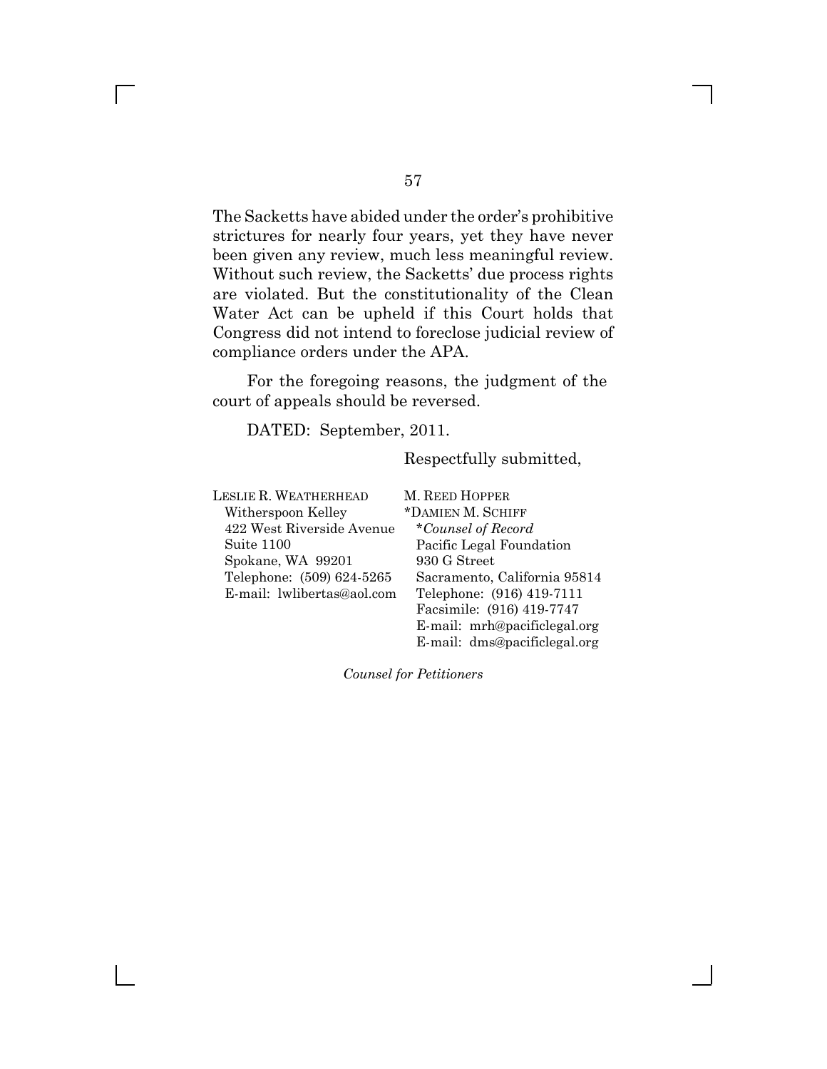The Sacketts have abided under the order's prohibitive strictures for nearly four years, yet they have never been given any review, much less meaningful review. Without such review, the Sacketts' due process rights are violated. But the constitutionality of the Clean Water Act can be upheld if this Court holds that Congress did not intend to foreclose judicial review of compliance orders under the APA.

For the foregoing reasons, the judgment of the court of appeals should be reversed.

DATED: September, 2011.

Respectfully submitted,

LESLIE R. WEATHERHEAD
Witherspoon Kelley
422 West Riverside Avenue
Suite 1100
Spokane, WA 99201
Telephone: (509) 624-5265
E-mail: lwlibertas@aol.com

M. REED HOPPER
*DAMIEN M. SCHIFF
*Counsel of Record*
Pacific Legal Foundation
930 G Street
Sacramento, California 95814
Telephone: (916) 419-7111
Facsimile: (916) 419-7747
E-mail: mrh@pacificlegal.org
E-mail: dms@pacificlegal.org

*Counsel for Petitioners*